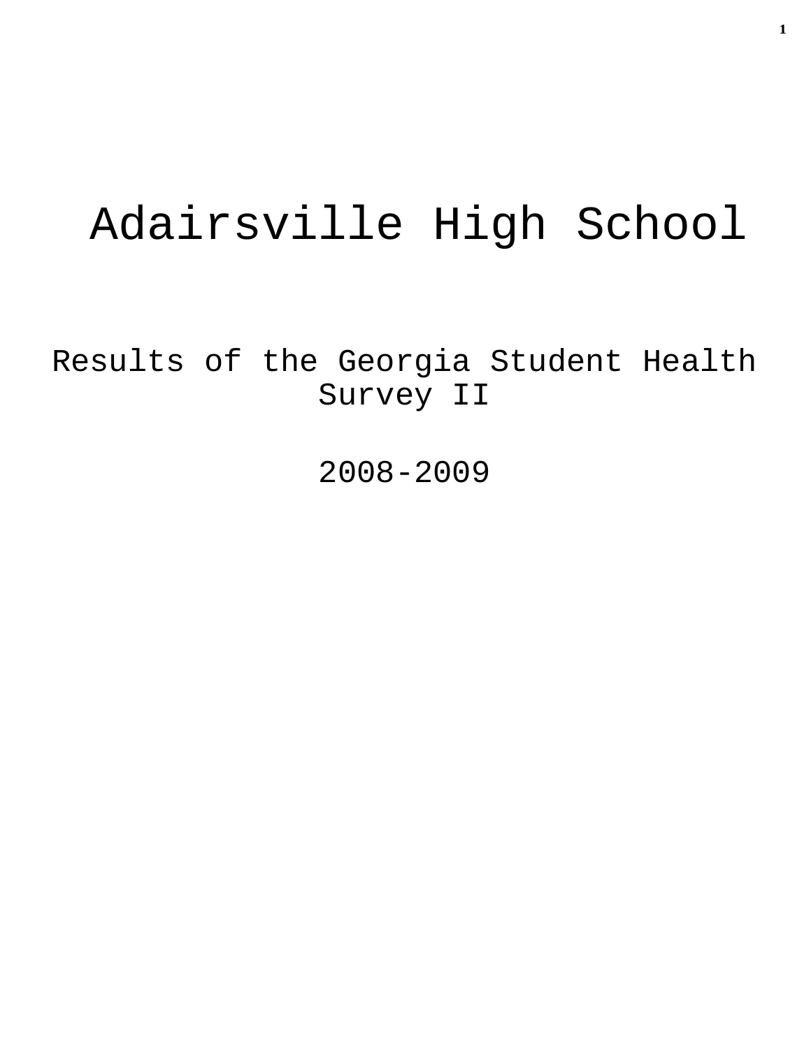# Adairsville High School

## Results of the Georgia Student Health Survey II

## 2008-2009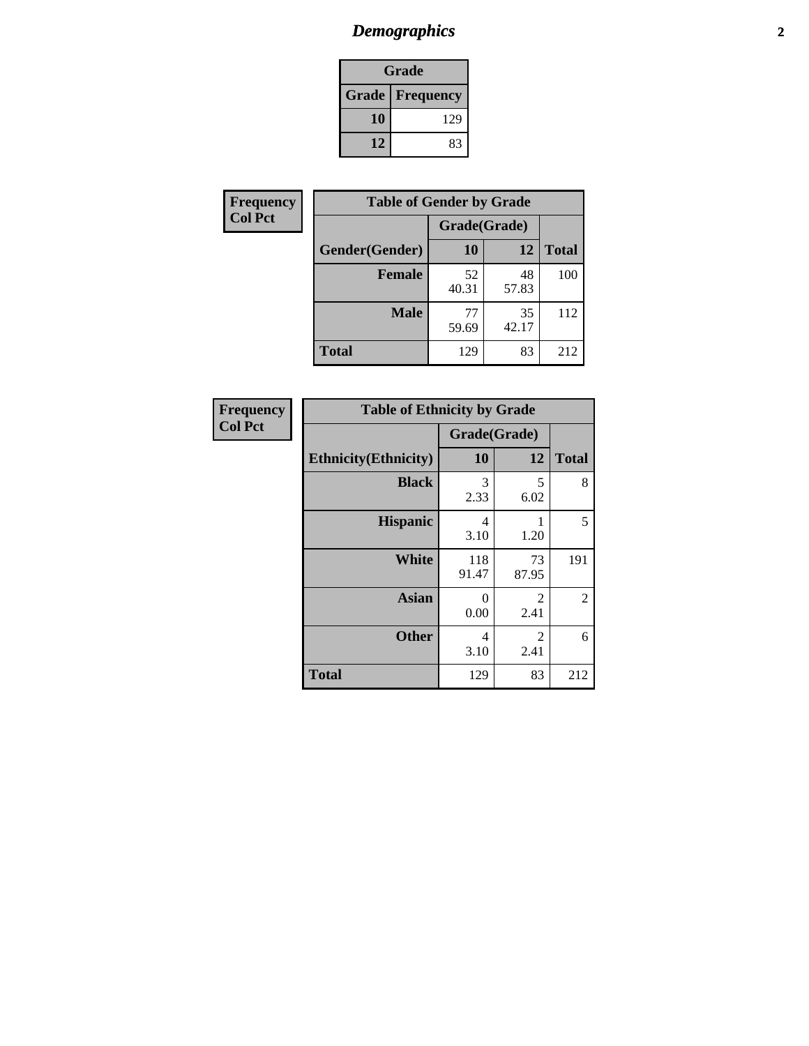## Demographics

| Grade | |
|---|---|
| **Grade** | **Frequency** |
| **10** | 129 |
| **12** | 83 |

**Frequency**
**Col Pct**

| Table of Gender by Grade | | | |
|---|---|---|---|
| | Grade(Grade) | | |
| **Gender(Gender)** | **10** | **12** | **Total** |
| **Female** | 52<br>40.31 | 48<br>57.83 | 100 |
| **Male** | 77<br>59.69 | 35<br>42.17 | 112 |
| **Total** | 129 | 83 | 212 |

**Frequency**
**Col Pct**

| Table of Ethnicity by Grade | | | |
|---|---|---|---|
| | Grade(Grade) | | |
| **Ethnicity(Ethnicity)** | **10** | **12** | **Total** |
| **Black** | 3<br>2.33 | 5<br>6.02 | 8 |
| **Hispanic** | 4<br>3.10 | 1<br>1.20 | 5 |
| **White** | 118<br>91.47 | 73<br>87.95 | 191 |
| **Asian** | 0<br>0.00 | 2<br>2.41 | 2 |
| **Other** | 4<br>3.10 | 2<br>2.41 | 6 |
| **Total** | 129 | 83 | 212 |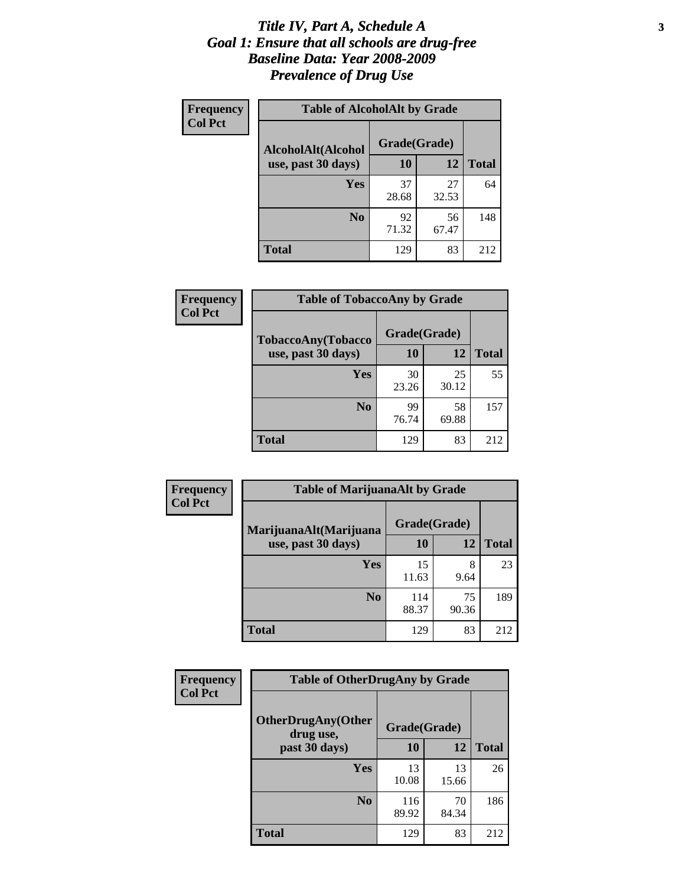# *Title IV, Part A, Schedule A*
# *Goal 1: Ensure that all schools are drug-free*
# *Baseline Data: Year 2008-2009*
# *Prevalence of Drug Use*

**Frequency**
**Col Pct**

**Table of AlcoholAlt by Grade**

| AlcoholAlt(Alcohol use, past 30 days) | Grade(Grade) | | Total |
|---|---|---|---|
| | 10 | 12 | |
| Yes | 37<br>28.68 | 27<br>32.53 | 64 |
| No | 92<br>71.32 | 56<br>67.47 | 148 |
| Total | 129 | 83 | 212 |

**Frequency**
**Col Pct**

**Table of TobaccoAny by Grade**

| TobaccoAny(Tobacco use, past 30 days) | Grade(Grade) | | Total |
|---|---|---|---|
| | 10 | 12 | |
| Yes | 30<br>23.26 | 25<br>30.12 | 55 |
| No | 99<br>76.74 | 58<br>69.88 | 157 |
| Total | 129 | 83 | 212 |

**Frequency**
**Col Pct**

**Table of MarijuanaAlt by Grade**

| MarijuanaAlt(Marijuana use, past 30 days) | Grade(Grade) | | Total |
|---|---|---|---|
| | 10 | 12 | |
| Yes | 15<br>11.63 | 8<br>9.64 | 23 |
| No | 114<br>88.37 | 75<br>90.36 | 189 |
| Total | 129 | 83 | 212 |

**Frequency**
**Col Pct**

**Table of OtherDrugAny by Grade**

| OtherDrugAny(Other drug use, past 30 days) | Grade(Grade) | | Total |
|---|---|---|---|
| | 10 | 12 | |
| Yes | 13<br>10.08 | 13<br>15.66 | 26 |
| No | 116<br>89.92 | 70<br>84.34 | 186 |
| Total | 129 | 83 | 212 |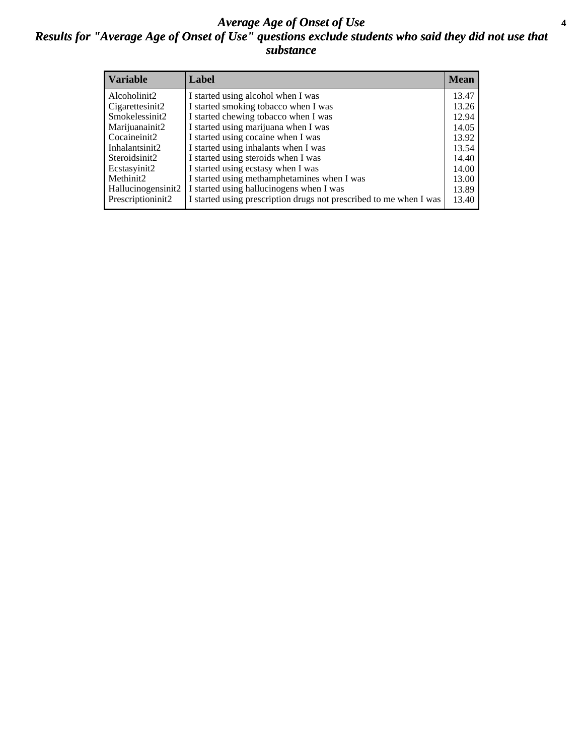# *Average Age of Onset of Use*

## *Results for "Average Age of Onset of Use" questions exclude students who said they did not use that substance*

| Variable | Label | Mean |
|---|---|---|
| Alcoholinit2 | I started using alcohol when I was | 13.47 |
| Cigarettesinit2 | I started smoking tobacco when I was | 13.26 |
| Smokelessinit2 | I started chewing tobacco when I was | 12.94 |
| Marijuanainit2 | I started using marijuana when I was | 14.05 |
| Cocaineinit2 | I started using cocaine when I was | 13.92 |
| Inhalantsinit2 | I started using inhalants when I was | 13.54 |
| Steroidsinit2 | I started using steroids when I was | 14.40 |
| Ecstasyinit2 | I started using ecstasy when I was | 14.00 |
| Methinit2 | I started using methamphetamines when I was | 13.00 |
| Hallucinogensinit2 | I started using hallucinogens when I was | 13.89 |
| Prescriptioninit2 | I started using prescription drugs not prescribed to me when I was | 13.40 |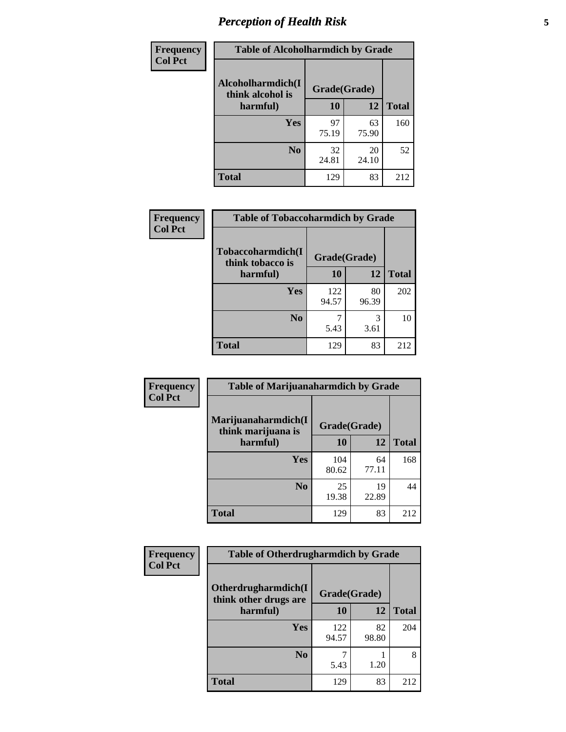# Perception of Health Risk

| Frequency<br>Col Pct | Table of Alcoholharmdich by Grade | | |
|---|---|---|---|
| Alcoholharmdich(I think alcohol is harmful) | Grade(Grade) | | |
| | 10 | 12 | Total |
| Yes | 97<br>75.19 | 63<br>75.90 | 160 |
| No | 32<br>24.81 | 20<br>24.10 | 52 |
| Total | 129 | 83 | 212 |

| Frequency<br>Col Pct | Table of Tobaccoharmdich by Grade | | |
|---|---|---|---|
| Tobaccoharmdich(I think tobacco is harmful) | Grade(Grade) | | |
| | 10 | 12 | Total |
| Yes | 122<br>94.57 | 80<br>96.39 | 202 |
| No | 7<br>5.43 | 3<br>3.61 | 10 |
| Total | 129 | 83 | 212 |

| Frequency<br>Col Pct | Table of Marijuanaharmdich by Grade | | |
|---|---|---|---|
| Marijuanaharmdich(I think marijuana is harmful) | Grade(Grade) | | |
| | 10 | 12 | Total |
| Yes | 104<br>80.62 | 64<br>77.11 | 168 |
| No | 25<br>19.38 | 19<br>22.89 | 44 |
| Total | 129 | 83 | 212 |

| Frequency<br>Col Pct | Table of Otherdrugharmdich by Grade | | |
|---|---|---|---|
| Otherdrugharmdich(I think other drugs are harmful) | Grade(Grade) | | |
| | 10 | 12 | Total |
| Yes | 122<br>94.57 | 82<br>98.80 | 204 |
| No | 7<br>5.43 | 1<br>1.20 | 8 |
| Total | 129 | 83 | 212 |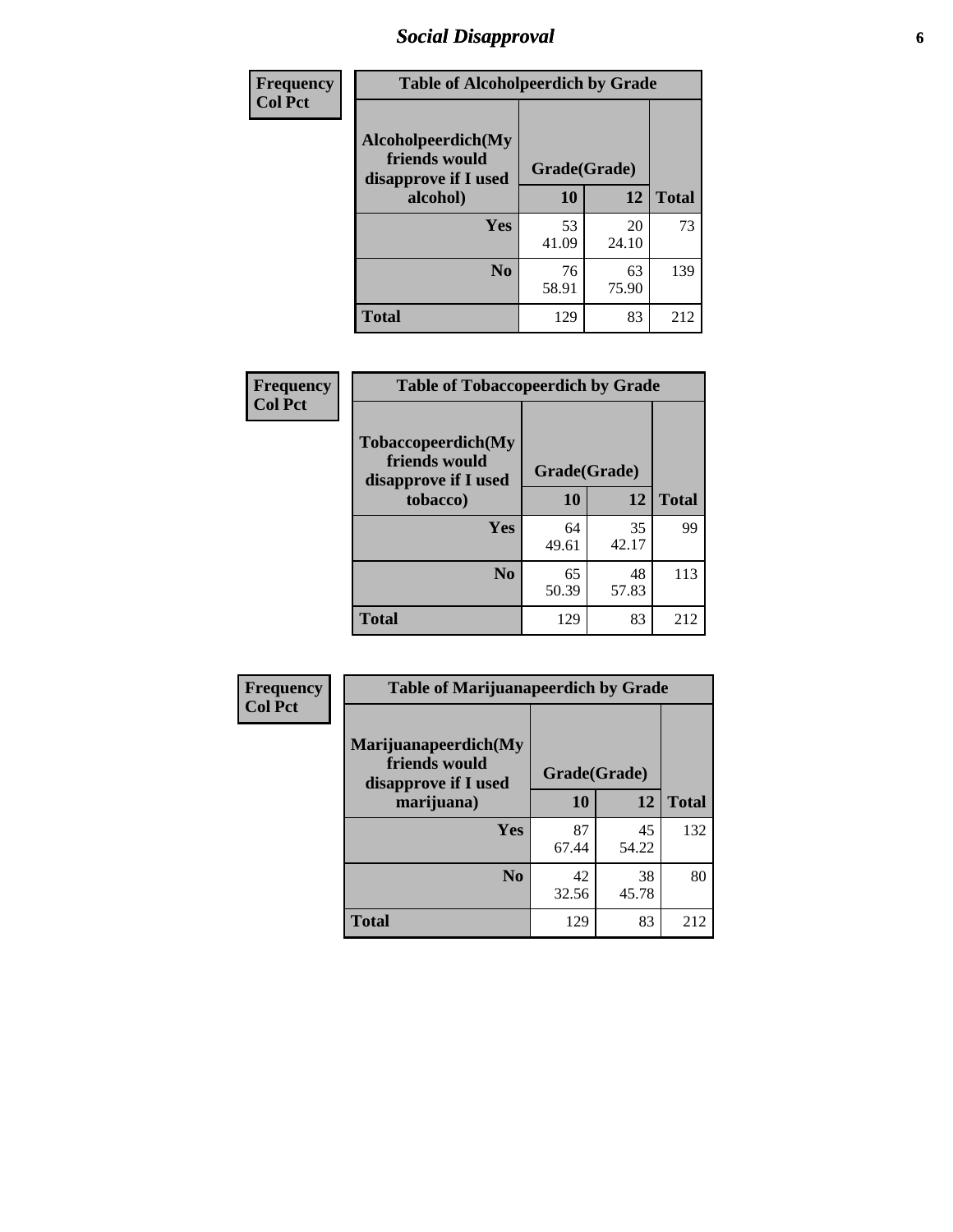# Social Disapproval

| Frequency<br>Col Pct | Table of Alcoholpeerdich by Grade | | |
|---|---|---|---|
| Alcoholpeerdich(My friends would disapprove if I used alcohol) | Grade(Grade) | | |
| | 10 | 12 | Total |
| Yes | 53<br>41.09 | 20<br>24.10 | 73 |
| No | 76<br>58.91 | 63<br>75.90 | 139 |
| Total | 129 | 83 | 212 |

| Frequency<br>Col Pct | Table of Tobaccopeerdich by Grade | | |
|---|---|---|---|
| Tobaccopeerdich(My friends would disapprove if I used tobacco) | Grade(Grade) | | |
| | 10 | 12 | Total |
| Yes | 64<br>49.61 | 35<br>42.17 | 99 |
| No | 65<br>50.39 | 48<br>57.83 | 113 |
| Total | 129 | 83 | 212 |

| Frequency<br>Col Pct | Table of Marijuanapeerdich by Grade | | |
|---|---|---|---|
| Marijuanapeerdich(My friends would disapprove if I used marijuana) | Grade(Grade) | | |
| | 10 | 12 | Total |
| Yes | 87<br>67.44 | 45<br>54.22 | 132 |
| No | 42<br>32.56 | 38<br>45.78 | 80 |
| Total | 129 | 83 | 212 |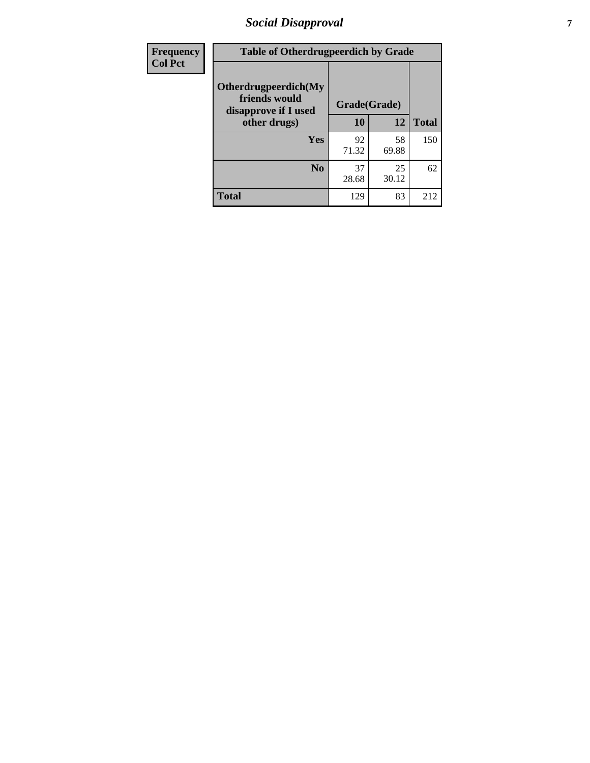## Social Disapproval

| Frequency<br>Col Pct | Table of Otherdrugpeerdich by Grade | | |
|---|---|---|---|
| **Otherdrugpeerdich(My friends would disapprove if I used other drugs)** | **Grade(Grade)** | | |
| | **10** | **12** | **Total** |
| **Yes** | 92<br>71.32 | 58<br>69.88 | 150 |
| **No** | 37<br>28.68 | 25<br>30.12 | 62 |
| **Total** | 129 | 83 | 212 |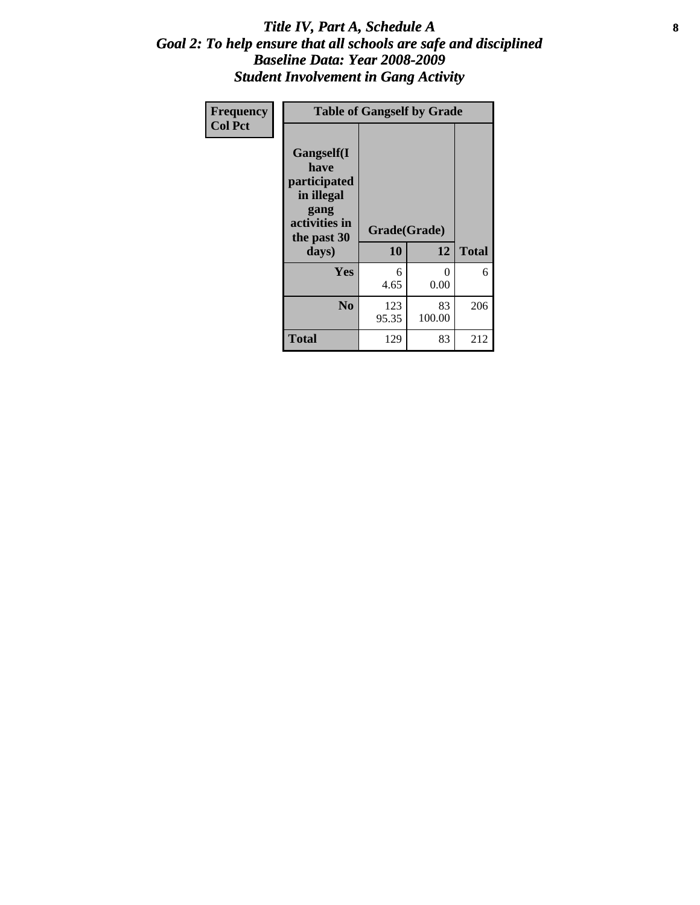# *Title IV, Part A, Schedule A*
## *Goal 2: To help ensure that all schools are safe and disciplined*
## *Baseline Data: Year 2008-2009*
## *Student Involvement in Gang Activity*

| Frequency<br>Col Pct | Table of Gangself by Grade | | |
|---|---|---|---|
| **Gangself(I have participated in illegal gang activities in the past 30 days)** | **Grade(Grade)** | | |
| | **10** | **12** | **Total** |
| **Yes** | 6<br>4.65 | 0<br>0.00 | 6 |
| **No** | 123<br>95.35 | 83<br>100.00 | 206 |
| **Total** | 129 | 83 | 212 |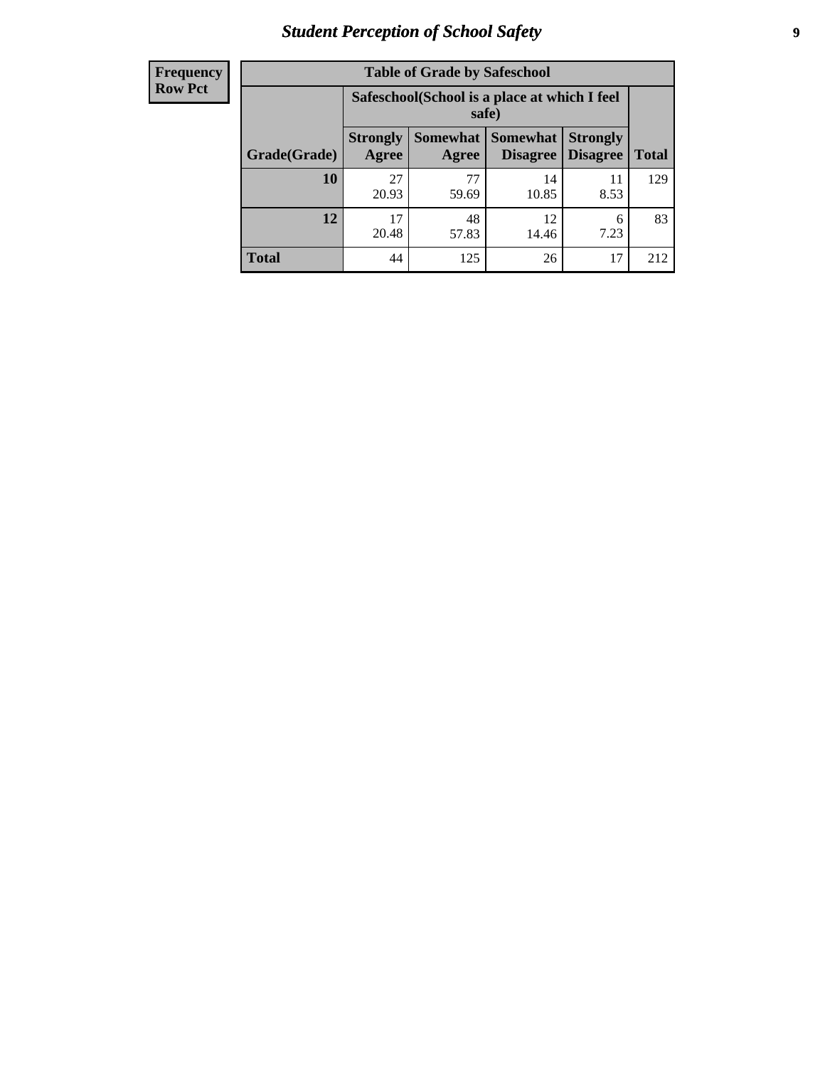| Frequency Row Pct |
|---|

**Table of Grade by Safeschool**

| Grade(Grade) | Safeschool(School is a place at which I feel safe) | | | | Total |
|---|---|---|---|---|---|
| | Strongly Agree | Somewhat Agree | Somewhat Disagree | Strongly Disagree | |
| 10 | 27<br>20.93 | 77<br>59.69 | 14<br>10.85 | 11<br>8.53 | 129 |
| 12 | 17<br>20.48 | 48<br>57.83 | 12<br>14.46 | 6<br>7.23 | 83 |
| Total | 44 | 125 | 26 | 17 | 212 |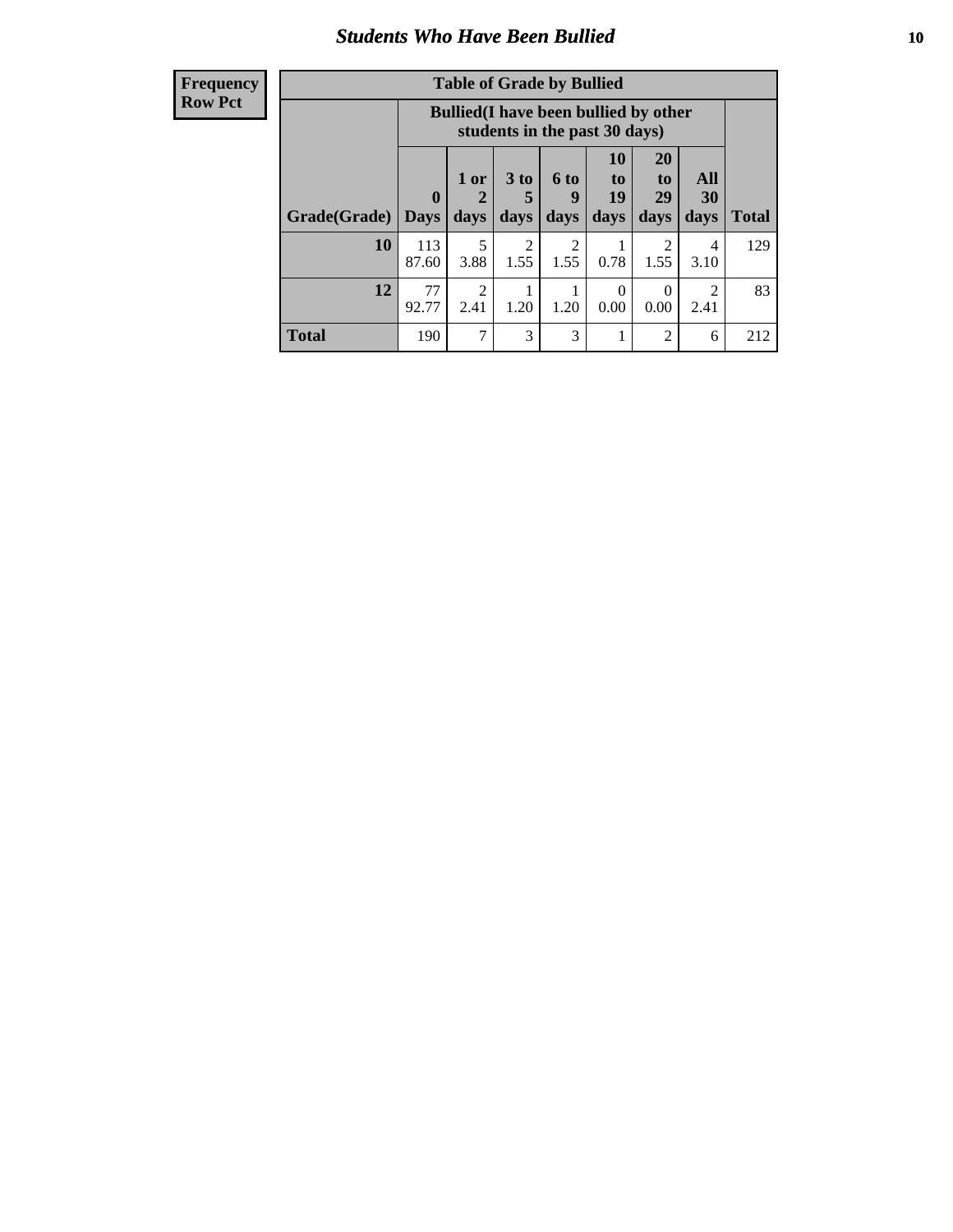## Students Who Have Been Bullied

| Frequency<br>Row Pct |
|---|

**Table of Grade by Bullied**

| Grade(Grade) | Bullied(I have been bullied by other students in the past 30 days) | | | | | | | Total |
|---|---|---|---|---|---|---|---|---|
| | 0 Days | 1 or 2 days | 3 to 5 days | 6 to 9 days | 10 to 19 days | 20 to 29 days | All 30 days | |
| **10** | 113<br>87.60 | 5<br>3.88 | 2<br>1.55 | 2<br>1.55 | 1<br>0.78 | 2<br>1.55 | 4<br>3.10 | 129 |
| **12** | 77<br>92.77 | 2<br>2.41 | 1<br>1.20 | 1<br>1.20 | 0<br>0.00 | 0<br>0.00 | 2<br>2.41 | 83 |
| **Total** | 190 | 7 | 3 | 3 | 1 | 2 | 6 | 212 |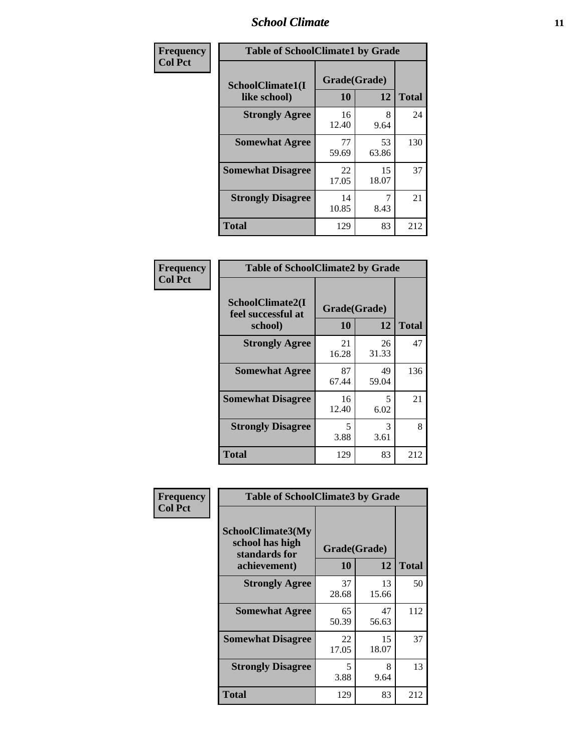| Frequency |
|---|
| Col Pct |

| Table of SchoolClimate1 by Grade | | | |
|---|---|---|---|
| SchoolClimate1(I like school) | Grade(Grade) | | Total |
| | 10 | 12 | |
| Strongly Agree | 16<br>12.40 | 8<br>9.64 | 24 |
| Somewhat Agree | 77<br>59.69 | 53<br>63.86 | 130 |
| Somewhat Disagree | 22<br>17.05 | 15<br>18.07 | 37 |
| Strongly Disagree | 14<br>10.85 | 7<br>8.43 | 21 |
| Total | 129 | 83 | 212 |

| Frequency |
|---|
| Col Pct |

| Table of SchoolClimate2 by Grade | | | |
|---|---|---|---|
| SchoolClimate2(I feel successful at school) | Grade(Grade) | | Total |
| | 10 | 12 | |
| Strongly Agree | 21<br>16.28 | 26<br>31.33 | 47 |
| Somewhat Agree | 87<br>67.44 | 49<br>59.04 | 136 |
| Somewhat Disagree | 16<br>12.40 | 5<br>6.02 | 21 |
| Strongly Disagree | 5<br>3.88 | 3<br>3.61 | 8 |
| Total | 129 | 83 | 212 |

| Frequency |
|---|
| Col Pct |

| Table of SchoolClimate3 by Grade | | | |
|---|---|---|---|
| SchoolClimate3(My school has high standards for achievement) | Grade(Grade) | | Total |
| | 10 | 12 | |
| Strongly Agree | 37<br>28.68 | 13<br>15.66 | 50 |
| Somewhat Agree | 65<br>50.39 | 47<br>56.63 | 112 |
| Somewhat Disagree | 22<br>17.05 | 15<br>18.07 | 37 |
| Strongly Disagree | 5<br>3.88 | 8<br>9.64 | 13 |
| Total | 129 | 83 | 212 |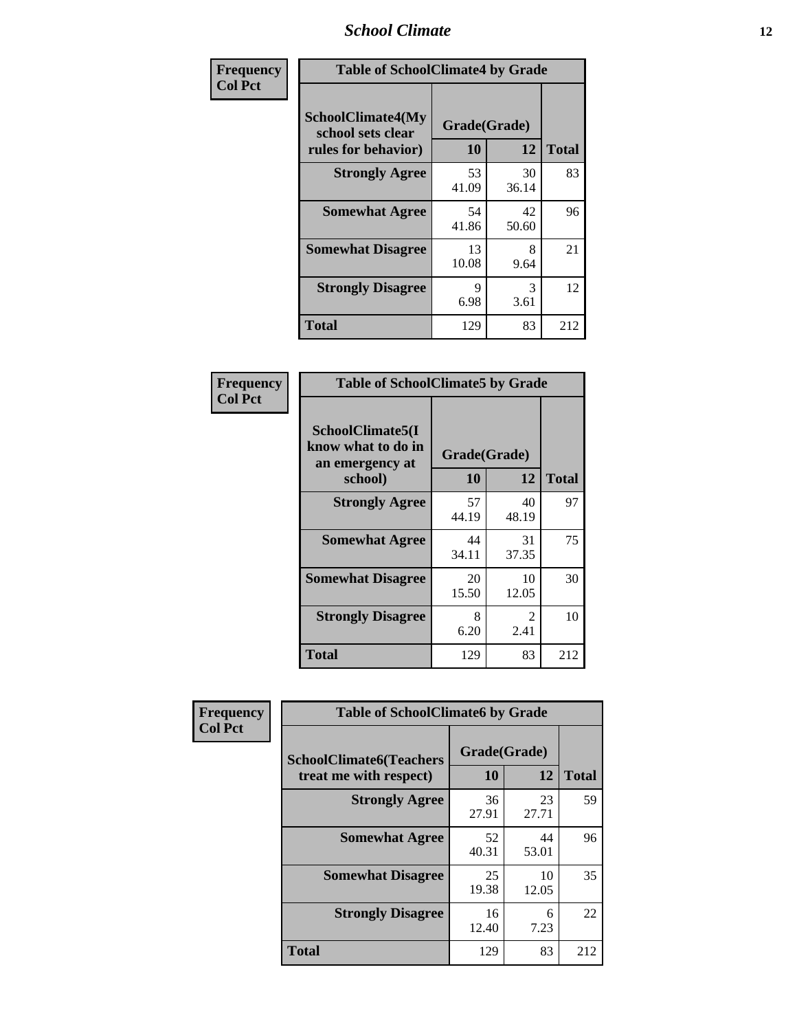| Frequency<br>Col Pct | Table of SchoolClimate4 by Grade | | |
|---|---|---|---|
| SchoolClimate4(My school sets clear rules for behavior) | Grade(Grade) | | |
| | 10 | 12 | Total |
| Strongly Agree | 53<br>41.09 | 30<br>36.14 | 83 |
| Somewhat Agree | 54<br>41.86 | 42<br>50.60 | 96 |
| Somewhat Disagree | 13<br>10.08 | 8<br>9.64 | 21 |
| Strongly Disagree | 9<br>6.98 | 3<br>3.61 | 12 |
| Total | 129 | 83 | 212 |

| Frequency<br>Col Pct | Table of SchoolClimate5 by Grade | | |
|---|---|---|---|
| SchoolClimate5(I know what to do in an emergency at school) | Grade(Grade) | | |
| | 10 | 12 | Total |
| Strongly Agree | 57<br>44.19 | 40<br>48.19 | 97 |
| Somewhat Agree | 44<br>34.11 | 31<br>37.35 | 75 |
| Somewhat Disagree | 20<br>15.50 | 10<br>12.05 | 30 |
| Strongly Disagree | 8<br>6.20 | 2<br>2.41 | 10 |
| Total | 129 | 83 | 212 |

| Frequency<br>Col Pct | Table of SchoolClimate6 by Grade | | |
|---|---|---|---|
| SchoolClimate6(Teachers treat me with respect) | Grade(Grade) | | |
| | 10 | 12 | Total |
| Strongly Agree | 36<br>27.91 | 23<br>27.71 | 59 |
| Somewhat Agree | 52<br>40.31 | 44<br>53.01 | 96 |
| Somewhat Disagree | 25<br>19.38 | 10<br>12.05 | 35 |
| Strongly Disagree | 16<br>12.40 | 6<br>7.23 | 22 |
| Total | 129 | 83 | 212 |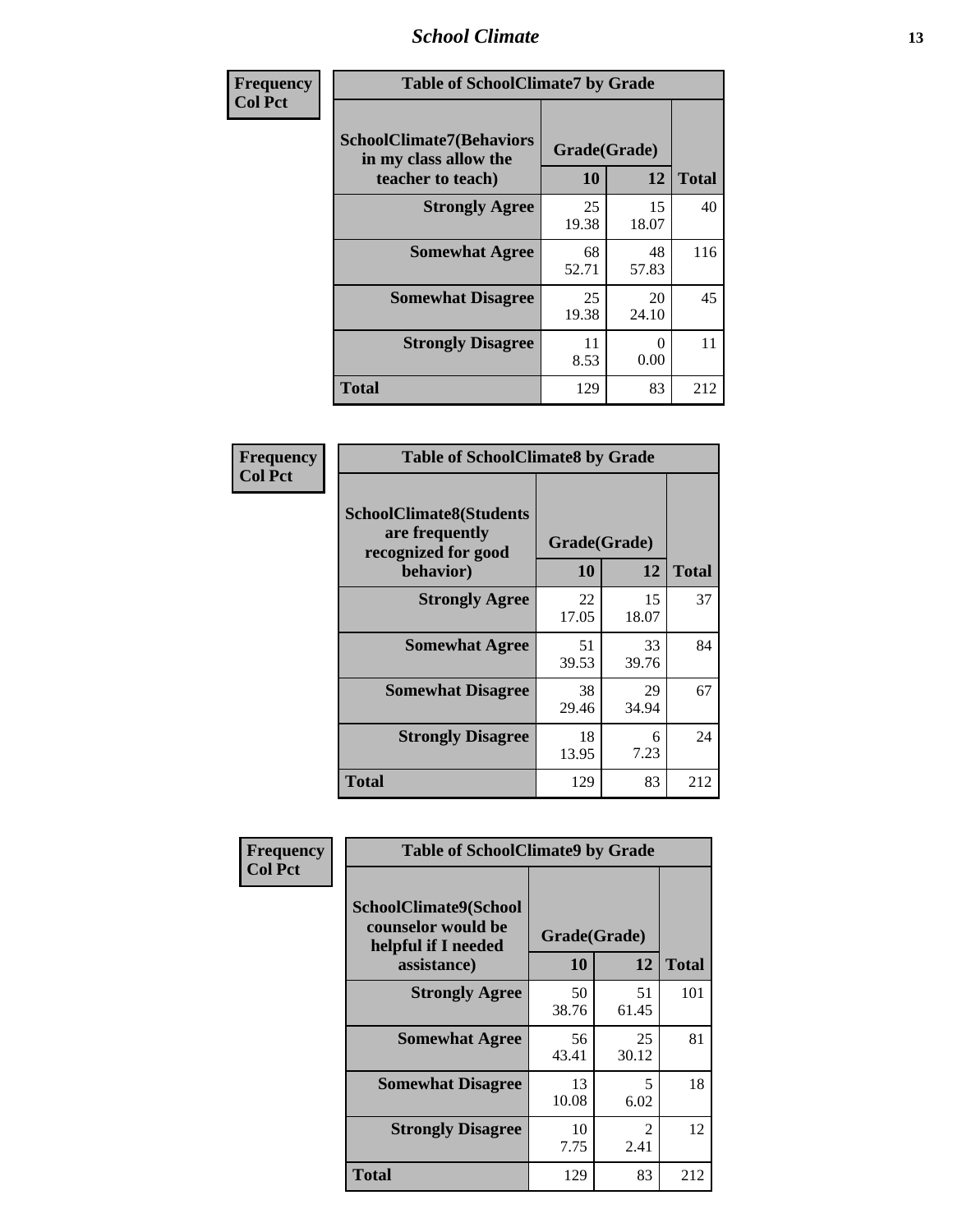# School Climate

**Frequency**
**Col Pct**

| Table of SchoolClimate7 by Grade | | | |
|---|---|---|---|
| SchoolClimate7(Behaviors in my class allow the teacher to teach) | Grade(Grade) | | |
| | 10 | 12 | Total |
| Strongly Agree | 25<br>19.38 | 15<br>18.07 | 40 |
| Somewhat Agree | 68<br>52.71 | 48<br>57.83 | 116 |
| Somewhat Disagree | 25<br>19.38 | 20<br>24.10 | 45 |
| Strongly Disagree | 11<br>8.53 | 0<br>0.00 | 11 |
| Total | 129 | 83 | 212 |

**Frequency**
**Col Pct**

| Table of SchoolClimate8 by Grade | | | |
|---|---|---|---|
| SchoolClimate8(Students are frequently recognized for good behavior) | Grade(Grade) | | |
| | 10 | 12 | Total |
| Strongly Agree | 22<br>17.05 | 15<br>18.07 | 37 |
| Somewhat Agree | 51<br>39.53 | 33<br>39.76 | 84 |
| Somewhat Disagree | 38<br>29.46 | 29<br>34.94 | 67 |
| Strongly Disagree | 18<br>13.95 | 6<br>7.23 | 24 |
| Total | 129 | 83 | 212 |

**Frequency**
**Col Pct**

| Table of SchoolClimate9 by Grade | | | |
|---|---|---|---|
| SchoolClimate9(School counselor would be helpful if I needed assistance) | Grade(Grade) | | |
| | 10 | 12 | Total |
| Strongly Agree | 50<br>38.76 | 51<br>61.45 | 101 |
| Somewhat Agree | 56<br>43.41 | 25<br>30.12 | 81 |
| Somewhat Disagree | 13<br>10.08 | 5<br>6.02 | 18 |
| Strongly Disagree | 10<br>7.75 | 2<br>2.41 | 12 |
| Total | 129 | 83 | 212 |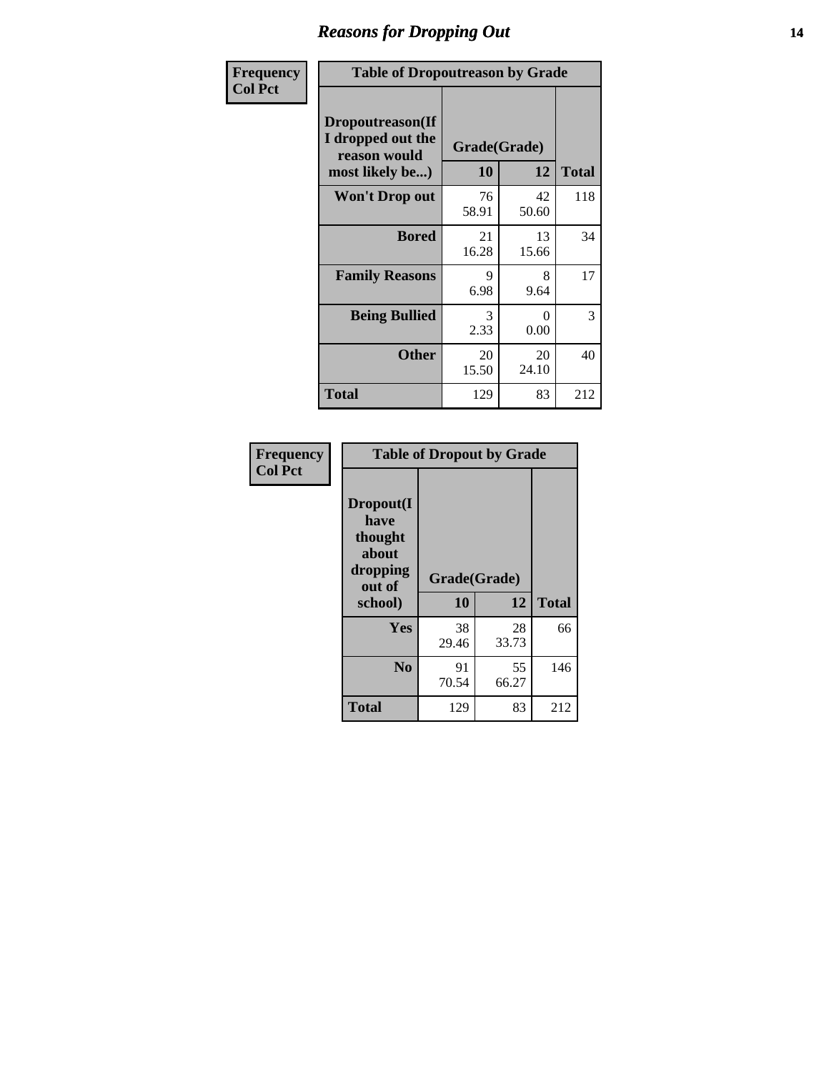# Reasons for Dropping Out

Frequency
Col Pct

| Table of Dropoutreason by Grade | | | |
|---|---|---|---|
| **Dropoutreason(If I dropped out the reason would most likely be...)** | **Grade(Grade)** | | |
| | **10** | **12** | **Total** |
| **Won't Drop out** | 76<br>58.91 | 42<br>50.60 | 118 |
| **Bored** | 21<br>16.28 | 13<br>15.66 | 34 |
| **Family Reasons** | 9<br>6.98 | 8<br>9.64 | 17 |
| **Being Bullied** | 3<br>2.33 | 0<br>0.00 | 3 |
| **Other** | 20<br>15.50 | 20<br>24.10 | 40 |
| **Total** | 129 | 83 | 212 |

Frequency
Col Pct

| Table of Dropout by Grade | | | |
|---|---|---|---|
| **Dropout(I have thought about dropping out of school)** | **Grade(Grade)** | | |
| | **10** | **12** | **Total** |
| **Yes** | 38<br>29.46 | 28<br>33.73 | 66 |
| **No** | 91<br>70.54 | 55<br>66.27 | 146 |
| **Total** | 129 | 83 | 212 |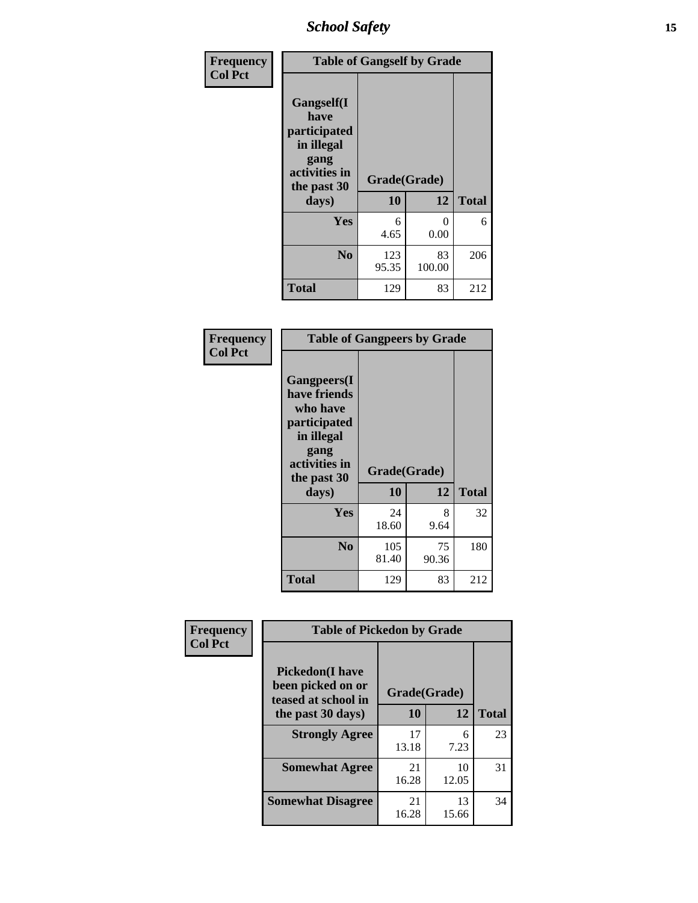| Frequency Col Pct |
|---|

| Table of Gangself by Grade | | | |
|---|---|---|---|
| Gangself(I have participated in illegal gang activities in the past 30 days) | Grade(Grade) | | |
| | 10 | 12 | Total |
| Yes | 6<br>4.65 | 0<br>0.00 | 6 |
| No | 123<br>95.35 | 83<br>100.00 | 206 |
| Total | 129 | 83 | 212 |

| Frequency Col Pct |
|---|

| Table of Gangpeers by Grade | | | |
|---|---|---|---|
| Gangpeers(I have friends who have participated in illegal gang activities in the past 30 days) | Grade(Grade) | | |
| | 10 | 12 | Total |
| Yes | 24<br>18.60 | 8<br>9.64 | 32 |
| No | 105<br>81.40 | 75<br>90.36 | 180 |
| Total | 129 | 83 | 212 |

| Frequency Col Pct |
|---|

| Table of Pickedon by Grade | | | |
|---|---|---|---|
| Pickedon(I have been picked on or teased at school in the past 30 days) | Grade(Grade) | | |
| | 10 | 12 | Total |
| Strongly Agree | 17<br>13.18 | 6<br>7.23 | 23 |
| Somewhat Agree | 21<br>16.28 | 10<br>12.05 | 31 |
| Somewhat Disagree | 21<br>16.28 | 13<br>15.66 | 34 |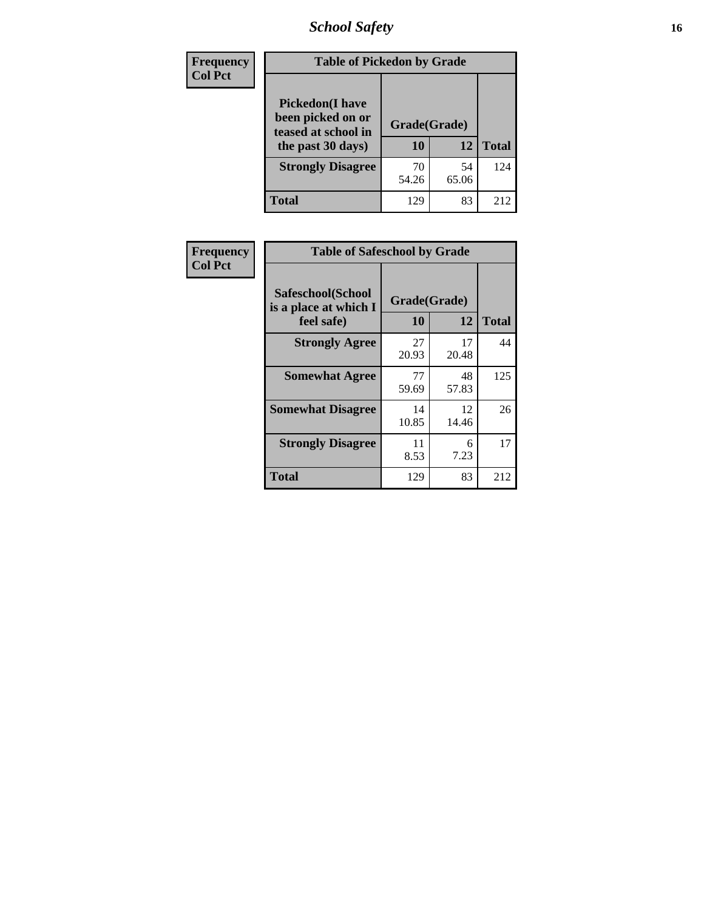| Frequency<br>Col Pct | Table of Pickedon by Grade | | |
|---|---|---|---|
| Pickedon(I have been picked on or teased at school in the past 30 days) | Grade(Grade) | | |
| | 10 | 12 | Total |
| Strongly Disagree | 70<br>54.26 | 54<br>65.06 | 124 |
| Total | 129 | 83 | 212 |

| Frequency<br>Col Pct | Table of Safeschool by Grade | | |
|---|---|---|---|
| Safeschool(School is a place at which I feel safe) | Grade(Grade) | | |
| | 10 | 12 | Total |
| Strongly Agree | 27<br>20.93 | 17<br>20.48 | 44 |
| Somewhat Agree | 77<br>59.69 | 48<br>57.83 | 125 |
| Somewhat Disagree | 14<br>10.85 | 12<br>14.46 | 26 |
| Strongly Disagree | 11<br>8.53 | 6<br>7.23 | 17 |
| Total | 129 | 83 | 212 |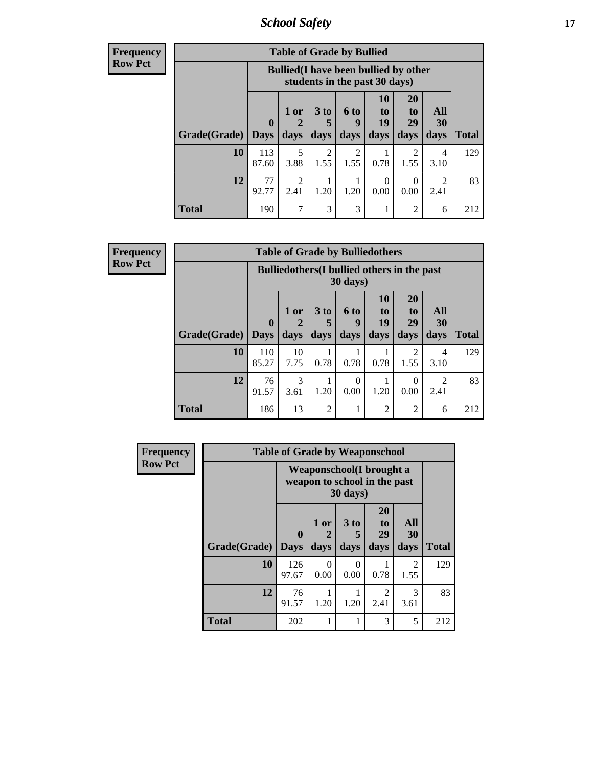| Frequency Row Pct |
|---|

**Table of Grade by Bullied**

| Grade(Grade) | Bullied(I have been bullied by other students in the past 30 days) | | | | | | | Total |
|---|---|---|---|---|---|---|---|---|
| | 0 Days | 1 or 2 days | 3 to 5 days | 6 to 9 days | 10 to 19 days | 20 to 29 days | All 30 days | |
| 10 | 113<br>87.60 | 5<br>3.88 | 2<br>1.55 | 2<br>1.55 | 1<br>0.78 | 2<br>1.55 | 4<br>3.10 | 129 |
| 12 | 77<br>92.77 | 2<br>2.41 | 1<br>1.20 | 1<br>1.20 | 0<br>0.00 | 0<br>0.00 | 2<br>2.41 | 83 |
| Total | 190 | 7 | 3 | 3 | 1 | 2 | 6 | 212 |

| Frequency Row Pct |
|---|

**Table of Grade by Bulliedothers**

| Grade(Grade) | Bulliedothers(I bullied others in the past 30 days) | | | | | | | Total |
|---|---|---|---|---|---|---|---|---|
| | 0 Days | 1 or 2 days | 3 to 5 days | 6 to 9 days | 10 to 19 days | 20 to 29 days | All 30 days | |
| 10 | 110<br>85.27 | 10<br>7.75 | 1<br>0.78 | 1<br>0.78 | 1<br>0.78 | 2<br>1.55 | 4<br>3.10 | 129 |
| 12 | 76<br>91.57 | 3<br>3.61 | 1<br>1.20 | 0<br>0.00 | 1<br>1.20 | 0<br>0.00 | 2<br>2.41 | 83 |
| Total | 186 | 13 | 2 | 1 | 2 | 2 | 6 | 212 |

| Frequency Row Pct |
|---|

**Table of Grade by Weaponschool**

| Grade(Grade) | Weaponschool(I brought a weapon to school in the past 30 days) | | | | | Total |
|---|---|---|---|---|---|---|
| | 0 Days | 1 or 2 days | 3 to 5 days | 20 to 29 days | All 30 days | |
| 10 | 126<br>97.67 | 0<br>0.00 | 0<br>0.00 | 1<br>0.78 | 2<br>1.55 | 129 |
| 12 | 76<br>91.57 | 1<br>1.20 | 1<br>1.20 | 2<br>2.41 | 3<br>3.61 | 83 |
| Total | 202 | 1 | 1 | 3 | 5 | 212 |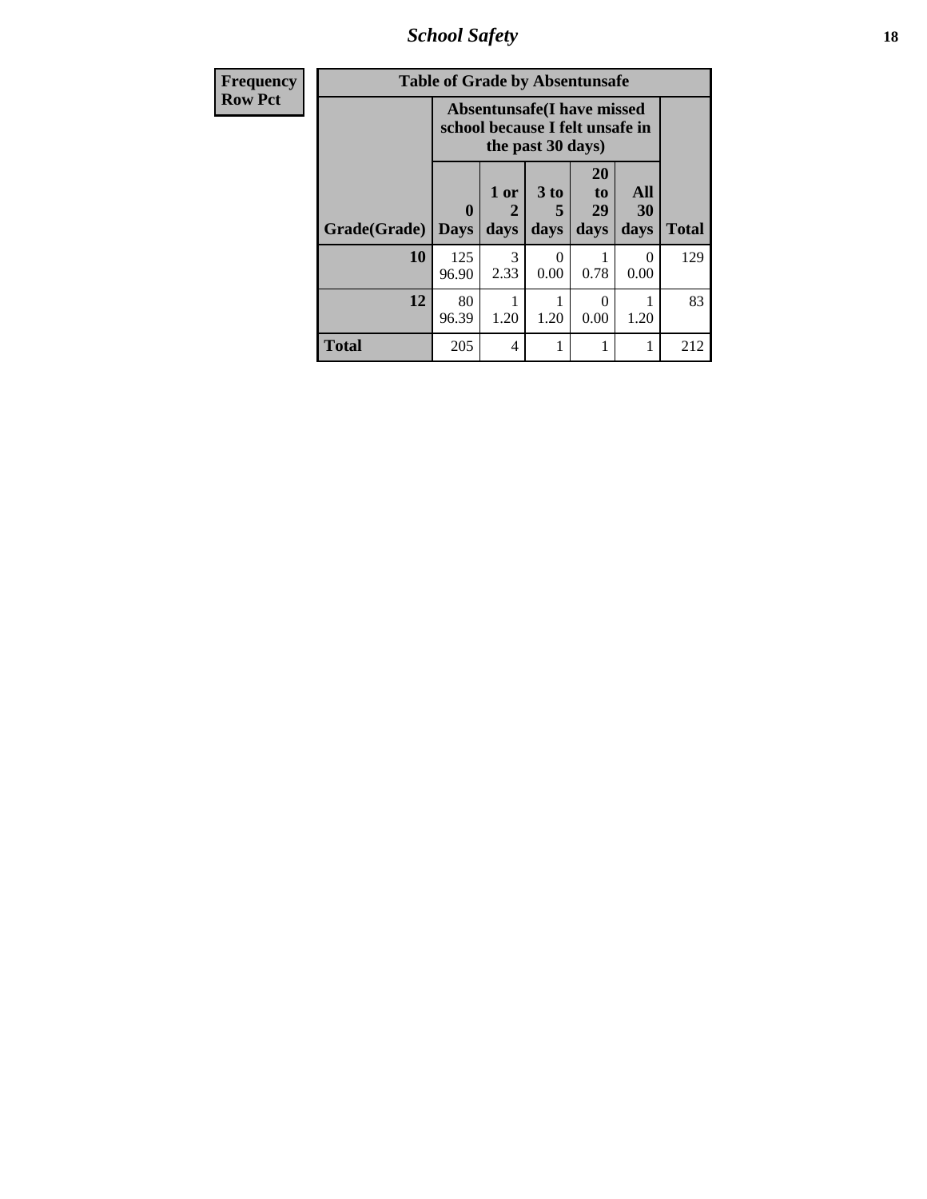| Frequency Row Pct |
|---|

**Table of Grade by Absentunsafe**

| Grade(Grade) | Absentunsafe(I have missed school because I felt unsafe in the past 30 days) | | | | | Total |
|---|---|---|---|---|---|---|
| | 0 Days | 1 or 2 days | 3 to 5 days | 20 to 29 days | All 30 days | |
| 10 | 125<br>96.90 | 3<br>2.33 | 0<br>0.00 | 1<br>0.78 | 0<br>0.00 | 129 |
| 12 | 80<br>96.39 | 1<br>1.20 | 1<br>1.20 | 0<br>0.00 | 1<br>1.20 | 83 |
| Total | 205 | 4 | 1 | 1 | 1 | 212 |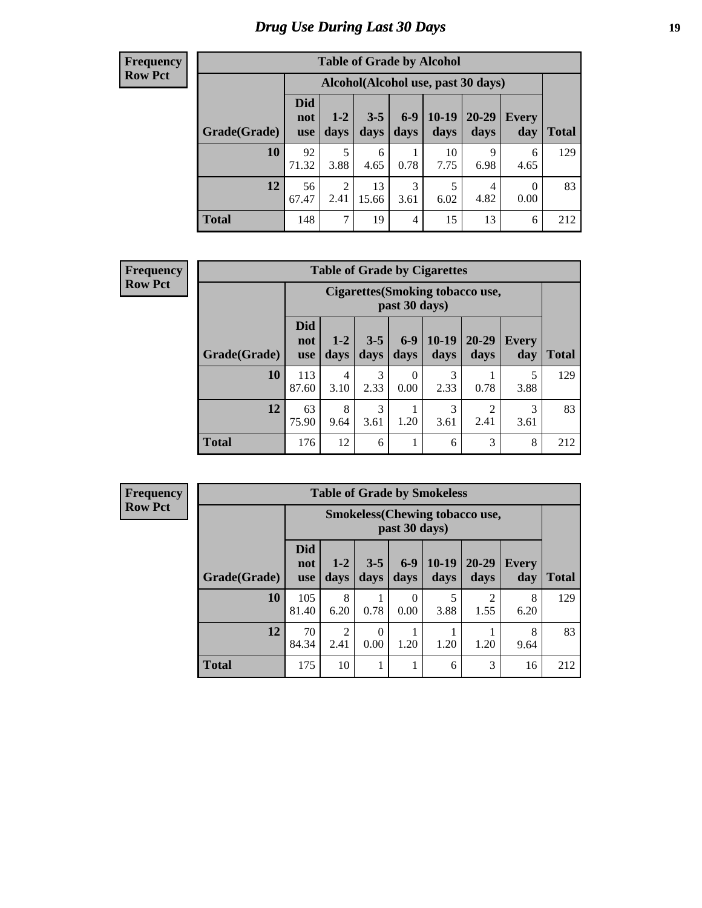# Drug Use During Last 30 Days

**Frequency**
**Row Pct**

| Table of Grade by Alcohol | | | | | | | | |
|---|---|---|---|---|---|---|---|---|
| | Alcohol(Alcohol use, past 30 days) | | | | | | | |
| Grade(Grade) | Did not use | 1-2 days | 3-5 days | 6-9 days | 10-19 days | 20-29 days | Every day | Total |
| 10 | 92<br>71.32 | 5<br>3.88 | 6<br>4.65 | 1<br>0.78 | 10<br>7.75 | 9<br>6.98 | 6<br>4.65 | 129 |
| 12 | 56<br>67.47 | 2<br>2.41 | 13<br>15.66 | 3<br>3.61 | 5<br>6.02 | 4<br>4.82 | 0<br>0.00 | 83 |
| Total | 148 | 7 | 19 | 4 | 15 | 13 | 6 | 212 |

**Frequency**
**Row Pct**

| Table of Grade by Cigarettes | | | | | | | | |
|---|---|---|---|---|---|---|---|---|
| | Cigarettes(Smoking tobacco use, past 30 days) | | | | | | | |
| Grade(Grade) | Did not use | 1-2 days | 3-5 days | 6-9 days | 10-19 days | 20-29 days | Every day | Total |
| 10 | 113<br>87.60 | 4<br>3.10 | 3<br>2.33 | 0<br>0.00 | 3<br>2.33 | 1<br>0.78 | 5<br>3.88 | 129 |
| 12 | 63<br>75.90 | 8<br>9.64 | 3<br>3.61 | 1<br>1.20 | 3<br>3.61 | 2<br>2.41 | 3<br>3.61 | 83 |
| Total | 176 | 12 | 6 | 1 | 6 | 3 | 8 | 212 |

**Frequency**
**Row Pct**

| Table of Grade by Smokeless | | | | | | | | |
|---|---|---|---|---|---|---|---|---|
| | Smokeless(Chewing tobacco use, past 30 days) | | | | | | | |
| Grade(Grade) | Did not use | 1-2 days | 3-5 days | 6-9 days | 10-19 days | 20-29 days | Every day | Total |
| 10 | 105<br>81.40 | 8<br>6.20 | 1<br>0.78 | 0<br>0.00 | 5<br>3.88 | 2<br>1.55 | 8<br>6.20 | 129 |
| 12 | 70<br>84.34 | 2<br>2.41 | 0<br>0.00 | 1<br>1.20 | 1<br>1.20 | 1<br>1.20 | 8<br>9.64 | 83 |
| Total | 175 | 10 | 1 | 1 | 6 | 3 | 16 | 212 |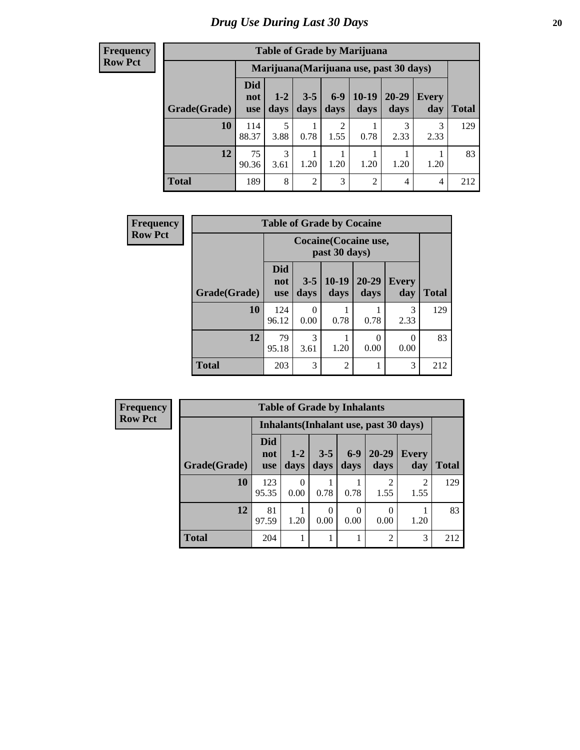# Drug Use During Last 30 Days

**Frequency**
**Row Pct**

| Table of Grade by Marijuana | | | | | | | | |
|---|---|---|---|---|---|---|---|---|
| | Marijuana(Marijuana use, past 30 days) | | | | | | | |
| Grade(Grade) | Did not use | 1-2 days | 3-5 days | 6-9 days | 10-19 days | 20-29 days | Every day | Total |
| 10 | 114<br>88.37 | 5<br>3.88 | 1<br>0.78 | 2<br>1.55 | 1<br>0.78 | 3<br>2.33 | 3<br>2.33 | 129 |
| 12 | 75<br>90.36 | 3<br>3.61 | 1<br>1.20 | 1<br>1.20 | 1<br>1.20 | 1<br>1.20 | 1<br>1.20 | 83 |
| Total | 189 | 8 | 2 | 3 | 2 | 4 | 4 | 212 |

**Frequency**
**Row Pct**

| Table of Grade by Cocaine | | | | | | |
|---|---|---|---|---|---|---|
| | Cocaine(Cocaine use, past 30 days) | | | | | |
| Grade(Grade) | Did not use | 3-5 days | 10-19 days | 20-29 days | Every day | Total |
| 10 | 124<br>96.12 | 0<br>0.00 | 1<br>0.78 | 1<br>0.78 | 3<br>2.33 | 129 |
| 12 | 79<br>95.18 | 3<br>3.61 | 1<br>1.20 | 0<br>0.00 | 0<br>0.00 | 83 |
| Total | 203 | 3 | 2 | 1 | 3 | 212 |

**Frequency**
**Row Pct**

| Table of Grade by Inhalants | | | | | | | |
|---|---|---|---|---|---|---|---|
| | Inhalants(Inhalant use, past 30 days) | | | | | | |
| Grade(Grade) | Did not use | 1-2 days | 3-5 days | 6-9 days | 20-29 days | Every day | Total |
| 10 | 123<br>95.35 | 0<br>0.00 | 1<br>0.78 | 1<br>0.78 | 2<br>1.55 | 2<br>1.55 | 129 |
| 12 | 81<br>97.59 | 1<br>1.20 | 0<br>0.00 | 0<br>0.00 | 0<br>0.00 | 1<br>1.20 | 83 |
| Total | 204 | 1 | 1 | 1 | 2 | 3 | 212 |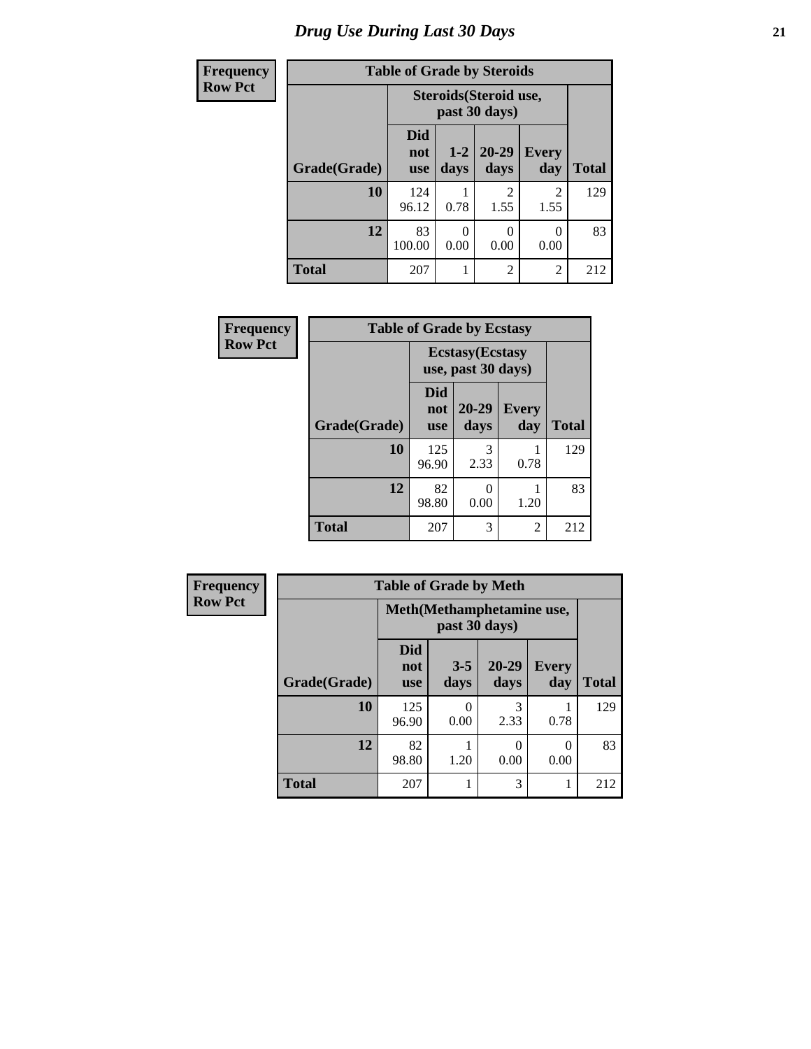# Drug Use During Last 30 Days

**Frequency**
**Row Pct**

| Table of Grade by Steroids | | | | | |
|---|---|---|---|---|---|
| | Steroids(Steroid use, past 30 days) | | | | |
| Grade(Grade) | Did not use | 1-2 days | 20-29 days | Every day | Total |
| 10 | 124<br>96.12 | 1<br>0.78 | 2<br>1.55 | 2<br>1.55 | 129 |
| 12 | 83<br>100.00 | 0<br>0.00 | 0<br>0.00 | 0<br>0.00 | 83 |
| Total | 207 | 1 | 2 | 2 | 212 |

**Frequency**
**Row Pct**

| Table of Grade by Ecstasy | | | | |
|---|---|---|---|---|
| | Ecstasy(Ecstasy use, past 30 days) | | | |
| Grade(Grade) | Did not use | 20-29 days | Every day | Total |
| 10 | 125<br>96.90 | 3<br>2.33 | 1<br>0.78 | 129 |
| 12 | 82<br>98.80 | 0<br>0.00 | 1<br>1.20 | 83 |
| Total | 207 | 3 | 2 | 212 |

**Frequency**
**Row Pct**

| Table of Grade by Meth | | | | | |
|---|---|---|---|---|---|
| | Meth(Methamphetamine use, past 30 days) | | | | |
| Grade(Grade) | Did not use | 3-5 days | 20-29 days | Every day | Total |
| 10 | 125<br>96.90 | 0<br>0.00 | 3<br>2.33 | 1<br>0.78 | 129 |
| 12 | 82<br>98.80 | 1<br>1.20 | 0<br>0.00 | 0<br>0.00 | 83 |
| Total | 207 | 1 | 3 | 1 | 212 |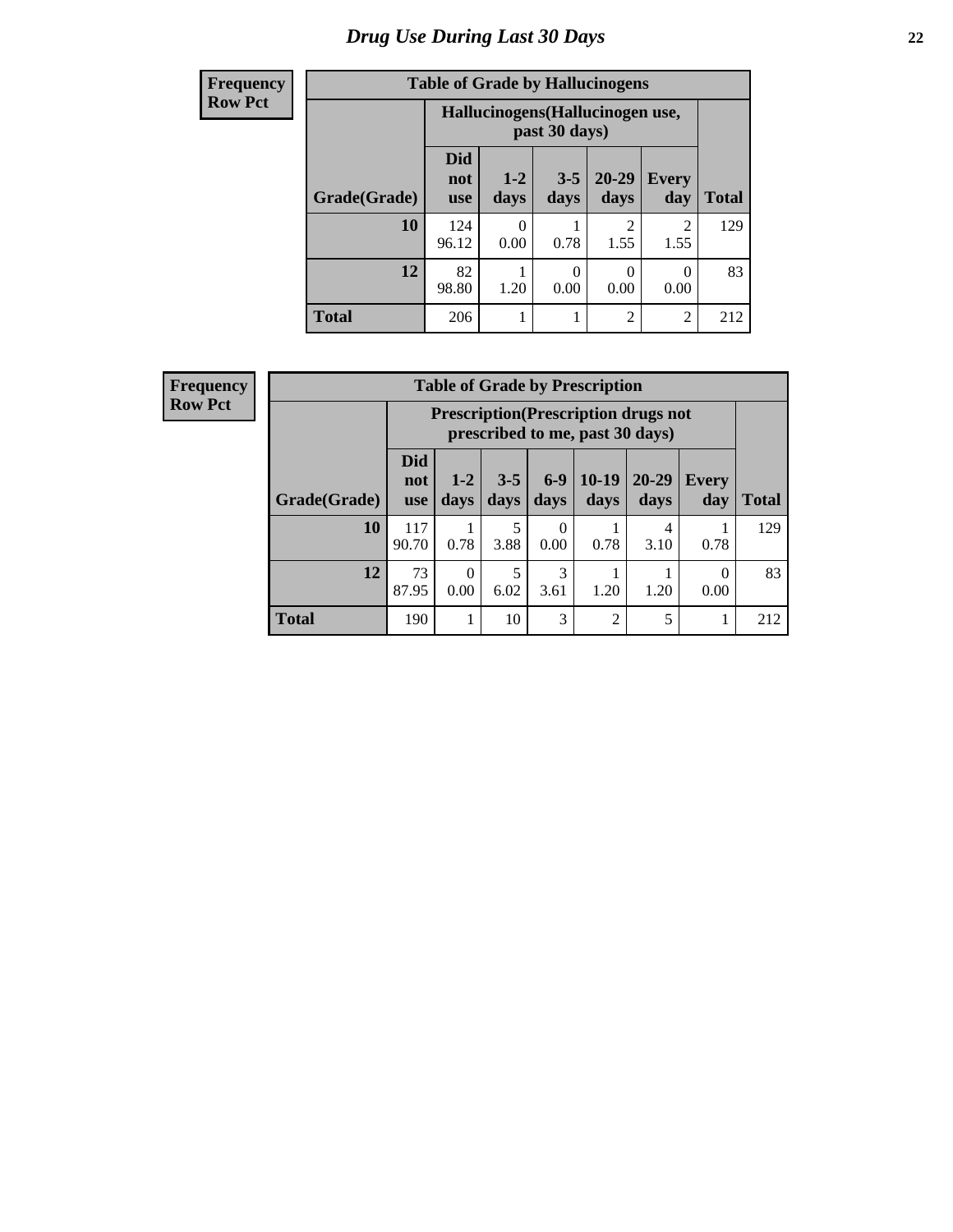# Drug Use During Last 30 Days

**Frequency**
**Row Pct**

| Table of Grade by Hallucinogens | | | | | | |
|---|---|---|---|---|---|---|
| | Hallucinogens(Hallucinogen use, past 30 days) | | | | | |
| Grade(Grade) | Did not use | 1-2 days | 3-5 days | 20-29 days | Every day | Total |
| **10** | 124<br>96.12 | 0<br>0.00 | 1<br>0.78 | 2<br>1.55 | 2<br>1.55 | 129 |
| **12** | 82<br>98.80 | 1<br>1.20 | 0<br>0.00 | 0<br>0.00 | 0<br>0.00 | 83 |
| **Total** | 206 | 1 | 1 | 2 | 2 | 212 |

**Frequency**
**Row Pct**

| Table of Grade by Prescription | | | | | | | | |
|---|---|---|---|---|---|---|---|---|
| | Prescription(Prescription drugs not prescribed to me, past 30 days) | | | | | | | |
| Grade(Grade) | Did not use | 1-2 days | 3-5 days | 6-9 days | 10-19 days | 20-29 days | Every day | Total |
| **10** | 117<br>90.70 | 1<br>0.78 | 5<br>3.88 | 0<br>0.00 | 1<br>0.78 | 4<br>3.10 | 1<br>0.78 | 129 |
| **12** | 73<br>87.95 | 0<br>0.00 | 5<br>6.02 | 3<br>3.61 | 1<br>1.20 | 1<br>1.20 | 0<br>0.00 | 83 |
| **Total** | 190 | 1 | 10 | 3 | 2 | 5 | 1 | 212 |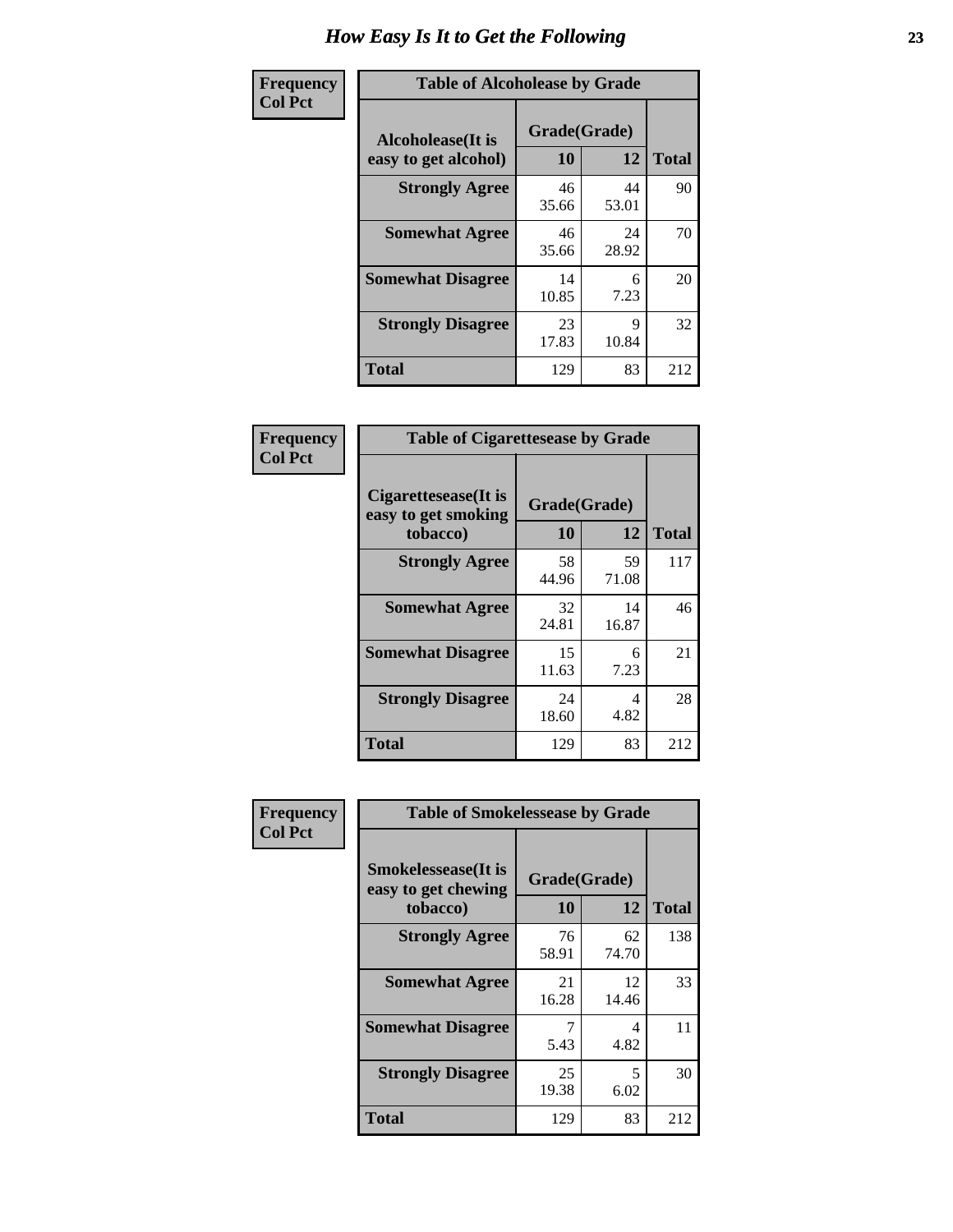# How Easy Is It to Get the Following

**Frequency**
**Col Pct**

| Table of Alcoholease by Grade | | | |
|---|---|---|---|
| Alcoholease(It is easy to get alcohol) | Grade(Grade) | | Total |
| | 10 | 12 | |
| **Strongly Agree** | 46<br>35.66 | 44<br>53.01 | 90 |
| **Somewhat Agree** | 46<br>35.66 | 24<br>28.92 | 70 |
| **Somewhat Disagree** | 14<br>10.85 | 6<br>7.23 | 20 |
| **Strongly Disagree** | 23<br>17.83 | 9<br>10.84 | 32 |
| **Total** | 129 | 83 | 212 |

**Frequency**
**Col Pct**

| Table of Cigarettesease by Grade | | | |
|---|---|---|---|
| Cigarettesease(It is easy to get smoking tobacco) | Grade(Grade) | | Total |
| | 10 | 12 | |
| **Strongly Agree** | 58<br>44.96 | 59<br>71.08 | 117 |
| **Somewhat Agree** | 32<br>24.81 | 14<br>16.87 | 46 |
| **Somewhat Disagree** | 15<br>11.63 | 6<br>7.23 | 21 |
| **Strongly Disagree** | 24<br>18.60 | 4<br>4.82 | 28 |
| **Total** | 129 | 83 | 212 |

**Frequency**
**Col Pct**

| Table of Smokelessease by Grade | | | |
|---|---|---|---|
| Smokelessease(It is easy to get chewing tobacco) | Grade(Grade) | | Total |
| | 10 | 12 | |
| **Strongly Agree** | 76<br>58.91 | 62<br>74.70 | 138 |
| **Somewhat Agree** | 21<br>16.28 | 12<br>14.46 | 33 |
| **Somewhat Disagree** | 7<br>5.43 | 4<br>4.82 | 11 |
| **Strongly Disagree** | 25<br>19.38 | 5<br>6.02 | 30 |
| **Total** | 129 | 83 | 212 |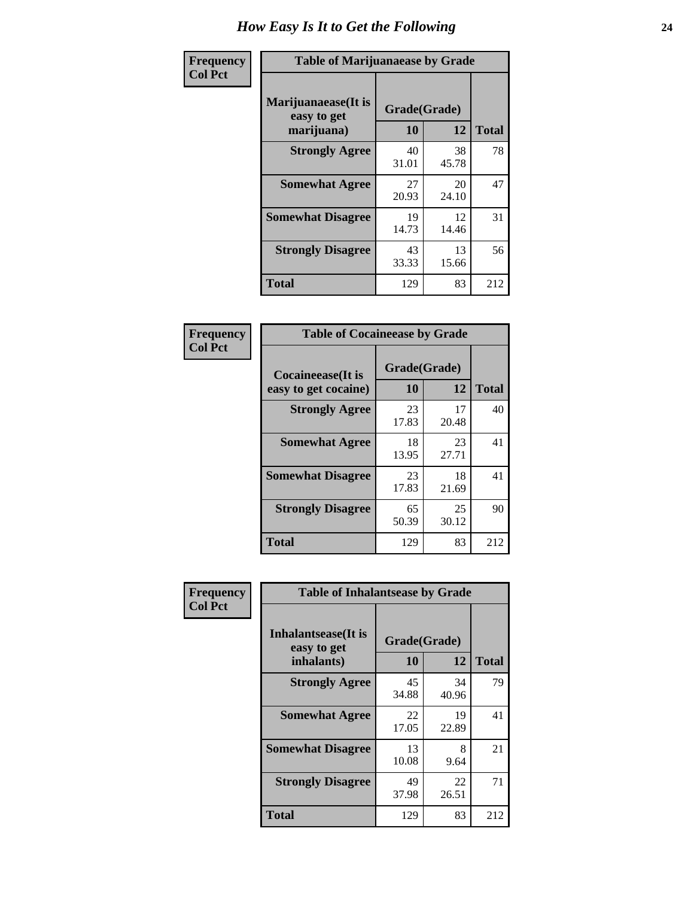# How Easy Is It to Get the Following

**Frequency**
**Col Pct**

| Table of Marijuanaease by Grade | | | |
|---|---|---|---|
| **Marijuanaease(It is easy to get marijuana)** | **Grade(Grade)** | | **Total** |
| | **10** | **12** | |
| **Strongly Agree** | 40<br>31.01 | 38<br>45.78 | 78 |
| **Somewhat Agree** | 27<br>20.93 | 20<br>24.10 | 47 |
| **Somewhat Disagree** | 19<br>14.73 | 12<br>14.46 | 31 |
| **Strongly Disagree** | 43<br>33.33 | 13<br>15.66 | 56 |
| **Total** | 129 | 83 | 212 |

**Frequency**
**Col Pct**

| Table of Cocaineease by Grade | | | |
|---|---|---|---|
| **Cocaineease(It is easy to get cocaine)** | **Grade(Grade)** | | **Total** |
| | **10** | **12** | |
| **Strongly Agree** | 23<br>17.83 | 17<br>20.48 | 40 |
| **Somewhat Agree** | 18<br>13.95 | 23<br>27.71 | 41 |
| **Somewhat Disagree** | 23<br>17.83 | 18<br>21.69 | 41 |
| **Strongly Disagree** | 65<br>50.39 | 25<br>30.12 | 90 |
| **Total** | 129 | 83 | 212 |

**Frequency**
**Col Pct**

| Table of Inhalantsease by Grade | | | |
|---|---|---|---|
| **Inhalantsease(It is easy to get inhalants)** | **Grade(Grade)** | | **Total** |
| | **10** | **12** | |
| **Strongly Agree** | 45<br>34.88 | 34<br>40.96 | 79 |
| **Somewhat Agree** | 22<br>17.05 | 19<br>22.89 | 41 |
| **Somewhat Disagree** | 13<br>10.08 | 8<br>9.64 | 21 |
| **Strongly Disagree** | 49<br>37.98 | 22<br>26.51 | 71 |
| **Total** | 129 | 83 | 212 |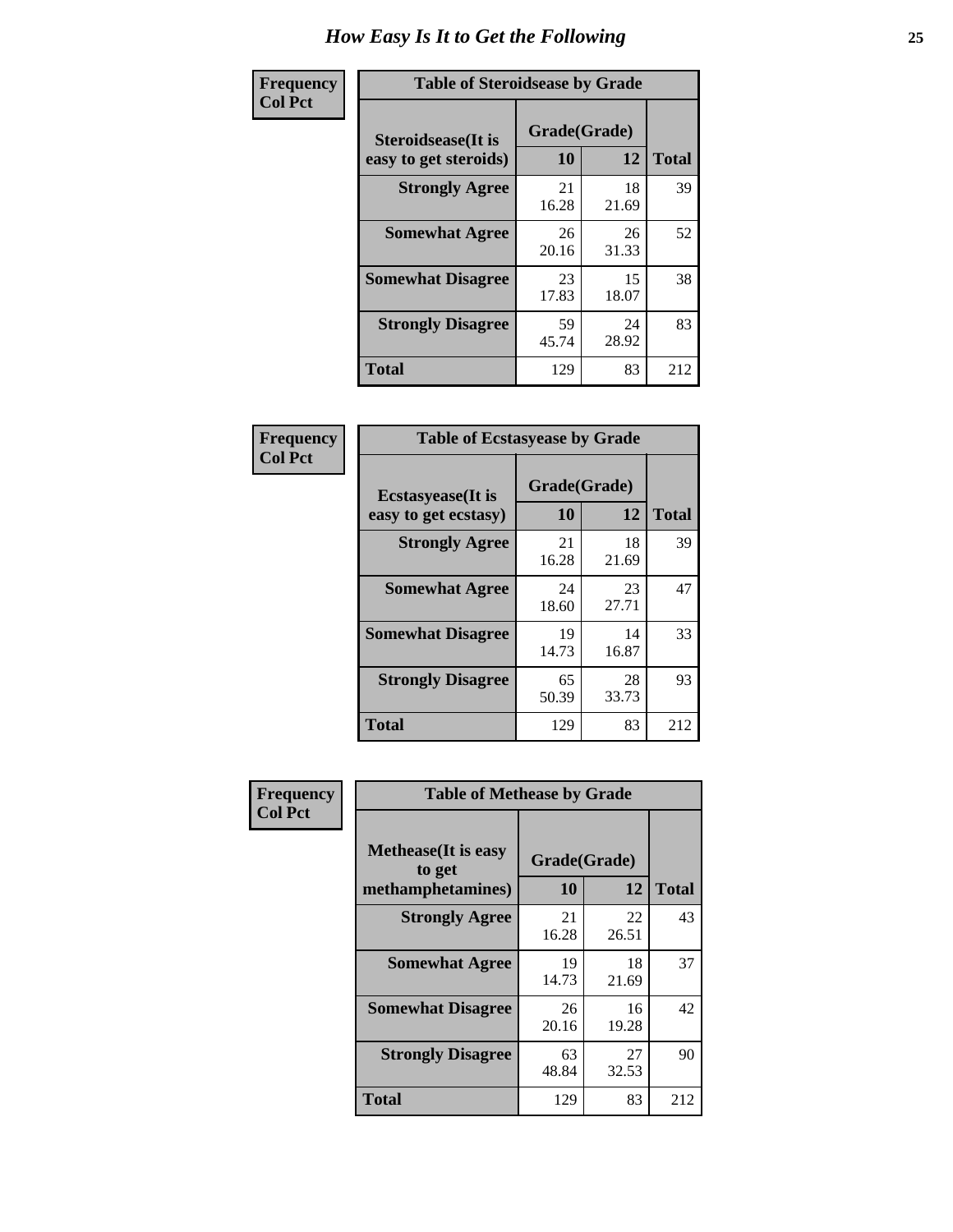# How Easy Is It to Get the Following

**Frequency**
**Col Pct**

| Table of Steroidsease by Grade | | | |
|---|---|---|---|
| **Steroidsease(It is easy to get steroids)** | **Grade(Grade)** | | **Total** |
| | **10** | **12** | |
| **Strongly Agree** | 21<br>16.28 | 18<br>21.69 | 39 |
| **Somewhat Agree** | 26<br>20.16 | 26<br>31.33 | 52 |
| **Somewhat Disagree** | 23<br>17.83 | 15<br>18.07 | 38 |
| **Strongly Disagree** | 59<br>45.74 | 24<br>28.92 | 83 |
| **Total** | 129 | 83 | 212 |

**Frequency**
**Col Pct**

| Table of Ecstasyease by Grade | | | |
|---|---|---|---|
| **Ecstasyease(It is easy to get ecstasy)** | **Grade(Grade)** | | **Total** |
| | **10** | **12** | |
| **Strongly Agree** | 21<br>16.28 | 18<br>21.69 | 39 |
| **Somewhat Agree** | 24<br>18.60 | 23<br>27.71 | 47 |
| **Somewhat Disagree** | 19<br>14.73 | 14<br>16.87 | 33 |
| **Strongly Disagree** | 65<br>50.39 | 28<br>33.73 | 93 |
| **Total** | 129 | 83 | 212 |

**Frequency**
**Col Pct**

| Table of Methease by Grade | | | |
|---|---|---|---|
| **Methease(It is easy to get methamphetamines)** | **Grade(Grade)** | | **Total** |
| | **10** | **12** | |
| **Strongly Agree** | 21<br>16.28 | 22<br>26.51 | 43 |
| **Somewhat Agree** | 19<br>14.73 | 18<br>21.69 | 37 |
| **Somewhat Disagree** | 26<br>20.16 | 16<br>19.28 | 42 |
| **Strongly Disagree** | 63<br>48.84 | 27<br>32.53 | 90 |
| **Total** | 129 | 83 | 212 |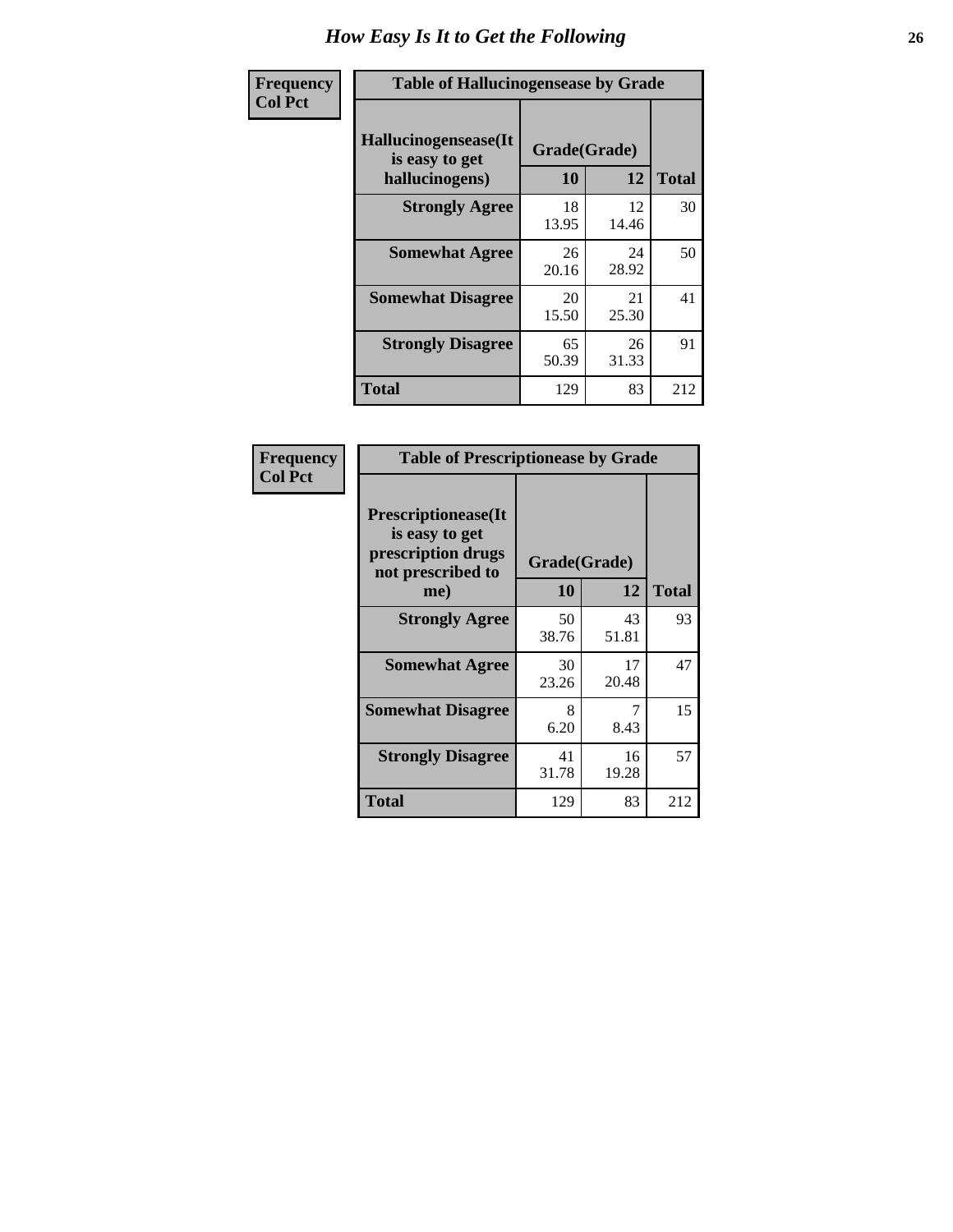# How Easy Is It to Get the Following

| Frequency<br>Col Pct | Table of Hallucinogensease by Grade | | |
|---|---|---|---|
| Hallucinogensease(It is easy to get hallucinogens) | Grade(Grade) | | |
| | 10 | 12 | Total |
| Strongly Agree | 18<br>13.95 | 12<br>14.46 | 30 |
| Somewhat Agree | 26<br>20.16 | 24<br>28.92 | 50 |
| Somewhat Disagree | 20<br>15.50 | 21<br>25.30 | 41 |
| Strongly Disagree | 65<br>50.39 | 26<br>31.33 | 91 |
| Total | 129 | 83 | 212 |

| Frequency<br>Col Pct | Table of Prescriptionease by Grade | | |
|---|---|---|---|
| Prescriptionease(It is easy to get prescription drugs not prescribed to me) | Grade(Grade) | | |
| | 10 | 12 | Total |
| Strongly Agree | 50<br>38.76 | 43<br>51.81 | 93 |
| Somewhat Agree | 30<br>23.26 | 17<br>20.48 | 47 |
| Somewhat Disagree | 8<br>6.20 | 7<br>8.43 | 15 |
| Strongly Disagree | 41<br>31.78 | 16<br>19.28 | 57 |
| Total | 129 | 83 | 212 |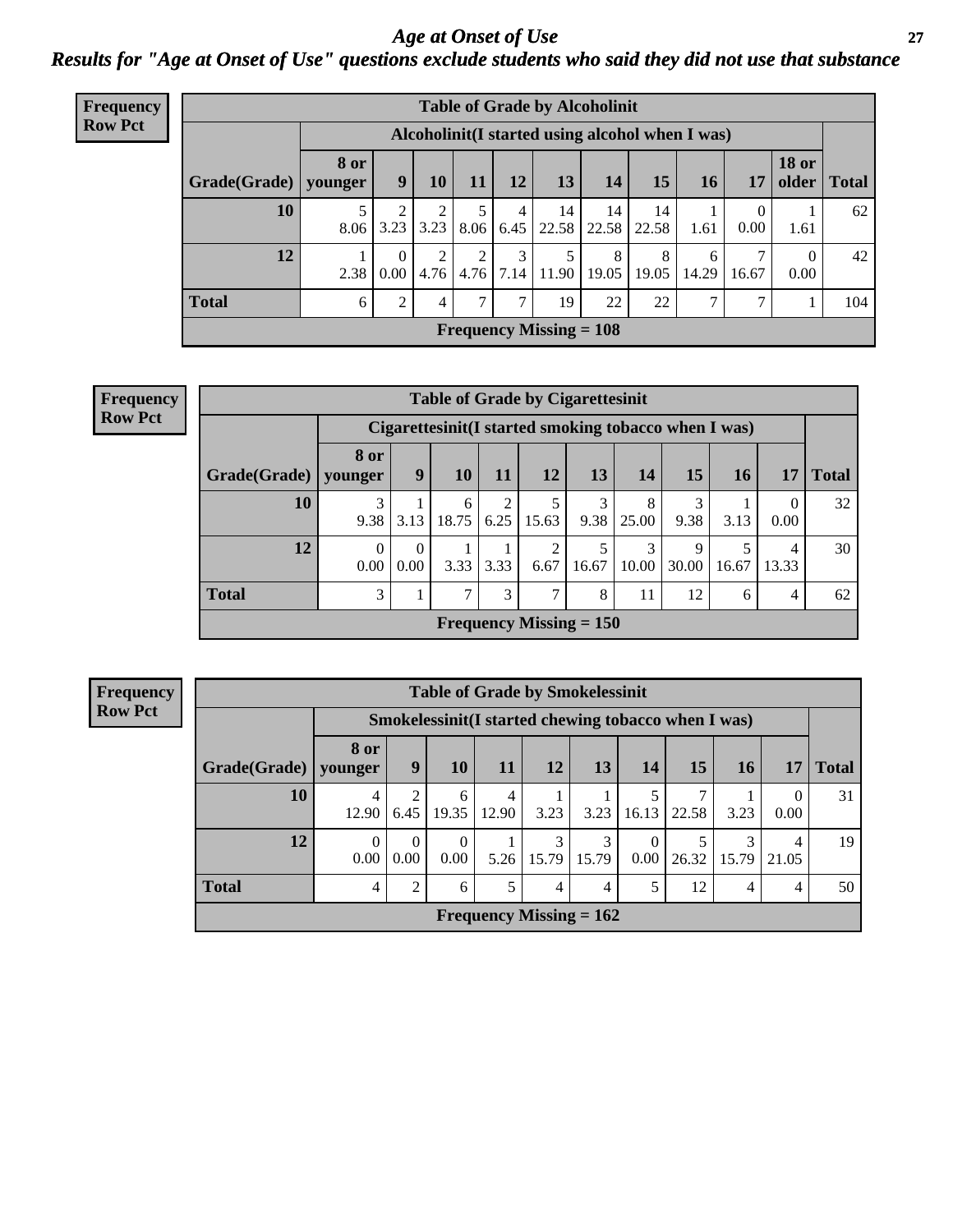# *Age at Onset of Use*

## *Results for "Age at Onset of Use" questions exclude students who said they did not use that substance*

**Frequency**
**Row Pct**

**Table of Grade by Alcoholinit**

| Grade(Grade) | Alcoholinit(I started using alcohol when I was) | | | | | | | | | | | Total |
|---|---|---|---|---|---|---|---|---|---|---|---|---|
| | 8 or younger | 9 | 10 | 11 | 12 | 13 | 14 | 15 | 16 | 17 | 18 or older | |
| 10 | 5<br>8.06 | 2<br>3.23 | 2<br>3.23 | 5<br>8.06 | 4<br>6.45 | 14<br>22.58 | 14<br>22.58 | 14<br>22.58 | 1<br>1.61 | 0<br>0.00 | 1<br>1.61 | 62 |
| 12 | 1<br>2.38 | 0<br>0.00 | 2<br>4.76 | 2<br>4.76 | 3<br>7.14 | 5<br>11.90 | 8<br>19.05 | 8<br>19.05 | 6<br>14.29 | 7<br>16.67 | 0<br>0.00 | 42 |
| **Total** | 6 | 2 | 4 | 7 | 7 | 19 | 22 | 22 | 7 | 7 | 1 | 104 |

**Frequency Missing = 108**

**Frequency**
**Row Pct**

**Table of Grade by Cigarettesinit**

| Grade(Grade) | Cigarettesinit(I started smoking tobacco when I was) | | | | | | | | | | Total |
|---|---|---|---|---|---|---|---|---|---|---|---|
| | 8 or younger | 9 | 10 | 11 | 12 | 13 | 14 | 15 | 16 | 17 | |
| 10 | 3<br>9.38 | 1<br>3.13 | 6<br>18.75 | 2<br>6.25 | 5<br>15.63 | 3<br>9.38 | 8<br>25.00 | 3<br>9.38 | 1<br>3.13 | 0<br>0.00 | 32 |
| 12 | 0<br>0.00 | 0<br>0.00 | 1<br>3.33 | 1<br>3.33 | 2<br>6.67 | 5<br>16.67 | 3<br>10.00 | 9<br>30.00 | 5<br>16.67 | 4<br>13.33 | 30 |
| **Total** | 3 | 1 | 7 | 3 | 7 | 8 | 11 | 12 | 6 | 4 | 62 |

**Frequency Missing = 150**

**Frequency**
**Row Pct**

**Table of Grade by Smokelessinit**

| Grade(Grade) | Smokelessinit(I started chewing tobacco when I was) | | | | | | | | | | Total |
|---|---|---|---|---|---|---|---|---|---|---|---|
| | 8 or younger | 9 | 10 | 11 | 12 | 13 | 14 | 15 | 16 | 17 | |
| 10 | 4<br>12.90 | 2<br>6.45 | 6<br>19.35 | 4<br>12.90 | 1<br>3.23 | 1<br>3.23 | 5<br>16.13 | 7<br>22.58 | 1<br>3.23 | 0<br>0.00 | 31 |
| 12 | 0<br>0.00 | 0<br>0.00 | 0<br>0.00 | 1<br>5.26 | 3<br>15.79 | 3<br>15.79 | 0<br>0.00 | 5<br>26.32 | 3<br>15.79 | 4<br>21.05 | 19 |
| **Total** | 4 | 2 | 6 | 5 | 4 | 4 | 5 | 12 | 4 | 4 | 50 |

**Frequency Missing = 162**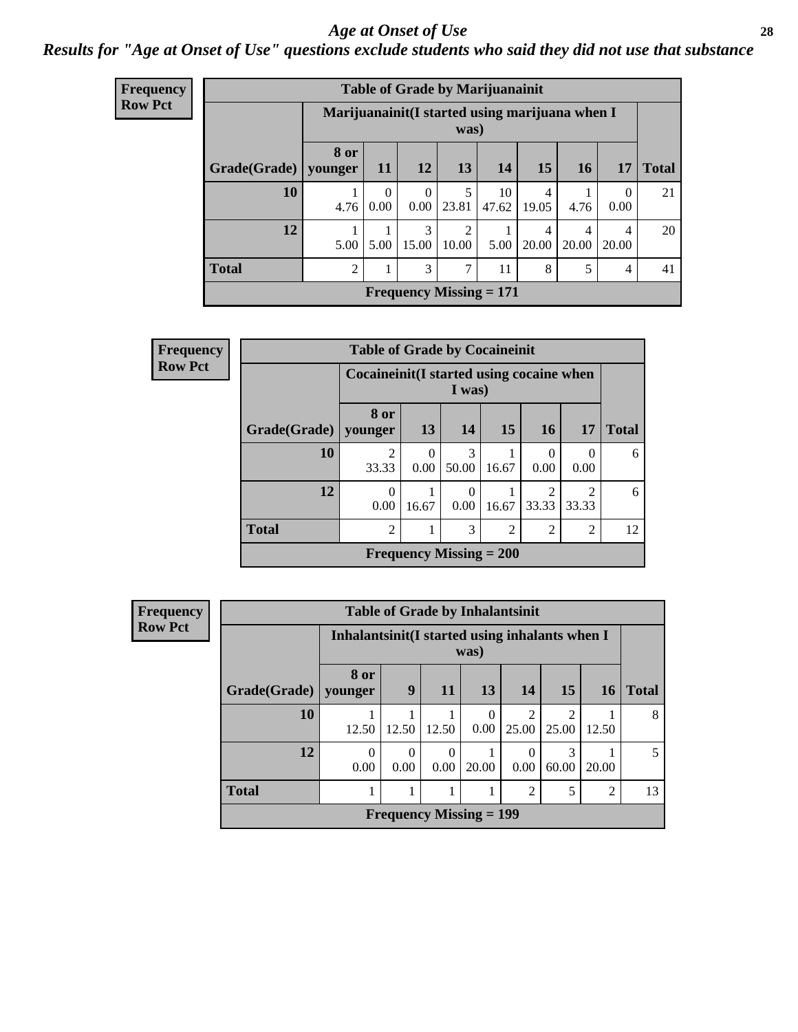# *Age at Onset of Use*

## *Results for "Age at Onset of Use" questions exclude students who said they did not use that substance*

**Frequency**
**Row Pct**

| Table of Grade by Marijuanainit | | | | | | | | | |
|---|---|---|---|---|---|---|---|---|---|
| | Marijuanainit(I started using marijuana when I was) | | | | | | | | |
| Grade(Grade) | 8 or younger | 11 | 12 | 13 | 14 | 15 | 16 | 17 | Total |
| 10 | 1<br>4.76 | 0<br>0.00 | 0<br>0.00 | 5<br>23.81 | 10<br>47.62 | 4<br>19.05 | 1<br>4.76 | 0<br>0.00 | 21 |
| 12 | 1<br>5.00 | 1<br>5.00 | 3<br>15.00 | 2<br>10.00 | 1<br>5.00 | 4<br>20.00 | 4<br>20.00 | 4<br>20.00 | 20 |
| Total | 2 | 1 | 3 | 7 | 11 | 8 | 5 | 4 | 41 |
| Frequency Missing = 171 | | | | | | | | | |

**Frequency**
**Row Pct**

| Table of Grade by Cocaineinit | | | | | | | |
|---|---|---|---|---|---|---|---|
| | Cocaineinit(I started using cocaine when I was) | | | | | | |
| Grade(Grade) | 8 or younger | 13 | 14 | 15 | 16 | 17 | Total |
| 10 | 2<br>33.33 | 0<br>0.00 | 3<br>50.00 | 1<br>16.67 | 0<br>0.00 | 0<br>0.00 | 6 |
| 12 | 0<br>0.00 | 1<br>16.67 | 0<br>0.00 | 1<br>16.67 | 2<br>33.33 | 2<br>33.33 | 6 |
| Total | 2 | 1 | 3 | 2 | 2 | 2 | 12 |
| Frequency Missing = 200 | | | | | | | |

**Frequency**
**Row Pct**

| Table of Grade by Inhalantsinit | | | | | | | | |
|---|---|---|---|---|---|---|---|---|
| | Inhalantsinit(I started using inhalants when I was) | | | | | | | |
| Grade(Grade) | 8 or younger | 9 | 11 | 13 | 14 | 15 | 16 | Total |
| 10 | 1<br>12.50 | 1<br>12.50 | 1<br>12.50 | 0<br>0.00 | 2<br>25.00 | 2<br>25.00 | 1<br>12.50 | 8 |
| 12 | 0<br>0.00 | 0<br>0.00 | 0<br>0.00 | 1<br>20.00 | 0<br>0.00 | 3<br>60.00 | 1<br>20.00 | 5 |
| Total | 1 | 1 | 1 | 1 | 2 | 5 | 2 | 13 |
| Frequency Missing = 199 | | | | | | | | |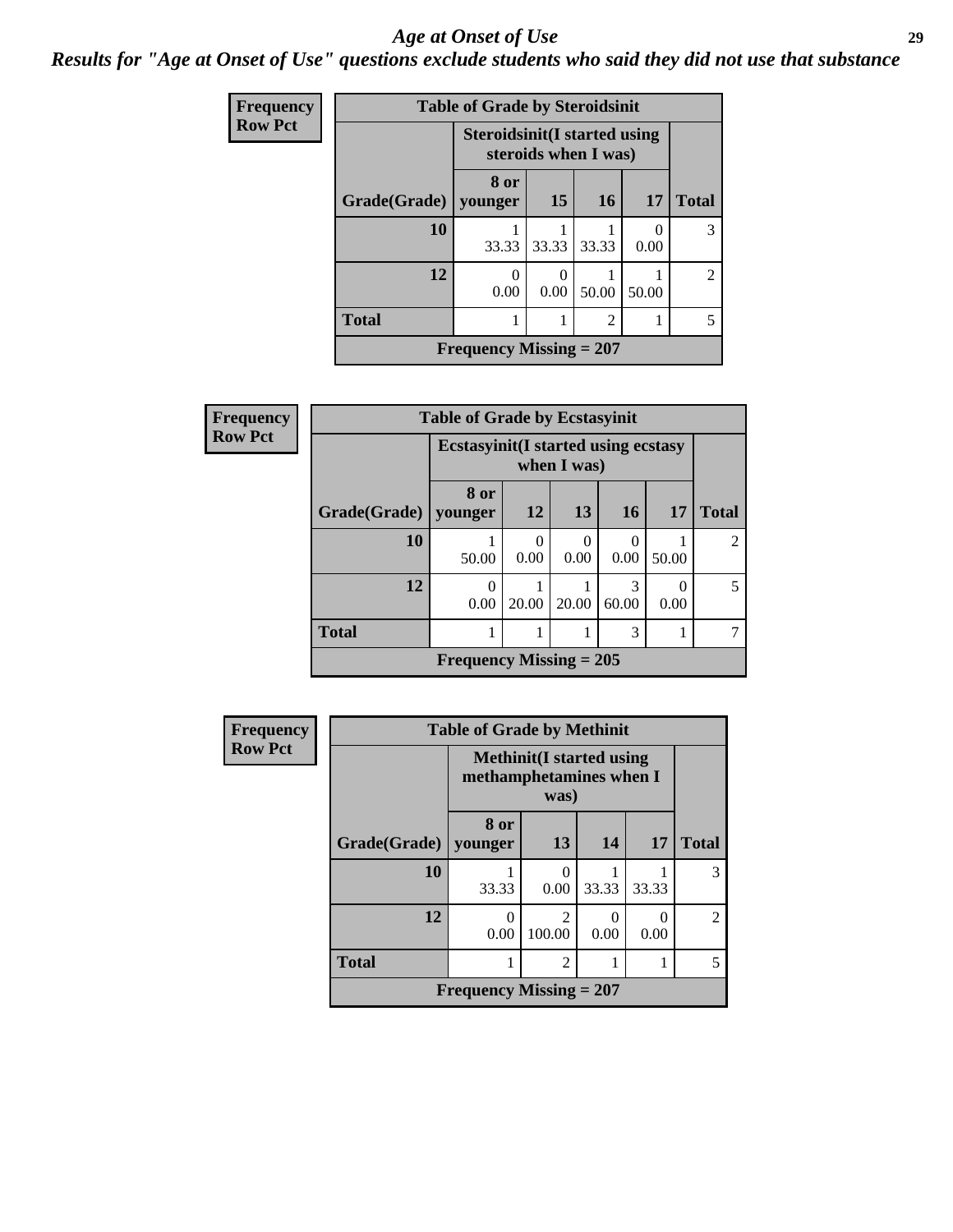# *Age at Onset of Use*

***Results for "Age at Onset of Use" questions exclude students who said they did not use that substance***

**Frequency**
**Row Pct**

**Table of Grade by Steroidsinit**

| | Steroidsinit(I started using steroids when I was) | | | | |
|---|---|---|---|---|---|
| **Grade(Grade)** | **8 or younger** | **15** | **16** | **17** | **Total** |
| **10** | 1<br>33.33 | 1<br>33.33 | 1<br>33.33 | 0<br>0.00 | 3 |
| **12** | 0<br>0.00 | 0<br>0.00 | 1<br>50.00 | 1<br>50.00 | 2 |
| **Total** | 1 | 1 | 2 | 1 | 5 |

**Frequency Missing = 207**

**Frequency**
**Row Pct**

**Table of Grade by Ecstasyinit**

| | Ecstasyinit(I started using ecstasy when I was) | | | | | |
|---|---|---|---|---|---|---|
| **Grade(Grade)** | **8 or younger** | **12** | **13** | **16** | **17** | **Total** |
| **10** | 1<br>50.00 | 0<br>0.00 | 0<br>0.00 | 0<br>0.00 | 1<br>50.00 | 2 |
| **12** | 0<br>0.00 | 1<br>20.00 | 1<br>20.00 | 3<br>60.00 | 0<br>0.00 | 5 |
| **Total** | 1 | 1 | 1 | 3 | 1 | 7 |

**Frequency Missing = 205**

**Frequency**
**Row Pct**

**Table of Grade by Methinit**

| | Methinit(I started using methamphetamines when I was) | | | | |
|---|---|---|---|---|---|
| **Grade(Grade)** | **8 or younger** | **13** | **14** | **17** | **Total** |
| **10** | 1<br>33.33 | 0<br>0.00 | 1<br>33.33 | 1<br>33.33 | 3 |
| **12** | 0<br>0.00 | 2<br>100.00 | 0<br>0.00 | 0<br>0.00 | 2 |
| **Total** | 1 | 2 | 1 | 1 | 5 |

**Frequency Missing = 207**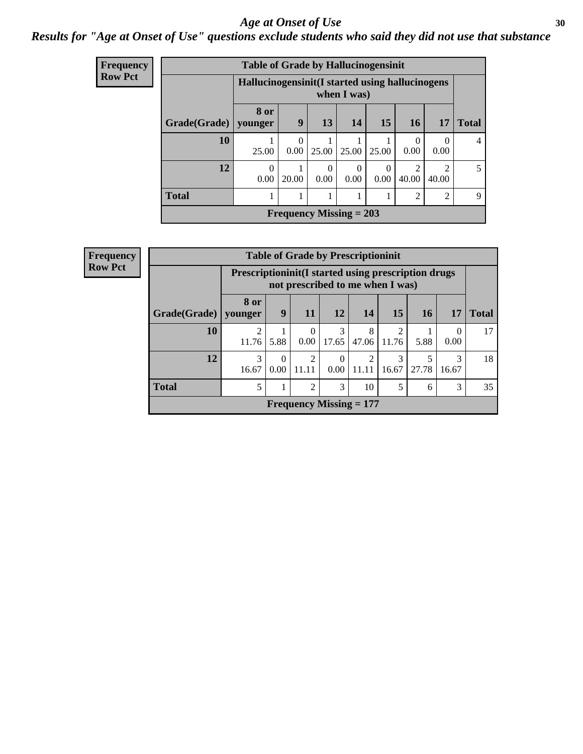# *Age at Onset of Use*

## *Results for "Age at Onset of Use" questions exclude students who said they did not use that substance*

**Frequency**
**Row Pct**

**Table of Grade by Hallucinogensinit**

| Grade(Grade) | Hallucinogensinit(I started using hallucinogens when I was) | | | | | | | Total |
|---|---|---|---|---|---|---|---|---|
| | 8 or younger | 9 | 13 | 14 | 15 | 16 | 17 | |
| 10 | 1<br>25.00 | 0<br>0.00 | 1<br>25.00 | 1<br>25.00 | 1<br>25.00 | 0<br>0.00 | 0<br>0.00 | 4 |
| 12 | 0<br>0.00 | 1<br>20.00 | 0<br>0.00 | 0<br>0.00 | 0<br>0.00 | 2<br>40.00 | 2<br>40.00 | 5 |
| Total | 1 | 1 | 1 | 1 | 1 | 2 | 2 | 9 |

**Frequency Missing = 203**

**Frequency**
**Row Pct**

**Table of Grade by Prescriptioninit**

| Grade(Grade) | Prescriptioninit(I started using prescription drugs not prescribed to me when I was) | | | | | | | | Total |
|---|---|---|---|---|---|---|---|---|---|
| | 8 or younger | 9 | 11 | 12 | 14 | 15 | 16 | 17 | |
| 10 | 2<br>11.76 | 1<br>5.88 | 0<br>0.00 | 3<br>17.65 | 8<br>47.06 | 2<br>11.76 | 1<br>5.88 | 0<br>0.00 | 17 |
| 12 | 3<br>16.67 | 0<br>0.00 | 2<br>11.11 | 0<br>0.00 | 2<br>11.11 | 3<br>16.67 | 5<br>27.78 | 3<br>16.67 | 18 |
| Total | 5 | 1 | 2 | 3 | 10 | 5 | 6 | 3 | 35 |

**Frequency Missing = 177**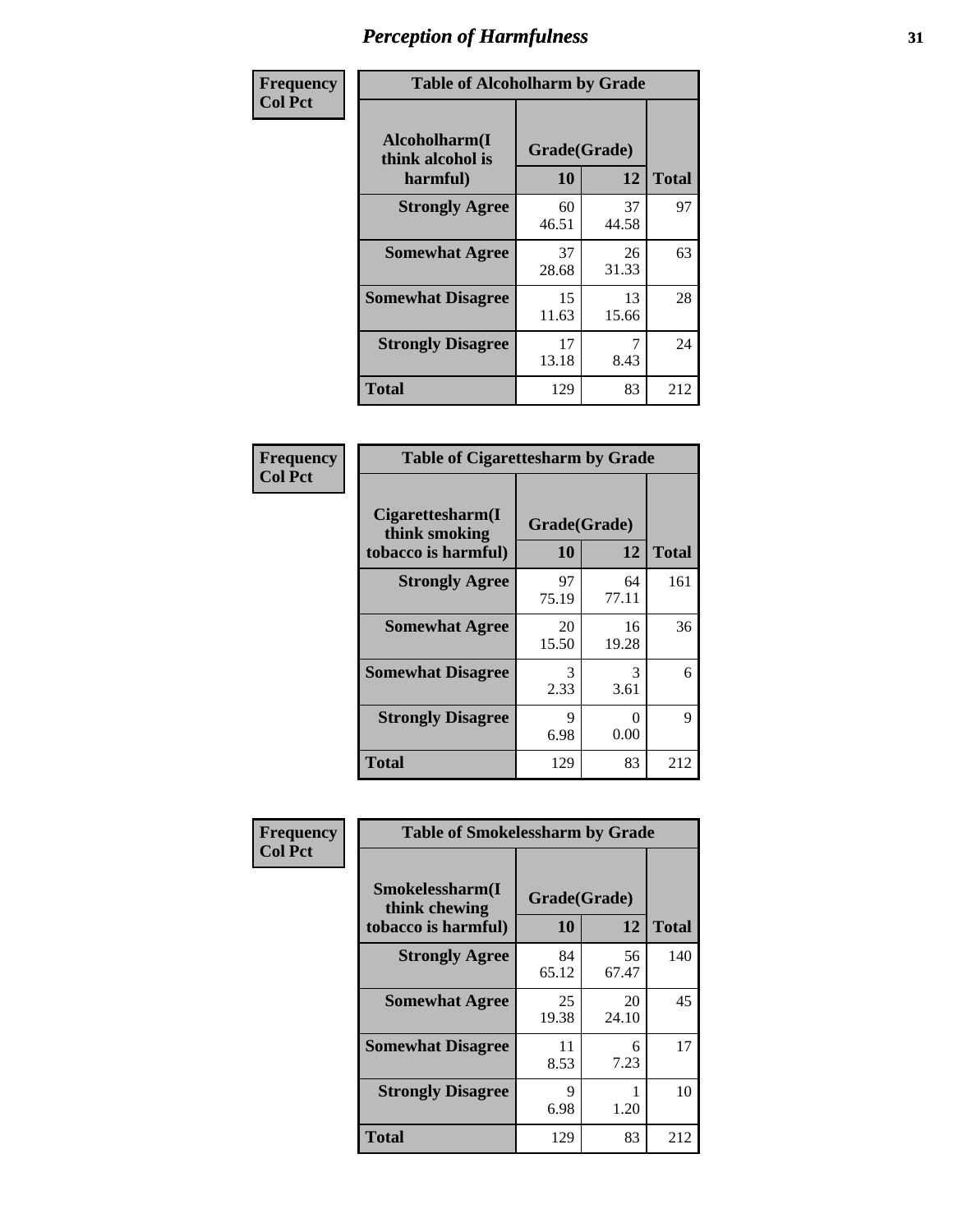# Perception of Harmfulness

| Frequency<br>Col Pct | | | |
|---|---|---|---|

**Table of Alcoholharm by Grade**

| Alcoholharm(I think alcohol is harmful) | Grade(Grade) | | Total |
|---|---|---|---|
| | 10 | 12 | |
| Strongly Agree | 60<br>46.51 | 37<br>44.58 | 97 |
| Somewhat Agree | 37<br>28.68 | 26<br>31.33 | 63 |
| Somewhat Disagree | 15<br>11.63 | 13<br>15.66 | 28 |
| Strongly Disagree | 17<br>13.18 | 7<br>8.43 | 24 |
| Total | 129 | 83 | 212 |

| Frequency<br>Col Pct | | | |
|---|---|---|---|

**Table of Cigarettesharm by Grade**

| Cigarettesharm(I think smoking tobacco is harmful) | Grade(Grade) | | Total |
|---|---|---|---|
| | 10 | 12 | |
| Strongly Agree | 97<br>75.19 | 64<br>77.11 | 161 |
| Somewhat Agree | 20<br>15.50 | 16<br>19.28 | 36 |
| Somewhat Disagree | 3<br>2.33 | 3<br>3.61 | 6 |
| Strongly Disagree | 9<br>6.98 | 0<br>0.00 | 9 |
| Total | 129 | 83 | 212 |

| Frequency<br>Col Pct | | | |
|---|---|---|---|

**Table of Smokelessharm by Grade**

| Smokelessharm(I think chewing tobacco is harmful) | Grade(Grade) | | Total |
|---|---|---|---|
| | 10 | 12 | |
| Strongly Agree | 84<br>65.12 | 56<br>67.47 | 140 |
| Somewhat Agree | 25<br>19.38 | 20<br>24.10 | 45 |
| Somewhat Disagree | 11<br>8.53 | 6<br>7.23 | 17 |
| Strongly Disagree | 9<br>6.98 | 1<br>1.20 | 10 |
| Total | 129 | 83 | 212 |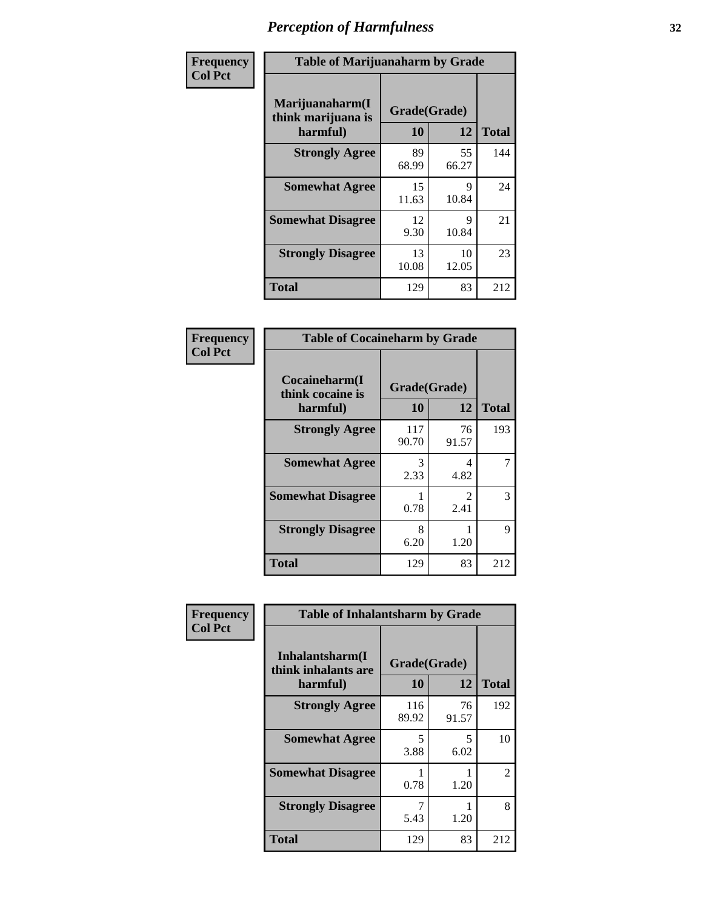# Perception of Harmfulness

| Frequency<br>Col Pct | Table of Marijuanaharm by Grade | | |
|---|---|---|---|
| Marijuanaharm(I think marijuana is harmful) | Grade(Grade) | | |
| | 10 | 12 | Total |
| Strongly Agree | 89<br>68.99 | 55<br>66.27 | 144 |
| Somewhat Agree | 15<br>11.63 | 9<br>10.84 | 24 |
| Somewhat Disagree | 12<br>9.30 | 9<br>10.84 | 21 |
| Strongly Disagree | 13<br>10.08 | 10<br>12.05 | 23 |
| Total | 129 | 83 | 212 |

| Frequency<br>Col Pct | Table of Cocaineharm by Grade | | |
|---|---|---|---|
| Cocaineharm(I think cocaine is harmful) | Grade(Grade) | | |
| | 10 | 12 | Total |
| Strongly Agree | 117<br>90.70 | 76<br>91.57 | 193 |
| Somewhat Agree | 3<br>2.33 | 4<br>4.82 | 7 |
| Somewhat Disagree | 1<br>0.78 | 2<br>2.41 | 3 |
| Strongly Disagree | 8<br>6.20 | 1<br>1.20 | 9 |
| Total | 129 | 83 | 212 |

| Frequency<br>Col Pct | Table of Inhalantsharm by Grade | | |
|---|---|---|---|
| Inhalantsharm(I think inhalants are harmful) | Grade(Grade) | | |
| | 10 | 12 | Total |
| Strongly Agree | 116<br>89.92 | 76<br>91.57 | 192 |
| Somewhat Agree | 5<br>3.88 | 5<br>6.02 | 10 |
| Somewhat Disagree | 1<br>0.78 | 1<br>1.20 | 2 |
| Strongly Disagree | 7<br>5.43 | 1<br>1.20 | 8 |
| Total | 129 | 83 | 212 |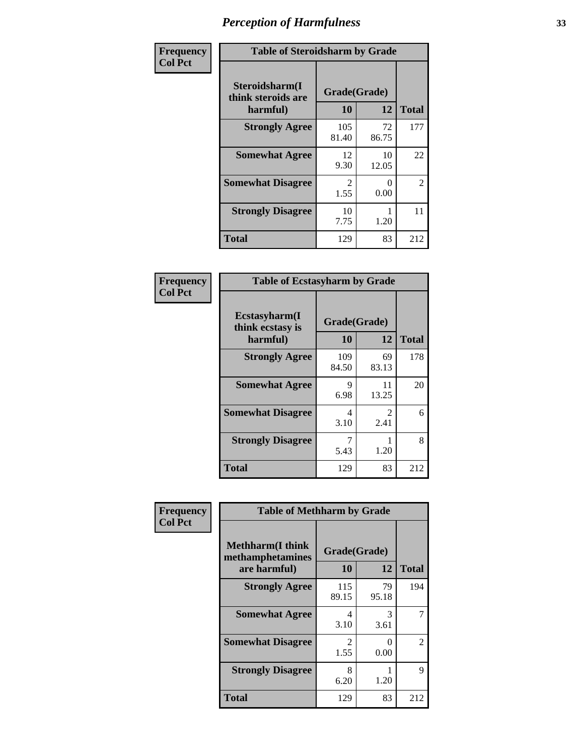# Perception of Harmfulness

**Frequency**
**Col Pct**

| Table of Steroidsharm by Grade | | | |
|---|---|---|---|
| **Steroidsharm(I think steroids are harmful)** | **Grade(Grade)** | | **Total** |
| | **10** | **12** | |
| **Strongly Agree** | 105<br>81.40 | 72<br>86.75 | 177 |
| **Somewhat Agree** | 12<br>9.30 | 10<br>12.05 | 22 |
| **Somewhat Disagree** | 2<br>1.55 | 0<br>0.00 | 2 |
| **Strongly Disagree** | 10<br>7.75 | 1<br>1.20 | 11 |
| **Total** | 129 | 83 | 212 |

**Frequency**
**Col Pct**

| Table of Ecstasyharm by Grade | | | |
|---|---|---|---|
| **Ecstasyharm(I think ecstasy is harmful)** | **Grade(Grade)** | | **Total** |
| | **10** | **12** | |
| **Strongly Agree** | 109<br>84.50 | 69<br>83.13 | 178 |
| **Somewhat Agree** | 9<br>6.98 | 11<br>13.25 | 20 |
| **Somewhat Disagree** | 4<br>3.10 | 2<br>2.41 | 6 |
| **Strongly Disagree** | 7<br>5.43 | 1<br>1.20 | 8 |
| **Total** | 129 | 83 | 212 |

**Frequency**
**Col Pct**

| Table of Methharm by Grade | | | |
|---|---|---|---|
| **Methharm(I think methamphetamines are harmful)** | **Grade(Grade)** | | **Total** |
| | **10** | **12** | |
| **Strongly Agree** | 115<br>89.15 | 79<br>95.18 | 194 |
| **Somewhat Agree** | 4<br>3.10 | 3<br>3.61 | 7 |
| **Somewhat Disagree** | 2<br>1.55 | 0<br>0.00 | 2 |
| **Strongly Disagree** | 8<br>6.20 | 1<br>1.20 | 9 |
| **Total** | 129 | 83 | 212 |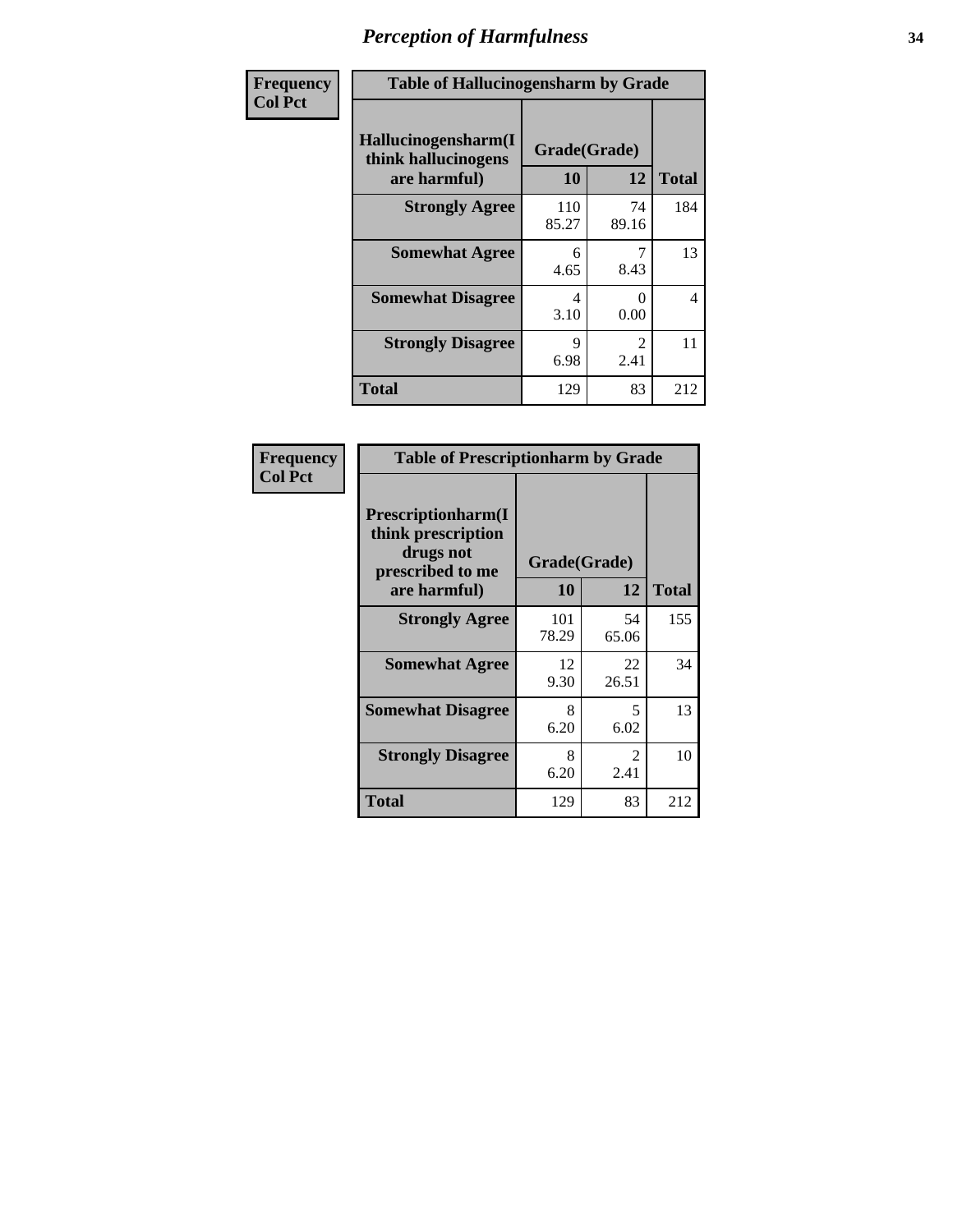# *Perception of Harmfulness*

| Frequency Col Pct | Table of Hallucinogensharm by Grade | | |
|---|---|---|---|
| Hallucinogensharm(I think hallucinogens are harmful) | Grade(Grade) | | |
| | 10 | 12 | Total |
| Strongly Agree | 110 85.27 | 74 89.16 | 184 |
| Somewhat Agree | 6 4.65 | 7 8.43 | 13 |
| Somewhat Disagree | 4 3.10 | 0 0.00 | 4 |
| Strongly Disagree | 9 6.98 | 2 2.41 | 11 |
| Total | 129 | 83 | 212 |

| Frequency Col Pct | Table of Prescriptionharm by Grade | | |
|---|---|---|---|
| Prescriptionharm(I think prescription drugs not prescribed to me are harmful) | Grade(Grade) | | |
| | 10 | 12 | Total |
| Strongly Agree | 101 78.29 | 54 65.06 | 155 |
| Somewhat Agree | 12 9.30 | 22 26.51 | 34 |
| Somewhat Disagree | 8 6.20 | 5 6.02 | 13 |
| Strongly Disagree | 8 6.20 | 2 2.41 | 10 |
| Total | 129 | 83 | 212 |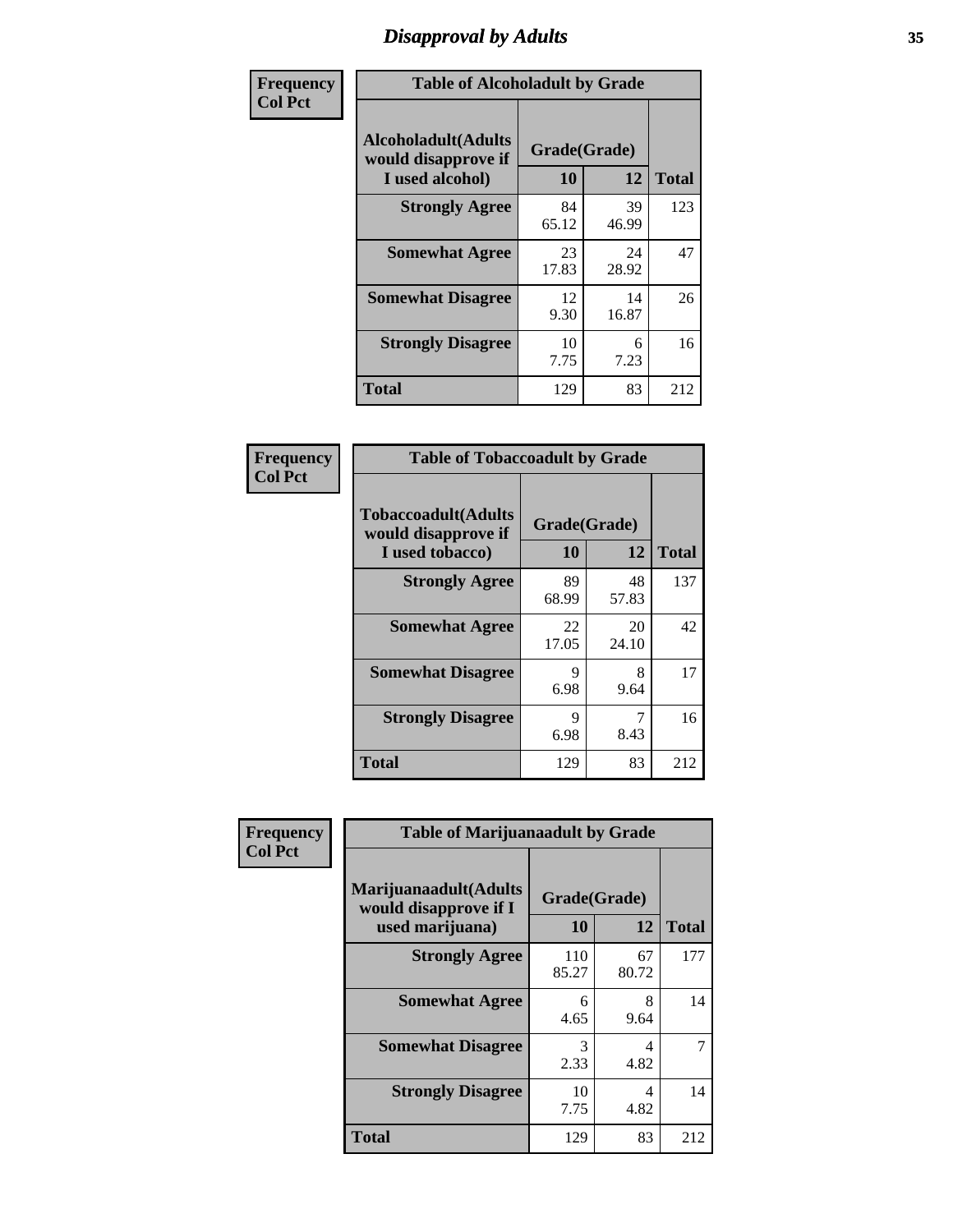# Disapproval by Adults

| Frequency<br>Col Pct | | | |
|---|---|---|---|

**Table of Alcoholadult by Grade**

| Alcoholadult(Adults would disapprove if I used alcohol) | Grade(Grade) 10 | 12 | Total |
|---|---|---|---|
| **Strongly Agree** | 84<br>65.12 | 39<br>46.99 | 123 |
| **Somewhat Agree** | 23<br>17.83 | 24<br>28.92 | 47 |
| **Somewhat Disagree** | 12<br>9.30 | 14<br>16.87 | 26 |
| **Strongly Disagree** | 10<br>7.75 | 6<br>7.23 | 16 |
| **Total** | 129 | 83 | 212 |

**Frequency**
**Col Pct**

**Table of Tobaccoadult by Grade**

| Tobaccoadult(Adults would disapprove if I used tobacco) | Grade(Grade) 10 | 12 | Total |
|---|---|---|---|
| **Strongly Agree** | 89<br>68.99 | 48<br>57.83 | 137 |
| **Somewhat Agree** | 22<br>17.05 | 20<br>24.10 | 42 |
| **Somewhat Disagree** | 9<br>6.98 | 8<br>9.64 | 17 |
| **Strongly Disagree** | 9<br>6.98 | 7<br>8.43 | 16 |
| **Total** | 129 | 83 | 212 |

**Frequency**
**Col Pct**

**Table of Marijuanaadult by Grade**

| Marijuanaadult(Adults would disapprove if I used marijuana) | Grade(Grade) 10 | 12 | Total |
|---|---|---|---|
| **Strongly Agree** | 110<br>85.27 | 67<br>80.72 | 177 |
| **Somewhat Agree** | 6<br>4.65 | 8<br>9.64 | 14 |
| **Somewhat Disagree** | 3<br>2.33 | 4<br>4.82 | 7 |
| **Strongly Disagree** | 10<br>7.75 | 4<br>4.82 | 14 |
| **Total** | 129 | 83 | 212 |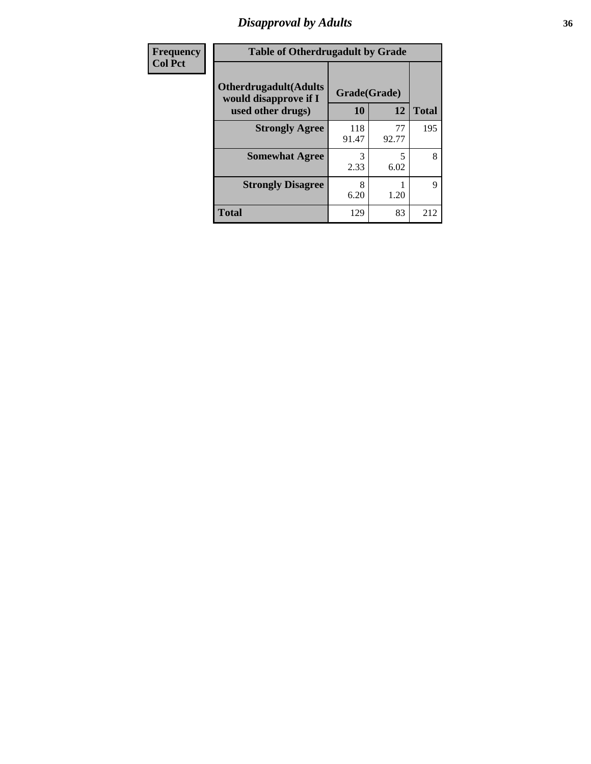# Disapproval by Adults

| Frequency<br>Col Pct | Table of Otherdrugadult by Grade | | |
|---|---|---|---|
| Otherdrugadult(Adults would disapprove if I used other drugs) | Grade(Grade) | | |
| | 10 | 12 | Total |
| Strongly Agree | 118<br>91.47 | 77<br>92.77 | 195 |
| Somewhat Agree | 3<br>2.33 | 5<br>6.02 | 8 |
| Strongly Disagree | 8<br>6.20 | 1<br>1.20 | 9 |
| Total | 129 | 83 | 212 |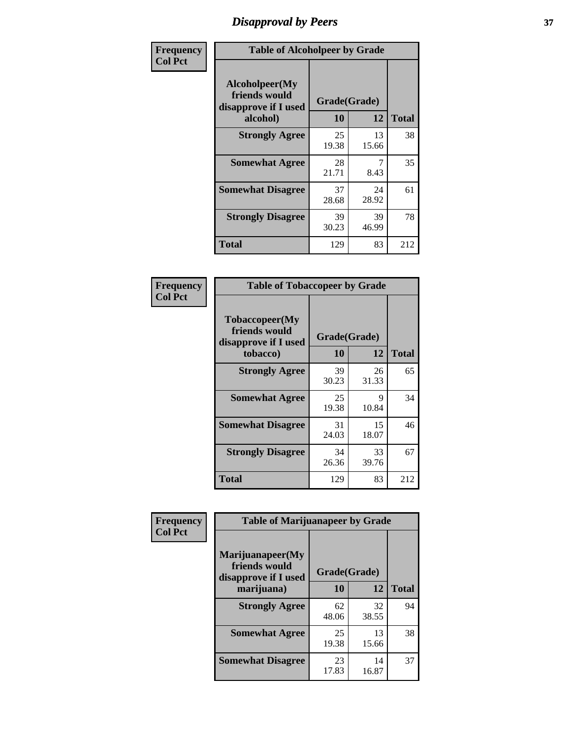# Disapproval by Peers

| Frequency<br>Col Pct | Table of Alcoholpeer by Grade | | |
|---|---|---|---|
| Alcoholpeer(My friends would disapprove if I used alcohol) | Grade(Grade) | | |
| | 10 | 12 | Total |
| Strongly Agree | 25<br>19.38 | 13<br>15.66 | 38 |
| Somewhat Agree | 28<br>21.71 | 7<br>8.43 | 35 |
| Somewhat Disagree | 37<br>28.68 | 24<br>28.92 | 61 |
| Strongly Disagree | 39<br>30.23 | 39<br>46.99 | 78 |
| Total | 129 | 83 | 212 |

| Frequency<br>Col Pct | Table of Tobaccopeer by Grade | | |
|---|---|---|---|
| Tobaccopeer(My friends would disapprove if I used tobacco) | Grade(Grade) | | |
| | 10 | 12 | Total |
| Strongly Agree | 39<br>30.23 | 26<br>31.33 | 65 |
| Somewhat Agree | 25<br>19.38 | 9<br>10.84 | 34 |
| Somewhat Disagree | 31<br>24.03 | 15<br>18.07 | 46 |
| Strongly Disagree | 34<br>26.36 | 33<br>39.76 | 67 |
| Total | 129 | 83 | 212 |

| Frequency<br>Col Pct | Table of Marijuanapeer by Grade | | |
|---|---|---|---|
| Marijuanapeer(My friends would disapprove if I used marijuana) | Grade(Grade) | | |
| | 10 | 12 | Total |
| Strongly Agree | 62<br>48.06 | 32<br>38.55 | 94 |
| Somewhat Agree | 25<br>19.38 | 13<br>15.66 | 38 |
| Somewhat Disagree | 23<br>17.83 | 14<br>16.87 | 37 |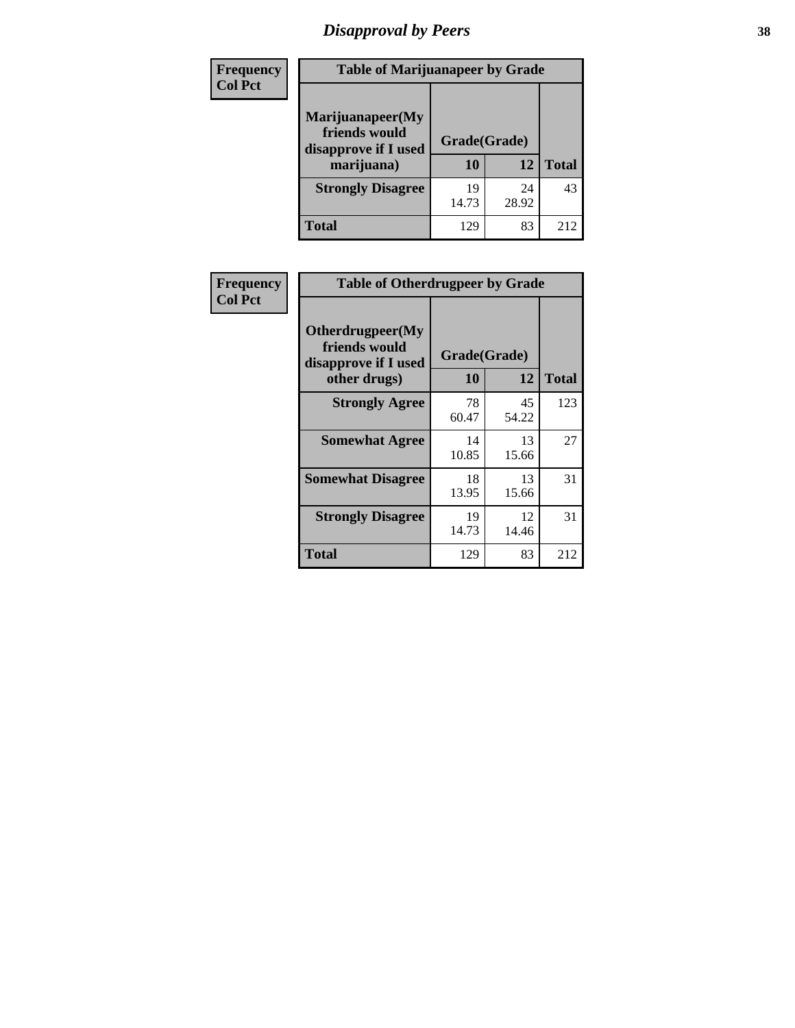# Disapproval by Peers

Frequency
Col Pct

**Table of Marijuanapeer by Grade**

| Marijuanapeer(My friends would disapprove if I used marijuana) | Grade(Grade) 10 | 12 | Total |
|---|---|---|---|
| **Strongly Disagree** | 19<br>14.73 | 24<br>28.92 | 43 |
| **Total** | 129 | 83 | 212 |

Frequency
Col Pct

**Table of Otherdrugpeer by Grade**

| Otherdrugpeer(My friends would disapprove if I used other drugs) | Grade(Grade) 10 | 12 | Total |
|---|---|---|---|
| **Strongly Agree** | 78<br>60.47 | 45<br>54.22 | 123 |
| **Somewhat Agree** | 14<br>10.85 | 13<br>15.66 | 27 |
| **Somewhat Disagree** | 18<br>13.95 | 13<br>15.66 | 31 |
| **Strongly Disagree** | 19<br>14.73 | 12<br>14.46 | 31 |
| **Total** | 129 | 83 | 212 |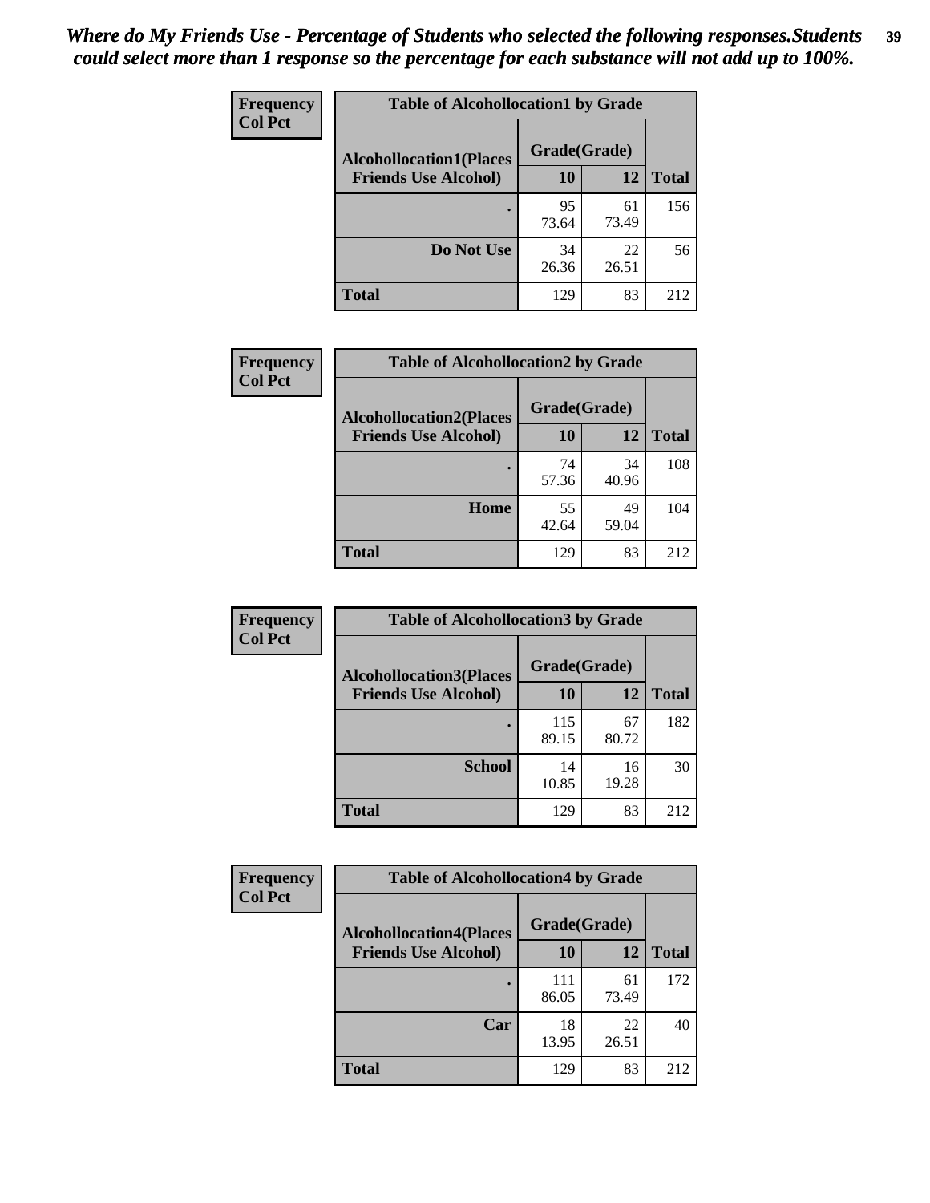*Where do My Friends Use - Percentage of Students who selected the following responses.Students could select more than 1 response so the percentage for each substance will not add up to 100%.*

**Frequency**
**Col Pct**

| Table of Alcohollocation1 by Grade | | | |
|---|---|---|---|
| Alcohollocation1(Places Friends Use Alcohol) | Grade(Grade) | | Total |
| | 10 | 12 | |
| . | 95<br>73.64 | 61<br>73.49 | 156 |
| Do Not Use | 34<br>26.36 | 22<br>26.51 | 56 |
| Total | 129 | 83 | 212 |

**Frequency**
**Col Pct**

| Table of Alcohollocation2 by Grade | | | |
|---|---|---|---|
| Alcohollocation2(Places Friends Use Alcohol) | Grade(Grade) | | Total |
| | 10 | 12 | |
| . | 74<br>57.36 | 34<br>40.96 | 108 |
| Home | 55<br>42.64 | 49<br>59.04 | 104 |
| Total | 129 | 83 | 212 |

**Frequency**
**Col Pct**

| Table of Alcohollocation3 by Grade | | | |
|---|---|---|---|
| Alcohollocation3(Places Friends Use Alcohol) | Grade(Grade) | | Total |
| | 10 | 12 | |
| . | 115<br>89.15 | 67<br>80.72 | 182 |
| School | 14<br>10.85 | 16<br>19.28 | 30 |
| Total | 129 | 83 | 212 |

**Frequency**
**Col Pct**

| Table of Alcohollocation4 by Grade | | | |
|---|---|---|---|
| Alcohollocation4(Places Friends Use Alcohol) | Grade(Grade) | | Total |
| | 10 | 12 | |
| . | 111<br>86.05 | 61<br>73.49 | 172 |
| Car | 18<br>13.95 | 22<br>26.51 | 40 |
| Total | 129 | 83 | 212 |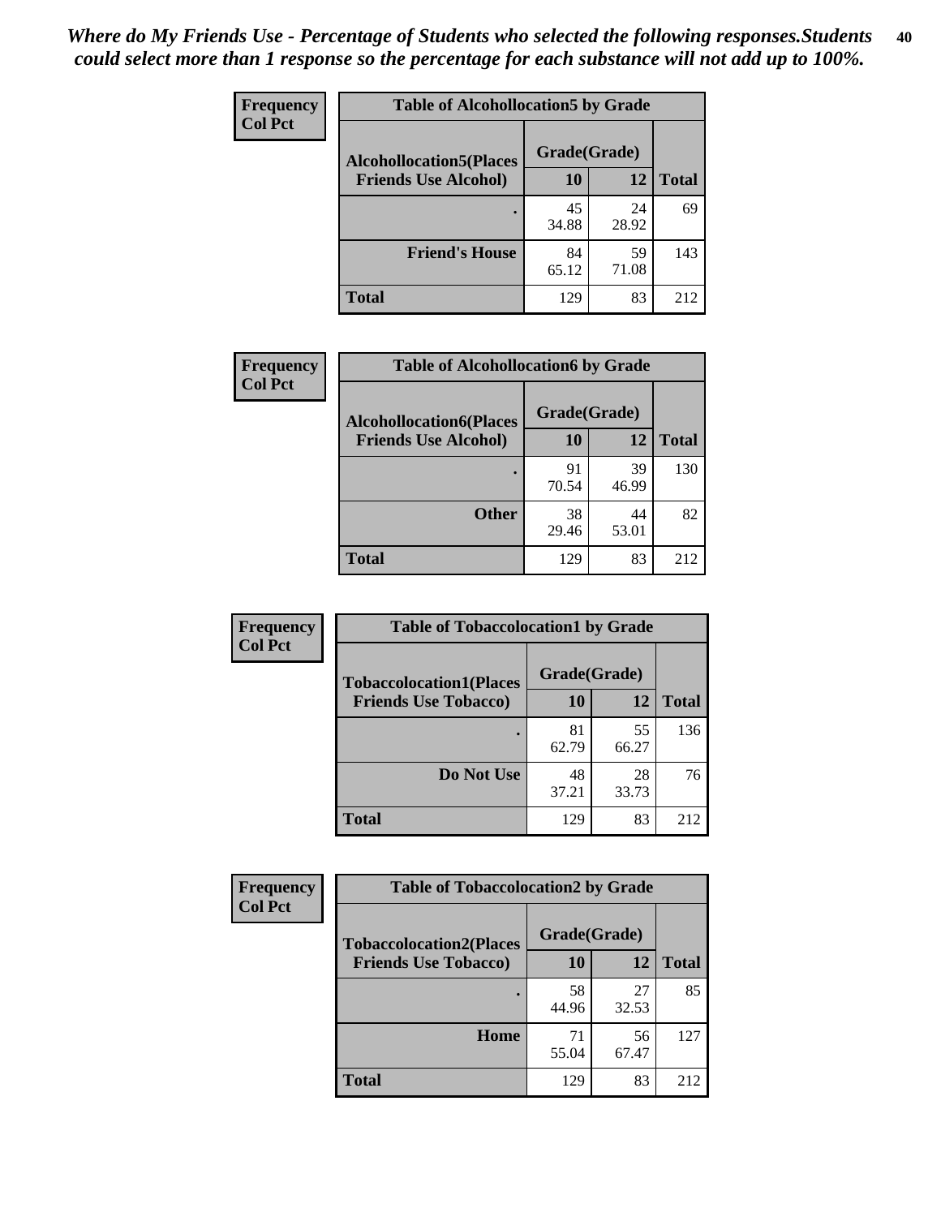*Where do My Friends Use - Percentage of Students who selected the following responses.Students could select more than 1 response so the percentage for each substance will not add up to 100%.*

**Frequency**
**Col Pct**

| Table of Alcohollocation5 by Grade | | | |
|---|---|---|---|
| **Alcohollocation5(Places Friends Use Alcohol)** | **Grade(Grade)** | | **Total** |
| | **10** | **12** | |
| **.** | 45<br>34.88 | 24<br>28.92 | 69 |
| **Friend's House** | 84<br>65.12 | 59<br>71.08 | 143 |
| **Total** | 129 | 83 | 212 |

**Frequency**
**Col Pct**

| Table of Alcohollocation6 by Grade | | | |
|---|---|---|---|
| **Alcohollocation6(Places Friends Use Alcohol)** | **Grade(Grade)** | | **Total** |
| | **10** | **12** | |
| **.** | 91<br>70.54 | 39<br>46.99 | 130 |
| **Other** | 38<br>29.46 | 44<br>53.01 | 82 |
| **Total** | 129 | 83 | 212 |

**Frequency**
**Col Pct**

| Table of Tobaccolocation1 by Grade | | | |
|---|---|---|---|
| **Tobaccolocation1(Places Friends Use Tobacco)** | **Grade(Grade)** | | **Total** |
| | **10** | **12** | |
| **.** | 81<br>62.79 | 55<br>66.27 | 136 |
| **Do Not Use** | 48<br>37.21 | 28<br>33.73 | 76 |
| **Total** | 129 | 83 | 212 |

**Frequency**
**Col Pct**

| Table of Tobaccolocation2 by Grade | | | |
|---|---|---|---|
| **Tobaccolocation2(Places Friends Use Tobacco)** | **Grade(Grade)** | | **Total** |
| | **10** | **12** | |
| **.** | 58<br>44.96 | 27<br>32.53 | 85 |
| **Home** | 71<br>55.04 | 56<br>67.47 | 127 |
| **Total** | 129 | 83 | 212 |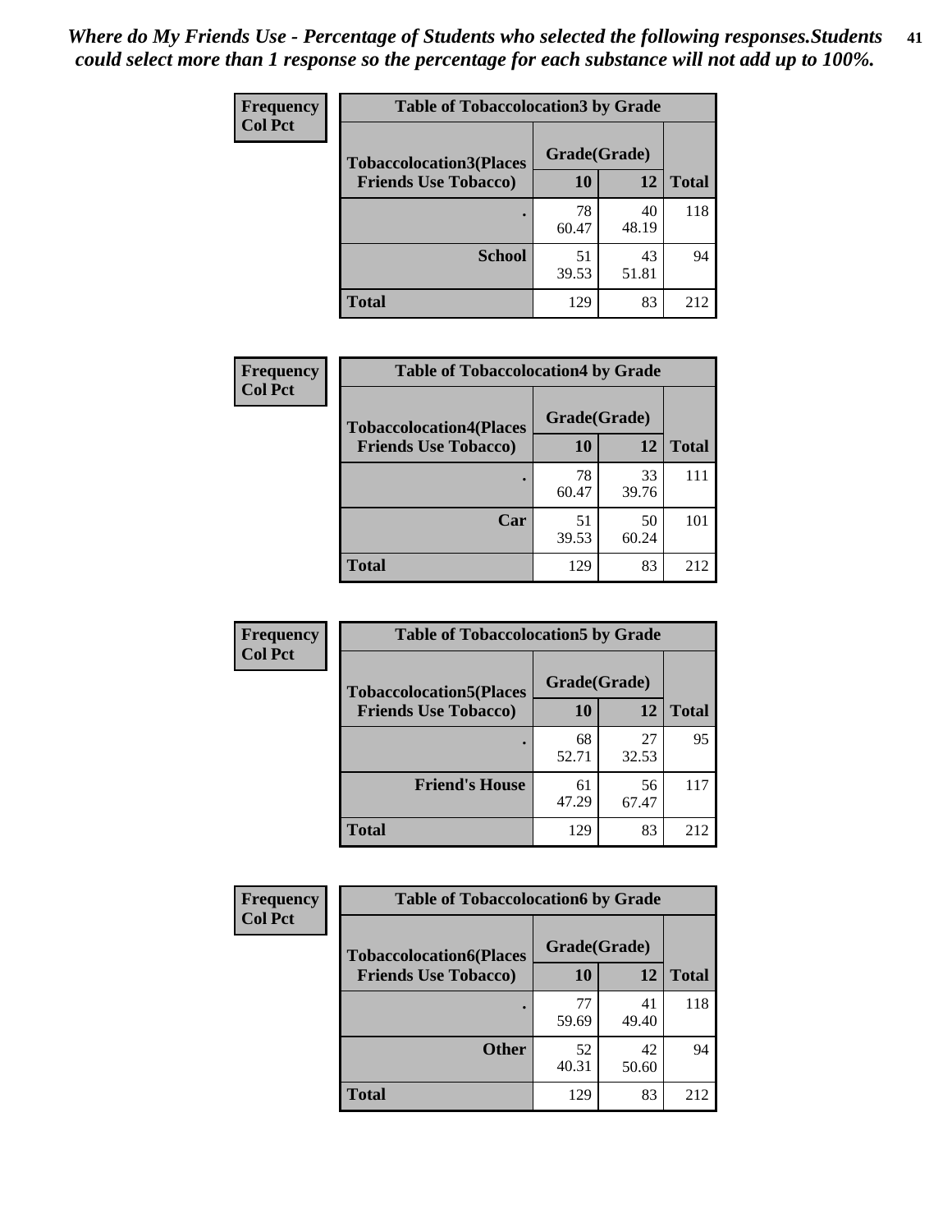*Where do My Friends Use - Percentage of Students who selected the following responses.Students could select more than 1 response so the percentage for each substance will not add up to 100%.*

**Frequency**
**Col Pct**

| Table of Tobaccolocation3 by Grade | | | |
|---|---|---|---|
| **Tobaccolocation3(Places Friends Use Tobacco)** | **Grade(Grade)** | | **Total** |
| | **10** | **12** | |
| **.** | 78<br>60.47 | 40<br>48.19 | 118 |
| **School** | 51<br>39.53 | 43<br>51.81 | 94 |
| **Total** | 129 | 83 | 212 |

**Frequency**
**Col Pct**

| Table of Tobaccolocation4 by Grade | | | |
|---|---|---|---|
| **Tobaccolocation4(Places Friends Use Tobacco)** | **Grade(Grade)** | | **Total** |
| | **10** | **12** | |
| **.** | 78<br>60.47 | 33<br>39.76 | 111 |
| **Car** | 51<br>39.53 | 50<br>60.24 | 101 |
| **Total** | 129 | 83 | 212 |

**Frequency**
**Col Pct**

| Table of Tobaccolocation5 by Grade | | | |
|---|---|---|---|
| **Tobaccolocation5(Places Friends Use Tobacco)** | **Grade(Grade)** | | **Total** |
| | **10** | **12** | |
| **.** | 68<br>52.71 | 27<br>32.53 | 95 |
| **Friend's House** | 61<br>47.29 | 56<br>67.47 | 117 |
| **Total** | 129 | 83 | 212 |

**Frequency**
**Col Pct**

| Table of Tobaccolocation6 by Grade | | | |
|---|---|---|---|
| **Tobaccolocation6(Places Friends Use Tobacco)** | **Grade(Grade)** | | **Total** |
| | **10** | **12** | |
| **.** | 77<br>59.69 | 41<br>49.40 | 118 |
| **Other** | 52<br>40.31 | 42<br>50.60 | 94 |
| **Total** | 129 | 83 | 212 |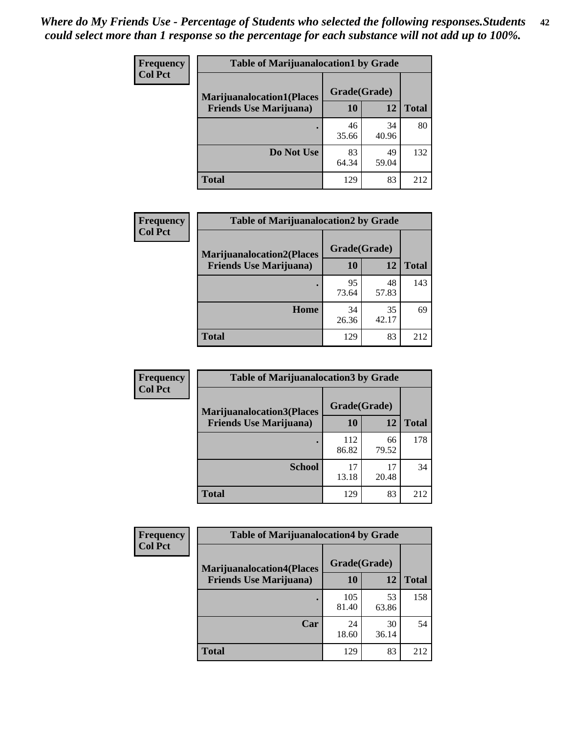*Where do My Friends Use - Percentage of Students who selected the following responses.Students could select more than 1 response so the percentage for each substance will not add up to 100%.*

**Frequency**
**Col Pct**

| Table of Marijuanalocation1 by Grade | | | |
|---|---|---|---|
| **Marijuanalocation1(Places Friends Use Marijuana)** | **Grade(Grade)** | | **Total** |
| | **10** | **12** | |
| **.** | 46<br>35.66 | 34<br>40.96 | 80 |
| **Do Not Use** | 83<br>64.34 | 49<br>59.04 | 132 |
| **Total** | 129 | 83 | 212 |

**Frequency**
**Col Pct**

| Table of Marijuanalocation2 by Grade | | | |
|---|---|---|---|
| **Marijuanalocation2(Places Friends Use Marijuana)** | **Grade(Grade)** | | **Total** |
| | **10** | **12** | |
| **.** | 95<br>73.64 | 48<br>57.83 | 143 |
| **Home** | 34<br>26.36 | 35<br>42.17 | 69 |
| **Total** | 129 | 83 | 212 |

**Frequency**
**Col Pct**

| Table of Marijuanalocation3 by Grade | | | |
|---|---|---|---|
| **Marijuanalocation3(Places Friends Use Marijuana)** | **Grade(Grade)** | | **Total** |
| | **10** | **12** | |
| **.** | 112<br>86.82 | 66<br>79.52 | 178 |
| **School** | 17<br>13.18 | 17<br>20.48 | 34 |
| **Total** | 129 | 83 | 212 |

**Frequency**
**Col Pct**

| Table of Marijuanalocation4 by Grade | | | |
|---|---|---|---|
| **Marijuanalocation4(Places Friends Use Marijuana)** | **Grade(Grade)** | | **Total** |
| | **10** | **12** | |
| **.** | 105<br>81.40 | 53<br>63.86 | 158 |
| **Car** | 24<br>18.60 | 30<br>36.14 | 54 |
| **Total** | 129 | 83 | 212 |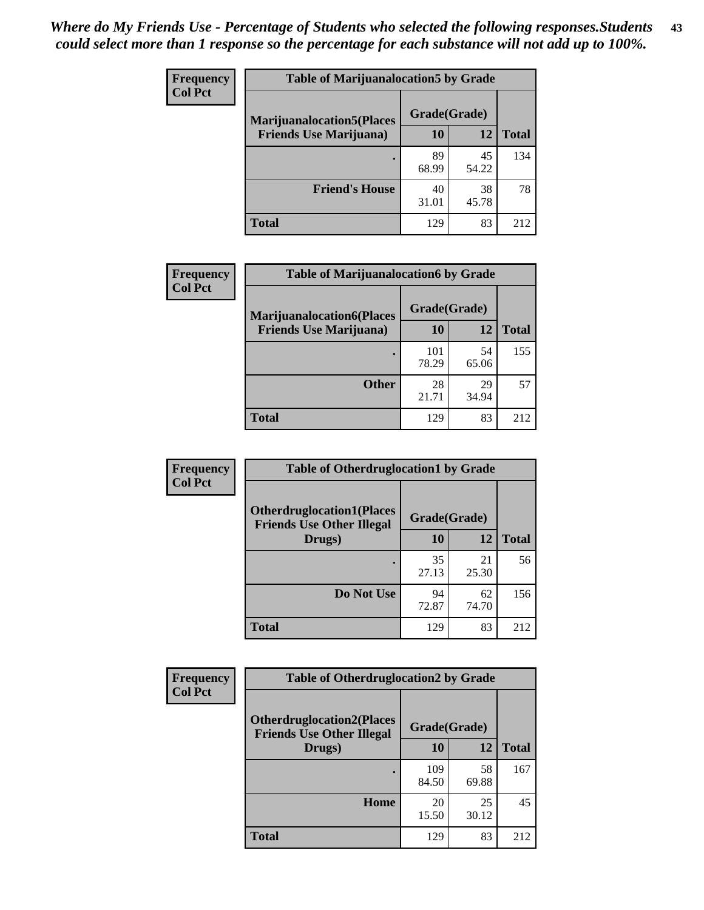*Where do My Friends Use - Percentage of Students who selected the following responses.Students could select more than 1 response so the percentage for each substance will not add up to 100%.*

| Frequency<br>Col Pct | Table of Marijuanalocation5 by Grade | | |
|---|---|---|---|
| **Marijuanalocation5(Places Friends Use Marijuana)** | **Grade(Grade)** | | |
| | **10** | **12** | **Total** |
| **.** | 89<br>68.99 | 45<br>54.22 | 134 |
| **Friend's House** | 40<br>31.01 | 38<br>45.78 | 78 |
| **Total** | 129 | 83 | 212 |

| Frequency<br>Col Pct | Table of Marijuanalocation6 by Grade | | |
|---|---|---|---|
| **Marijuanalocation6(Places Friends Use Marijuana)** | **Grade(Grade)** | | |
| | **10** | **12** | **Total** |
| **.** | 101<br>78.29 | 54<br>65.06 | 155 |
| **Other** | 28<br>21.71 | 29<br>34.94 | 57 |
| **Total** | 129 | 83 | 212 |

| Frequency<br>Col Pct | Table of Otherdruglocation1 by Grade | | |
|---|---|---|---|
| **Otherdruglocation1(Places Friends Use Other Illegal Drugs)** | **Grade(Grade)** | | |
| | **10** | **12** | **Total** |
| **.** | 35<br>27.13 | 21<br>25.30 | 56 |
| **Do Not Use** | 94<br>72.87 | 62<br>74.70 | 156 |
| **Total** | 129 | 83 | 212 |

| Frequency<br>Col Pct | Table of Otherdruglocation2 by Grade | | |
|---|---|---|---|
| **Otherdruglocation2(Places Friends Use Other Illegal Drugs)** | **Grade(Grade)** | | |
| | **10** | **12** | **Total** |
| **.** | 109<br>84.50 | 58<br>69.88 | 167 |
| **Home** | 20<br>15.50 | 25<br>30.12 | 45 |
| **Total** | 129 | 83 | 212 |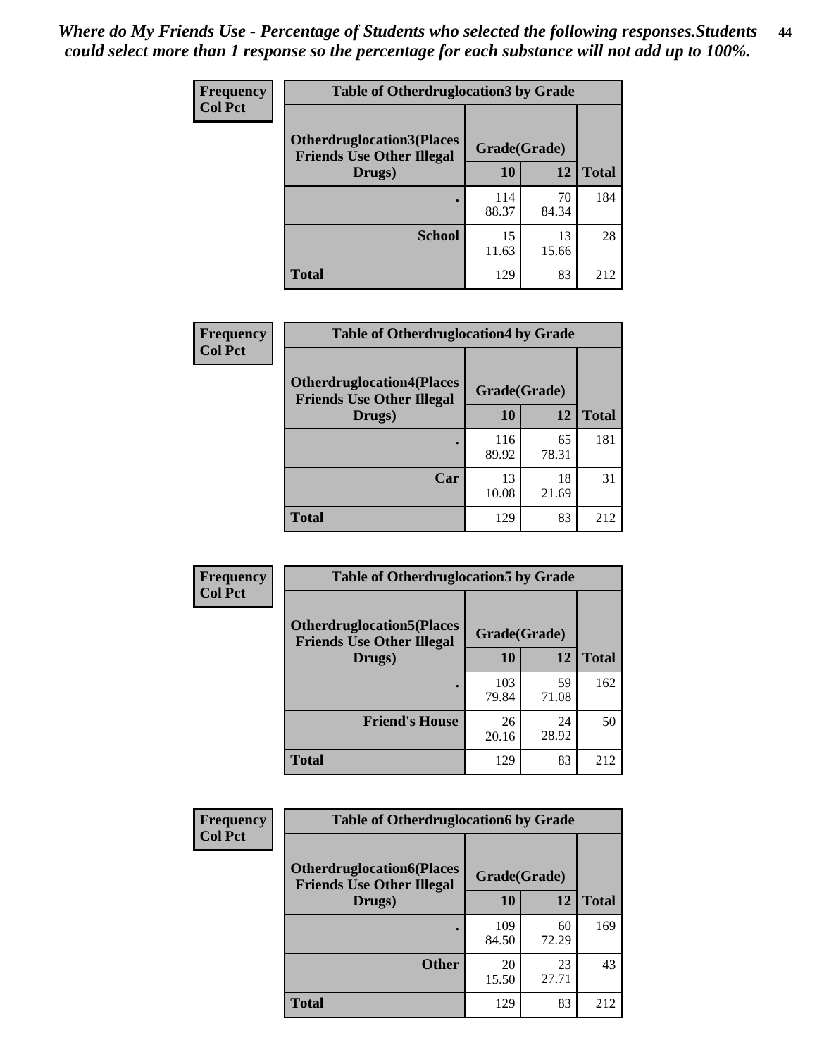*Where do My Friends Use - Percentage of Students who selected the following responses.Students could select more than 1 response so the percentage for each substance will not add up to 100%.*

| Frequency<br>Col Pct | Table of Otherdruglocation3 by Grade | | |
|---|---|---|---|
| Otherdruglocation3(Places Friends Use Other Illegal Drugs) | Grade(Grade) | | |
| | 10 | 12 | Total |
| . | 114<br>88.37 | 70<br>84.34 | 184 |
| School | 15<br>11.63 | 13<br>15.66 | 28 |
| Total | 129 | 83 | 212 |

| Frequency<br>Col Pct | Table of Otherdruglocation4 by Grade | | |
|---|---|---|---|
| Otherdruglocation4(Places Friends Use Other Illegal Drugs) | Grade(Grade) | | |
| | 10 | 12 | Total |
| . | 116<br>89.92 | 65<br>78.31 | 181 |
| Car | 13<br>10.08 | 18<br>21.69 | 31 |
| Total | 129 | 83 | 212 |

| Frequency<br>Col Pct | Table of Otherdruglocation5 by Grade | | |
|---|---|---|---|
| Otherdruglocation5(Places Friends Use Other Illegal Drugs) | Grade(Grade) | | |
| | 10 | 12 | Total |
| . | 103<br>79.84 | 59<br>71.08 | 162 |
| Friend's House | 26<br>20.16 | 24<br>28.92 | 50 |
| Total | 129 | 83 | 212 |

| Frequency<br>Col Pct | Table of Otherdruglocation6 by Grade | | |
|---|---|---|---|
| Otherdruglocation6(Places Friends Use Other Illegal Drugs) | Grade(Grade) | | |
| | 10 | 12 | Total |
| . | 109<br>84.50 | 60<br>72.29 | 169 |
| Other | 20<br>15.50 | 23<br>27.71 | 43 |
| Total | 129 | 83 | 212 |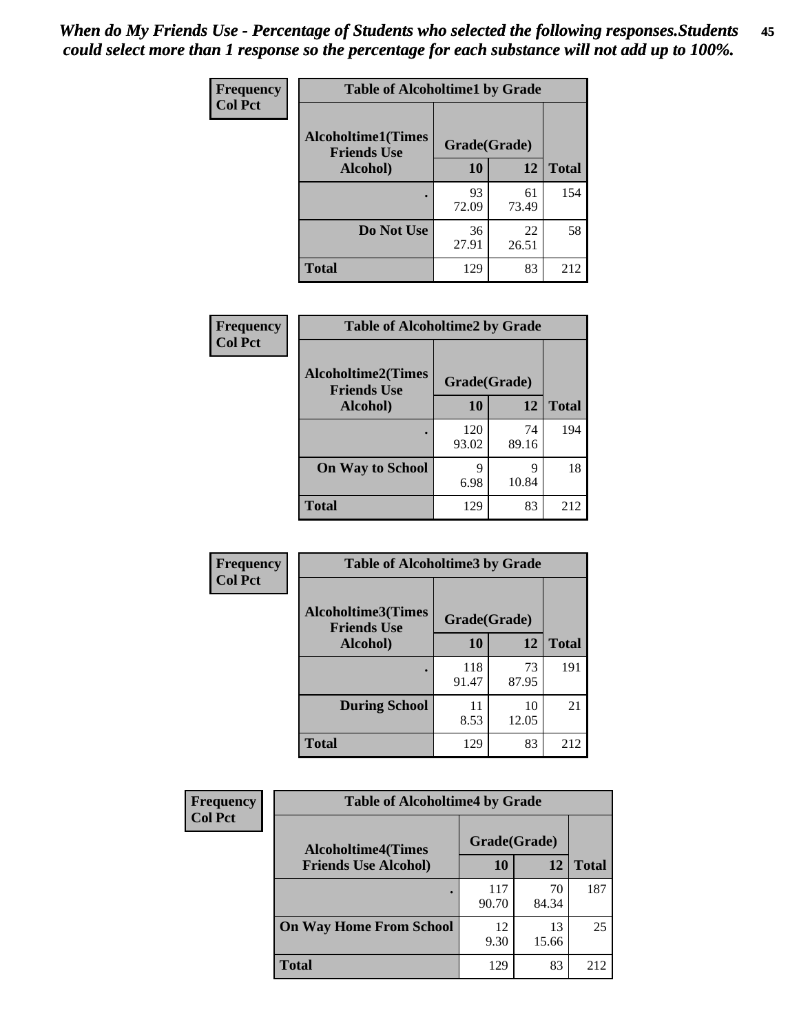*When do My Friends Use - Percentage of Students who selected the following responses.Students could select more than 1 response so the percentage for each substance will not add up to 100%.*

**Frequency**
**Col Pct**

| Table of Alcoholtime1 by Grade | | | |
|---|---|---|---|
| Alcoholtime1(Times Friends Use Alcohol) | Grade(Grade) | | |
| | 10 | 12 | Total |
| . | 93<br>72.09 | 61<br>73.49 | 154 |
| Do Not Use | 36<br>27.91 | 22<br>26.51 | 58 |
| Total | 129 | 83 | 212 |

**Frequency**
**Col Pct**

| Table of Alcoholtime2 by Grade | | | |
|---|---|---|---|
| Alcoholtime2(Times Friends Use Alcohol) | Grade(Grade) | | |
| | 10 | 12 | Total |
| . | 120<br>93.02 | 74<br>89.16 | 194 |
| On Way to School | 9<br>6.98 | 9<br>10.84 | 18 |
| Total | 129 | 83 | 212 |

**Frequency**
**Col Pct**

| Table of Alcoholtime3 by Grade | | | |
|---|---|---|---|
| Alcoholtime3(Times Friends Use Alcohol) | Grade(Grade) | | |
| | 10 | 12 | Total |
| . | 118<br>91.47 | 73<br>87.95 | 191 |
| During School | 11<br>8.53 | 10<br>12.05 | 21 |
| Total | 129 | 83 | 212 |

**Frequency**
**Col Pct**

| Table of Alcoholtime4 by Grade | | | |
|---|---|---|---|
| Alcoholtime4(Times Friends Use Alcohol) | Grade(Grade) | | |
| | 10 | 12 | Total |
| . | 117<br>90.70 | 70<br>84.34 | 187 |
| On Way Home From School | 12<br>9.30 | 13<br>15.66 | 25 |
| Total | 129 | 83 | 212 |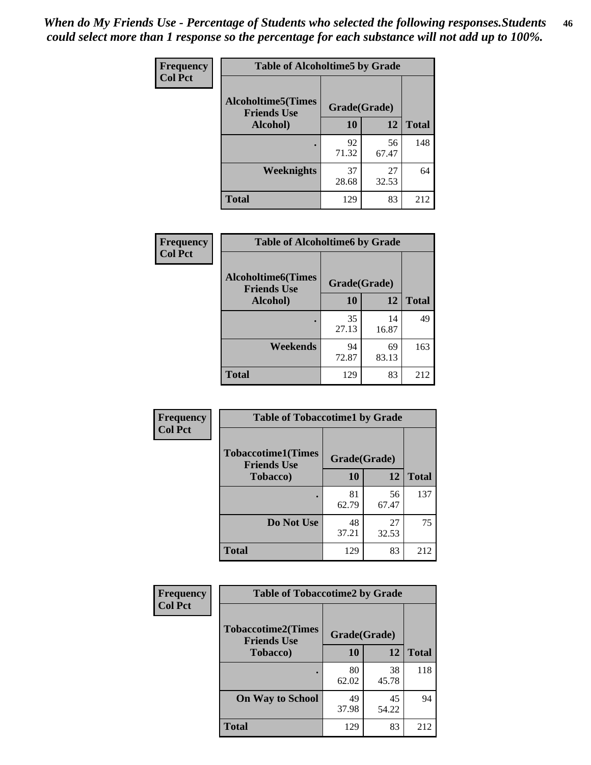*When do My Friends Use - Percentage of Students who selected the following responses.Students could select more than 1 response so the percentage for each substance will not add up to 100%.*

**Frequency**
**Col Pct**

| Table of Alcoholtime5 by Grade | | | |
|---|---|---|---|
| **Alcoholtime5(Times Friends Use Alcohol)** | **Grade(Grade)** | | **Total** |
| | **10** | **12** | |
| **.** | 92<br>71.32 | 56<br>67.47 | 148 |
| **Weeknights** | 37<br>28.68 | 27<br>32.53 | 64 |
| **Total** | 129 | 83 | 212 |

**Frequency**
**Col Pct**

| Table of Alcoholtime6 by Grade | | | |
|---|---|---|---|
| **Alcoholtime6(Times Friends Use Alcohol)** | **Grade(Grade)** | | **Total** |
| | **10** | **12** | |
| **.** | 35<br>27.13 | 14<br>16.87 | 49 |
| **Weekends** | 94<br>72.87 | 69<br>83.13 | 163 |
| **Total** | 129 | 83 | 212 |

**Frequency**
**Col Pct**

| Table of Tobaccotime1 by Grade | | | |
|---|---|---|---|
| **Tobaccotime1(Times Friends Use Tobacco)** | **Grade(Grade)** | | **Total** |
| | **10** | **12** | |
| **.** | 81<br>62.79 | 56<br>67.47 | 137 |
| **Do Not Use** | 48<br>37.21 | 27<br>32.53 | 75 |
| **Total** | 129 | 83 | 212 |

**Frequency**
**Col Pct**

| Table of Tobaccotime2 by Grade | | | |
|---|---|---|---|
| **Tobaccotime2(Times Friends Use Tobacco)** | **Grade(Grade)** | | **Total** |
| | **10** | **12** | |
| **.** | 80<br>62.02 | 38<br>45.78 | 118 |
| **On Way to School** | 49<br>37.98 | 45<br>54.22 | 94 |
| **Total** | 129 | 83 | 212 |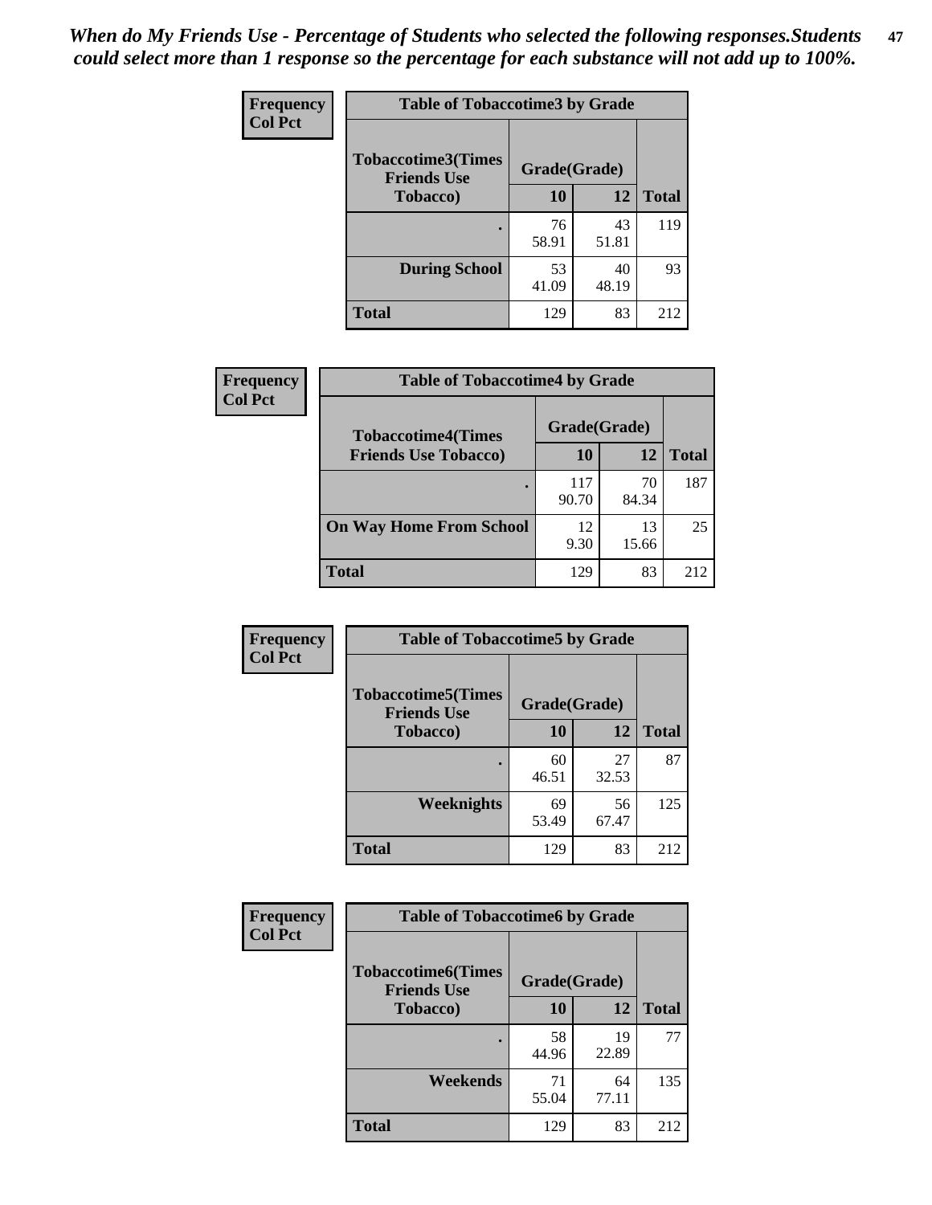*When do My Friends Use - Percentage of Students who selected the following responses.Students could select more than 1 response so the percentage for each substance will not add up to 100%.*

| Frequency<br>Col Pct | | | |
|---|---|---|---|
| **Table of Tobaccotime3 by Grade** | | | |
| **Tobaccotime3(Times Friends Use Tobacco)** | **Grade(Grade)** | | **Total** |
| | **10** | **12** | |
| **.** | 76<br>58.91 | 43<br>51.81 | 119 |
| **During School** | 53<br>41.09 | 40<br>48.19 | 93 |
| **Total** | 129 | 83 | 212 |

| Frequency<br>Col Pct | | | |
|---|---|---|---|
| **Table of Tobaccotime4 by Grade** | | | |
| **Tobaccotime4(Times Friends Use Tobacco)** | **Grade(Grade)** | | **Total** |
| | **10** | **12** | |
| **.** | 117<br>90.70 | 70<br>84.34 | 187 |
| **On Way Home From School** | 12<br>9.30 | 13<br>15.66 | 25 |
| **Total** | 129 | 83 | 212 |

| Frequency<br>Col Pct | | | |
|---|---|---|---|
| **Table of Tobaccotime5 by Grade** | | | |
| **Tobaccotime5(Times Friends Use Tobacco)** | **Grade(Grade)** | | **Total** |
| | **10** | **12** | |
| **.** | 60<br>46.51 | 27<br>32.53 | 87 |
| **Weeknights** | 69<br>53.49 | 56<br>67.47 | 125 |
| **Total** | 129 | 83 | 212 |

| Frequency<br>Col Pct | | | |
|---|---|---|---|
| **Table of Tobaccotime6 by Grade** | | | |
| **Tobaccotime6(Times Friends Use Tobacco)** | **Grade(Grade)** | | **Total** |
| | **10** | **12** | |
| **.** | 58<br>44.96 | 19<br>22.89 | 77 |
| **Weekends** | 71<br>55.04 | 64<br>77.11 | 135 |
| **Total** | 129 | 83 | 212 |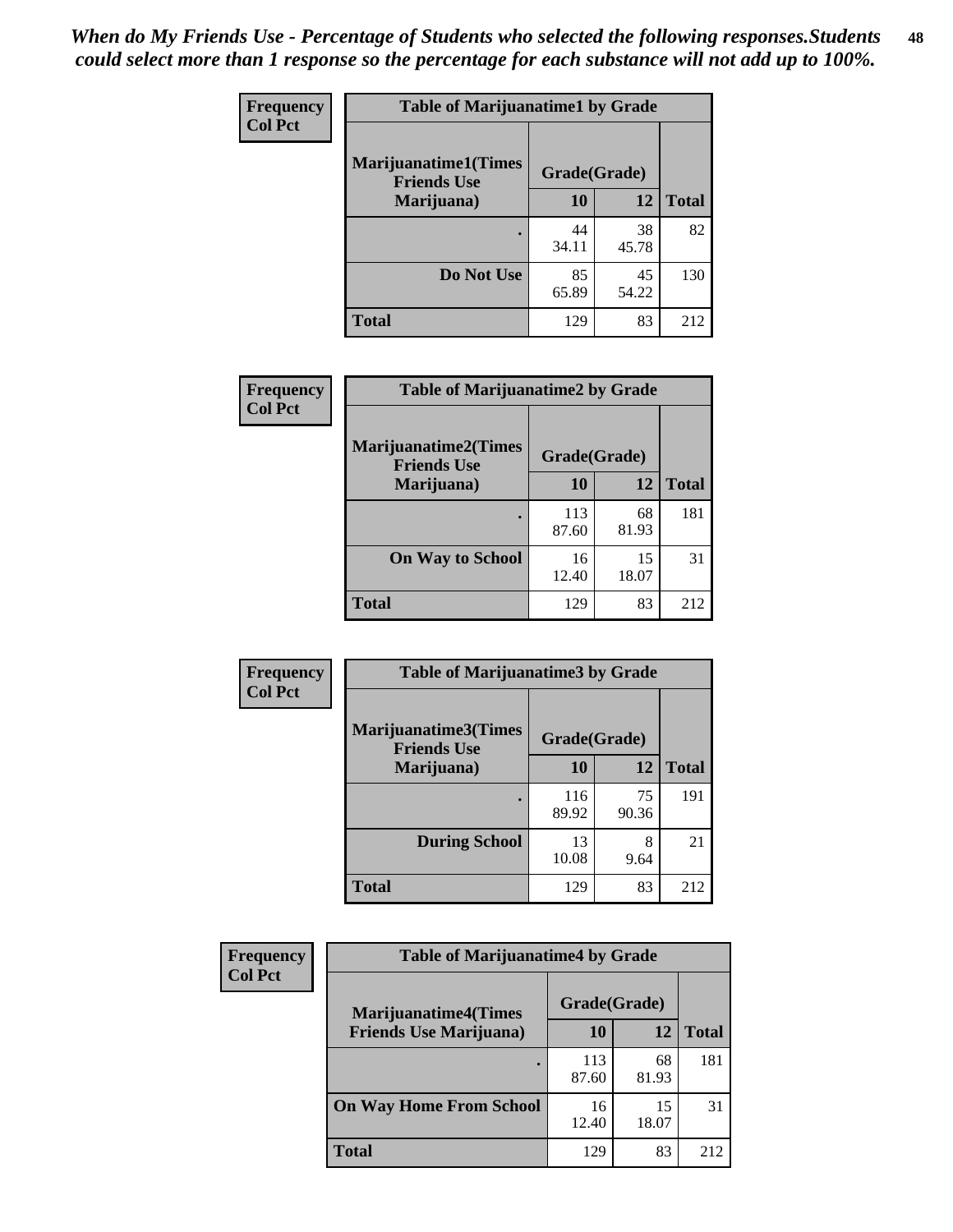*When do My Friends Use - Percentage of Students who selected the following responses.Students could select more than 1 response so the percentage for each substance will not add up to 100%.*

| Frequency<br>Col Pct | Table of Marijuanatime1 by Grade | | |
|---|---|---|---|
| Marijuanatime1(Times Friends Use Marijuana) | Grade(Grade) | | |
| | 10 | 12 | Total |
| . | 44<br>34.11 | 38<br>45.78 | 82 |
| Do Not Use | 85<br>65.89 | 45<br>54.22 | 130 |
| Total | 129 | 83 | 212 |

| Frequency<br>Col Pct | Table of Marijuanatime2 by Grade | | |
|---|---|---|---|
| Marijuanatime2(Times Friends Use Marijuana) | Grade(Grade) | | |
| | 10 | 12 | Total |
| . | 113<br>87.60 | 68<br>81.93 | 181 |
| On Way to School | 16<br>12.40 | 15<br>18.07 | 31 |
| Total | 129 | 83 | 212 |

| Frequency<br>Col Pct | Table of Marijuanatime3 by Grade | | |
|---|---|---|---|
| Marijuanatime3(Times Friends Use Marijuana) | Grade(Grade) | | |
| | 10 | 12 | Total |
| . | 116<br>89.92 | 75<br>90.36 | 191 |
| During School | 13<br>10.08 | 8<br>9.64 | 21 |
| Total | 129 | 83 | 212 |

| Frequency<br>Col Pct | Table of Marijuanatime4 by Grade | | |
|---|---|---|---|
| Marijuanatime4(Times Friends Use Marijuana) | Grade(Grade) | | |
| | 10 | 12 | Total |
| . | 113<br>87.60 | 68<br>81.93 | 181 |
| On Way Home From School | 16<br>12.40 | 15<br>18.07 | 31 |
| Total | 129 | 83 | 212 |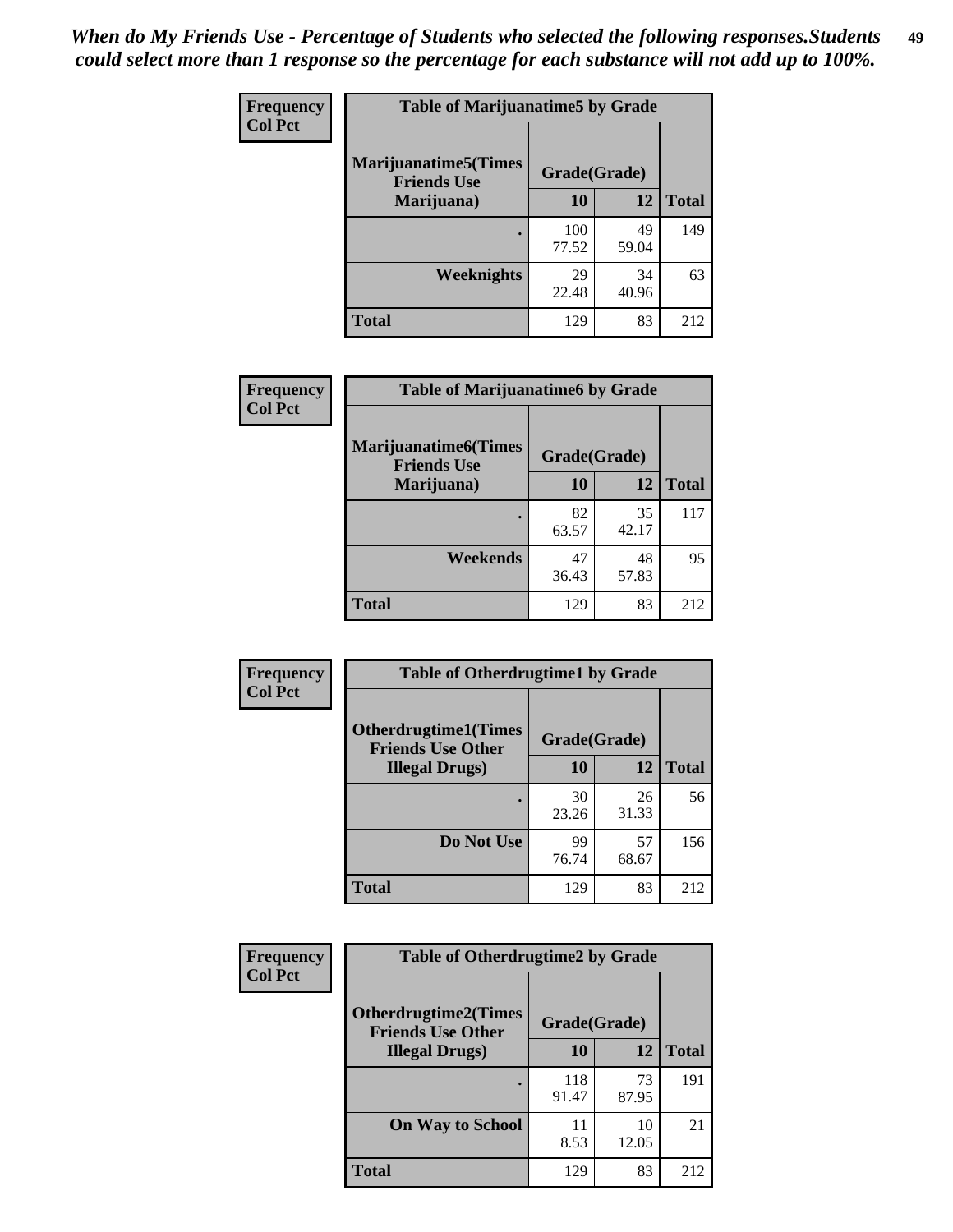*When do My Friends Use - Percentage of Students who selected the following responses.Students could select more than 1 response so the percentage for each substance will not add up to 100%.*

**Frequency**
**Col Pct**

| Table of Marijuanatime5 by Grade | | | |
|---|---|---|---|
| **Marijuanatime5(Times Friends Use Marijuana)** | **Grade(Grade)** | | **Total** |
| | **10** | **12** | |
| **.** | 100<br>77.52 | 49<br>59.04 | 149 |
| **Weeknights** | 29<br>22.48 | 34<br>40.96 | 63 |
| **Total** | 129 | 83 | 212 |

**Frequency**
**Col Pct**

| Table of Marijuanatime6 by Grade | | | |
|---|---|---|---|
| **Marijuanatime6(Times Friends Use Marijuana)** | **Grade(Grade)** | | **Total** |
| | **10** | **12** | |
| **.** | 82<br>63.57 | 35<br>42.17 | 117 |
| **Weekends** | 47<br>36.43 | 48<br>57.83 | 95 |
| **Total** | 129 | 83 | 212 |

**Frequency**
**Col Pct**

| Table of Otherdrugtime1 by Grade | | | |
|---|---|---|---|
| **Otherdrugtime1(Times Friends Use Other Illegal Drugs)** | **Grade(Grade)** | | **Total** |
| | **10** | **12** | |
| **.** | 30<br>23.26 | 26<br>31.33 | 56 |
| **Do Not Use** | 99<br>76.74 | 57<br>68.67 | 156 |
| **Total** | 129 | 83 | 212 |

**Frequency**
**Col Pct**

| Table of Otherdrugtime2 by Grade | | | |
|---|---|---|---|
| **Otherdrugtime2(Times Friends Use Other Illegal Drugs)** | **Grade(Grade)** | | **Total** |
| | **10** | **12** | |
| **.** | 118<br>91.47 | 73<br>87.95 | 191 |
| **On Way to School** | 11<br>8.53 | 10<br>12.05 | 21 |
| **Total** | 129 | 83 | 212 |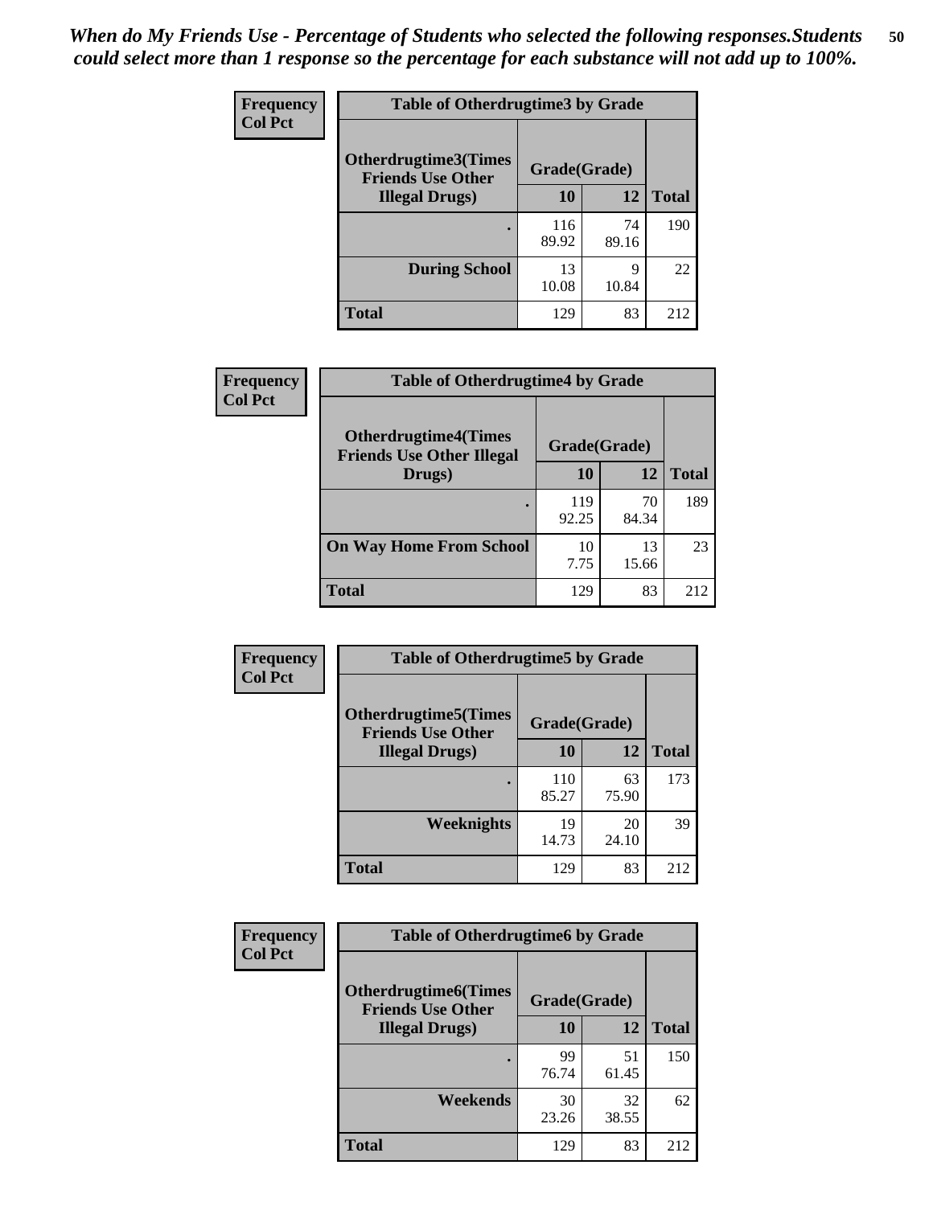*When do My Friends Use - Percentage of Students who selected the following responses.Students could select more than 1 response so the percentage for each substance will not add up to 100%.*

**Frequency**
**Col Pct**

| Table of Otherdrugtime3 by Grade | | | |
|---|---|---|---|
| **Otherdrugtime3(Times Friends Use Other Illegal Drugs)** | **Grade(Grade)** | | |
| | **10** | **12** | **Total** |
| **.** | 116<br>89.92 | 74<br>89.16 | 190 |
| **During School** | 13<br>10.08 | 9<br>10.84 | 22 |
| **Total** | 129 | 83 | 212 |

**Frequency**
**Col Pct**

| Table of Otherdrugtime4 by Grade | | | |
|---|---|---|---|
| **Otherdrugtime4(Times Friends Use Other Illegal Drugs)** | **Grade(Grade)** | | |
| | **10** | **12** | **Total** |
| **.** | 119<br>92.25 | 70<br>84.34 | 189 |
| **On Way Home From School** | 10<br>7.75 | 13<br>15.66 | 23 |
| **Total** | 129 | 83 | 212 |

**Frequency**
**Col Pct**

| Table of Otherdrugtime5 by Grade | | | |
|---|---|---|---|
| **Otherdrugtime5(Times Friends Use Other Illegal Drugs)** | **Grade(Grade)** | | |
| | **10** | **12** | **Total** |
| **.** | 110<br>85.27 | 63<br>75.90 | 173 |
| **Weeknights** | 19<br>14.73 | 20<br>24.10 | 39 |
| **Total** | 129 | 83 | 212 |

**Frequency**
**Col Pct**

| Table of Otherdrugtime6 by Grade | | | |
|---|---|---|---|
| **Otherdrugtime6(Times Friends Use Other Illegal Drugs)** | **Grade(Grade)** | | |
| | **10** | **12** | **Total** |
| **.** | 99<br>76.74 | 51<br>61.45 | 150 |
| **Weekends** | 30<br>23.26 | 32<br>38.55 | 62 |
| **Total** | 129 | 83 | 212 |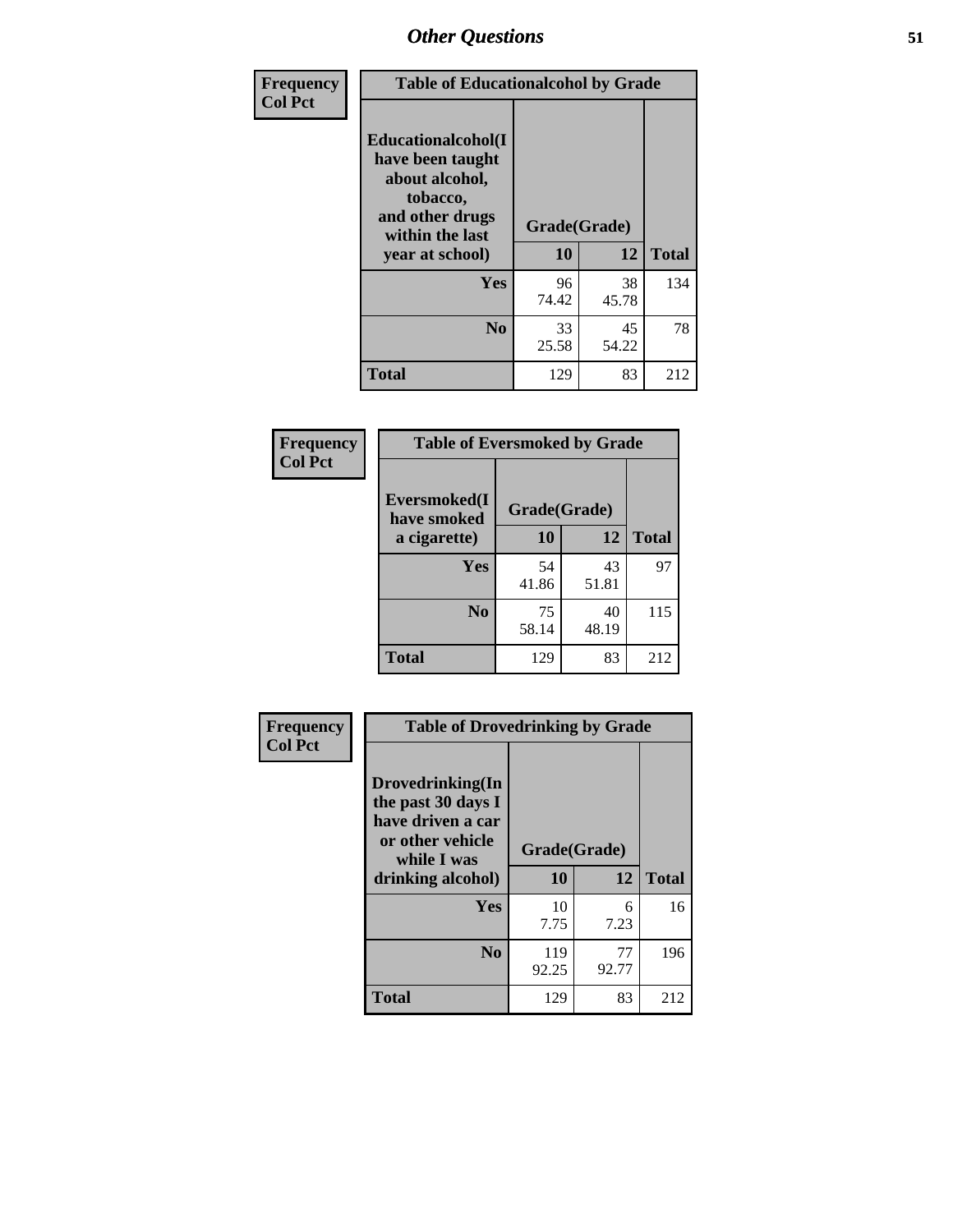# Other Questions

**Frequency**
**Col Pct**

| Table of Educationalalcohol by Grade | | | |
|---|---|---|---|
| **Educationalalcohol(I have been taught about alcohol, tobacco, and other drugs within the last year at school)** | **Grade(Grade)** | | |
| | **10** | **12** | **Total** |
| **Yes** | 96<br>74.42 | 38<br>45.78 | 134 |
| **No** | 33<br>25.58 | 45<br>54.22 | 78 |
| **Total** | 129 | 83 | 212 |

**Frequency**
**Col Pct**

| Table of Eversmoked by Grade | | | |
|---|---|---|---|
| **Eversmoked(I have smoked a cigarette)** | **Grade(Grade)** | | |
| | **10** | **12** | **Total** |
| **Yes** | 54<br>41.86 | 43<br>51.81 | 97 |
| **No** | 75<br>58.14 | 40<br>48.19 | 115 |
| **Total** | 129 | 83 | 212 |

**Frequency**
**Col Pct**

| Table of Drovedrinking by Grade | | | |
|---|---|---|---|
| **Drovedrinking(In the past 30 days I have driven a car or other vehicle while I was drinking alcohol)** | **Grade(Grade)** | | |
| | **10** | **12** | **Total** |
| **Yes** | 10<br>7.75 | 6<br>7.23 | 16 |
| **No** | 119<br>92.25 | 77<br>92.77 | 196 |
| **Total** | 129 | 83 | 212 |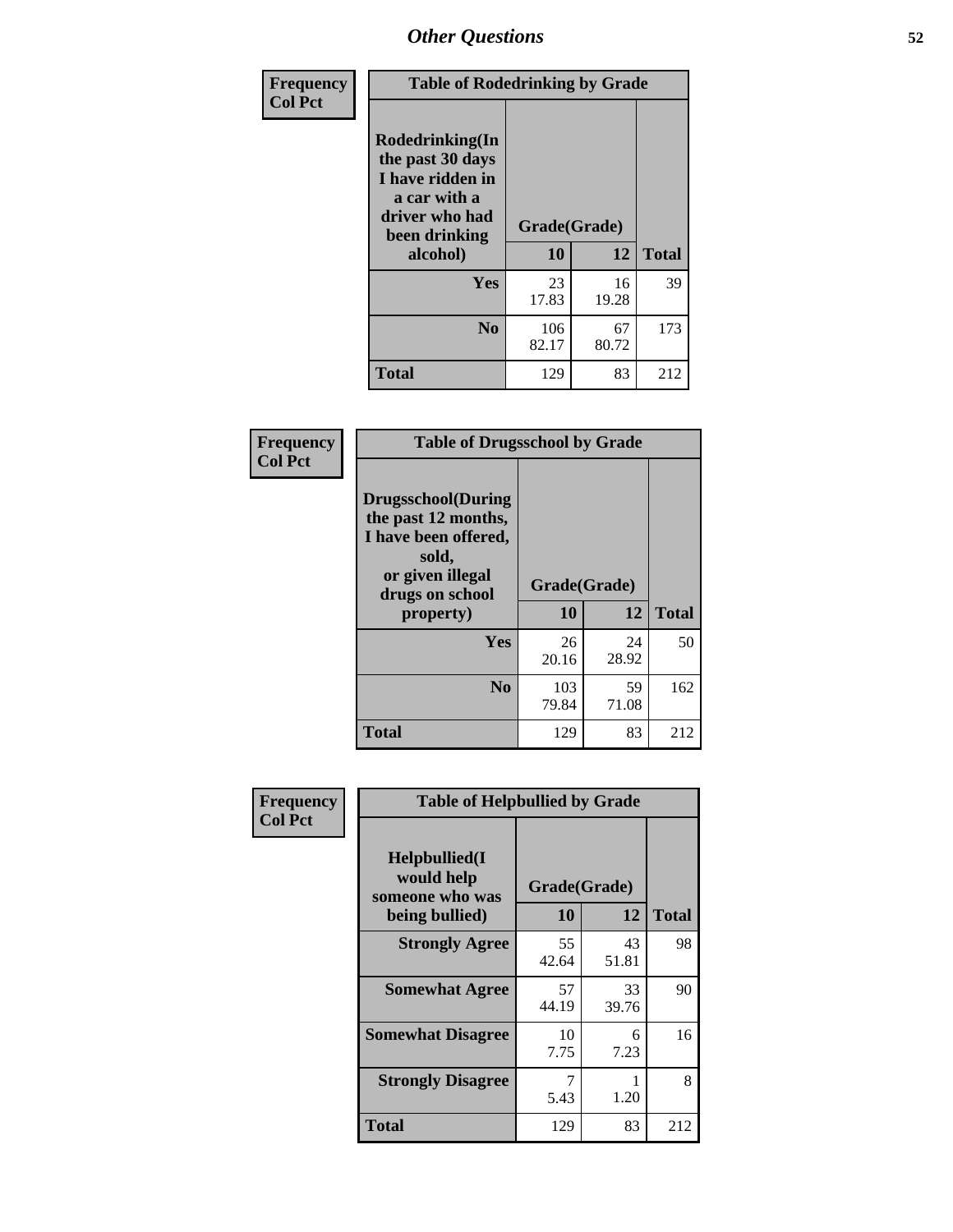# Other Questions

**Frequency**
**Col Pct**

| Table of Rodedrinking by Grade | | | |
|---|---|---|---|
| **Rodedrinking(In the past 30 days I have ridden in a car with a driver who had been drinking alcohol)** | **Grade(Grade)** | | |
| | **10** | **12** | **Total** |
| **Yes** | 23<br>17.83 | 16<br>19.28 | 39 |
| **No** | 106<br>82.17 | 67<br>80.72 | 173 |
| **Total** | 129 | 83 | 212 |

**Frequency**
**Col Pct**

| Table of Drugsschool by Grade | | | |
|---|---|---|---|
| **Drugsschool(During the past 12 months, I have been offered, sold, or given illegal drugs on school property)** | **Grade(Grade)** | | |
| | **10** | **12** | **Total** |
| **Yes** | 26<br>20.16 | 24<br>28.92 | 50 |
| **No** | 103<br>79.84 | 59<br>71.08 | 162 |
| **Total** | 129 | 83 | 212 |

**Frequency**
**Col Pct**

| Table of Helpbullied by Grade | | | |
|---|---|---|---|
| **Helpbullied(I would help someone who was being bullied)** | **Grade(Grade)** | | |
| | **10** | **12** | **Total** |
| **Strongly Agree** | 55<br>42.64 | 43<br>51.81 | 98 |
| **Somewhat Agree** | 57<br>44.19 | 33<br>39.76 | 90 |
| **Somewhat Disagree** | 10<br>7.75 | 6<br>7.23 | 16 |
| **Strongly Disagree** | 7<br>5.43 | 1<br>1.20 | 8 |
| **Total** | 129 | 83 | 212 |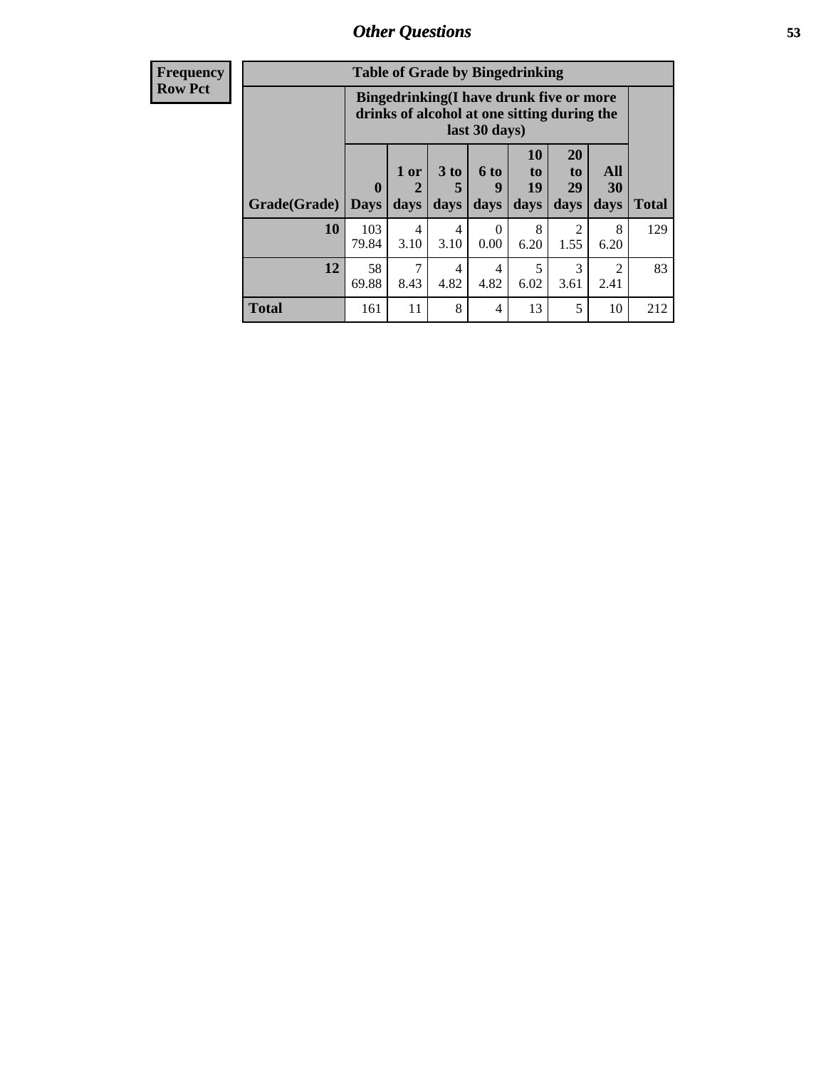## Other Questions

| Frequency Row Pct | Table of Grade by Bingedrinking | | | | | | | |
|---|---|---|---|---|---|---|---|---|
| | Bingedrinking(I have drunk five or more drinks of alcohol at one sitting during the last 30 days) | | | | | | | |
| Grade(Grade) | 0 Days | 1 or 2 days | 3 to 5 days | 6 to 9 days | 10 to 19 days | 20 to 29 days | All 30 days | Total |
| 10 | 103 79.84 | 4 3.10 | 4 3.10 | 0 0.00 | 8 6.20 | 2 1.55 | 8 6.20 | 129 |
| 12 | 58 69.88 | 7 8.43 | 4 4.82 | 4 4.82 | 5 6.02 | 3 3.61 | 2 2.41 | 83 |
| Total | 161 | 11 | 8 | 4 | 13 | 5 | 10 | 212 |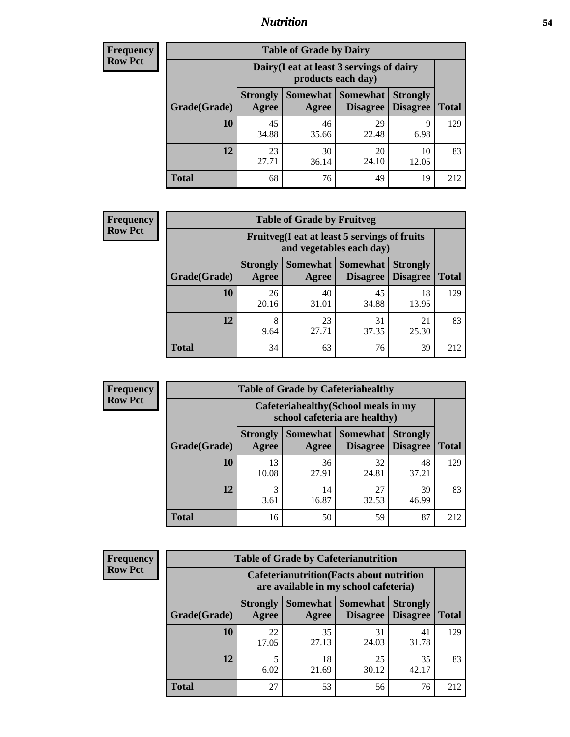## Nutrition

**Frequency**
**Row Pct**

| Table of Grade by Dairy | | | | | |
|---|---|---|---|---|---|
| | Dairy(I eat at least 3 servings of dairy products each day) | | | | |
| Grade(Grade) | Strongly Agree | Somewhat Agree | Somewhat Disagree | Strongly Disagree | Total |
| 10 | 45<br>34.88 | 46<br>35.66 | 29<br>22.48 | 9<br>6.98 | 129 |
| 12 | 23<br>27.71 | 30<br>36.14 | 20<br>24.10 | 10<br>12.05 | 83 |
| Total | 68 | 76 | 49 | 19 | 212 |

**Frequency**
**Row Pct**

| Table of Grade by Fruitveg | | | | | |
|---|---|---|---|---|---|
| | Fruitveg(I eat at least 5 servings of fruits and vegetables each day) | | | | |
| Grade(Grade) | Strongly Agree | Somewhat Agree | Somewhat Disagree | Strongly Disagree | Total |
| 10 | 26<br>20.16 | 40<br>31.01 | 45<br>34.88 | 18<br>13.95 | 129 |
| 12 | 8<br>9.64 | 23<br>27.71 | 31<br>37.35 | 21<br>25.30 | 83 |
| Total | 34 | 63 | 76 | 39 | 212 |

**Frequency**
**Row Pct**

| Table of Grade by Cafeteriahealthy | | | | | |
|---|---|---|---|---|---|
| | Cafeteriahealthy(School meals in my school cafeteria are healthy) | | | | |
| Grade(Grade) | Strongly Agree | Somewhat Agree | Somewhat Disagree | Strongly Disagree | Total |
| 10 | 13<br>10.08 | 36<br>27.91 | 32<br>24.81 | 48<br>37.21 | 129 |
| 12 | 3<br>3.61 | 14<br>16.87 | 27<br>32.53 | 39<br>46.99 | 83 |
| Total | 16 | 50 | 59 | 87 | 212 |

**Frequency**
**Row Pct**

| Table of Grade by Cafeterianutrition | | | | | |
|---|---|---|---|---|---|
| | Cafeterianutrition(Facts about nutrition are available in my school cafeteria) | | | | |
| Grade(Grade) | Strongly Agree | Somewhat Agree | Somewhat Disagree | Strongly Disagree | Total |
| 10 | 22<br>17.05 | 35<br>27.13 | 31<br>24.03 | 41<br>31.78 | 129 |
| 12 | 5<br>6.02 | 18<br>21.69 | 25<br>30.12 | 35<br>42.17 | 83 |
| Total | 27 | 53 | 56 | 76 | 212 |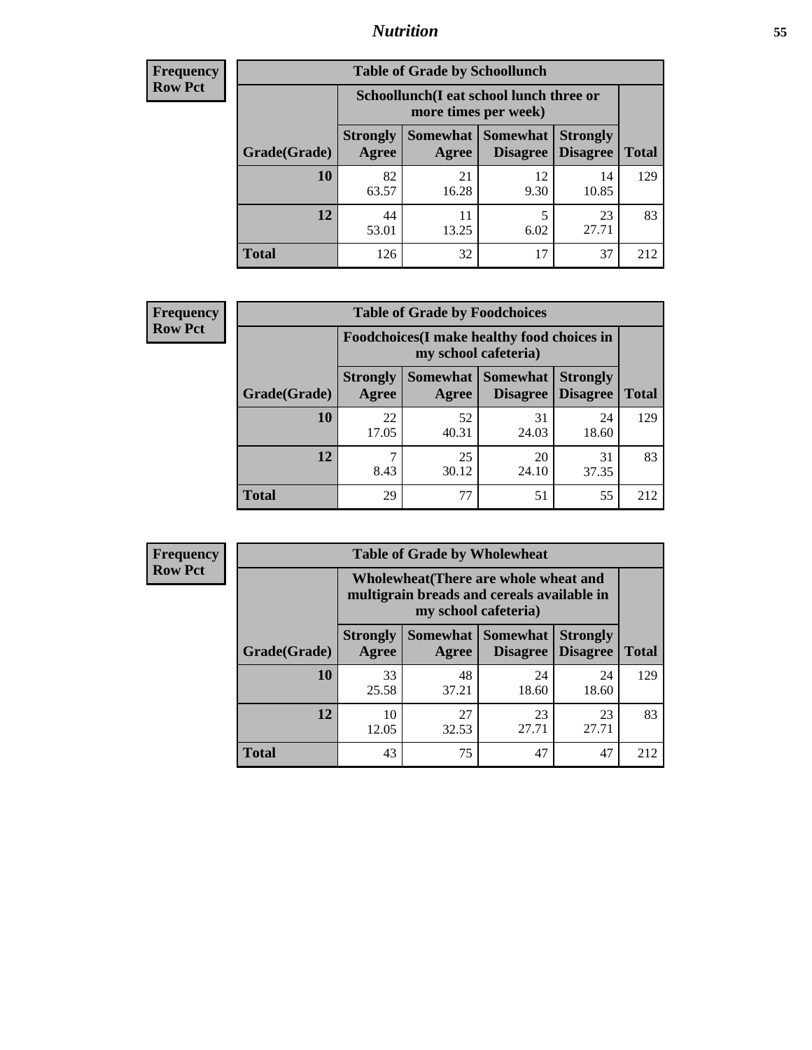| Frequency |
|---|
| Row Pct |

| Table of Grade by Schoollunch | | | | | |
|---|---|---|---|---|---|
| | Schoollunch(I eat school lunch three or more times per week) | | | | |
| Grade(Grade) | Strongly Agree | Somewhat Agree | Somewhat Disagree | Strongly Disagree | Total |
| 10 | 82<br>63.57 | 21<br>16.28 | 12<br>9.30 | 14<br>10.85 | 129 |
| 12 | 44<br>53.01 | 11<br>13.25 | 5<br>6.02 | 23<br>27.71 | 83 |
| Total | 126 | 32 | 17 | 37 | 212 |

| Frequency |
|---|
| Row Pct |

| Table of Grade by Foodchoices | | | | | |
|---|---|---|---|---|---|
| | Foodchoices(I make healthy food choices in my school cafeteria) | | | | |
| Grade(Grade) | Strongly Agree | Somewhat Agree | Somewhat Disagree | Strongly Disagree | Total |
| 10 | 22<br>17.05 | 52<br>40.31 | 31<br>24.03 | 24<br>18.60 | 129 |
| 12 | 7<br>8.43 | 25<br>30.12 | 20<br>24.10 | 31<br>37.35 | 83 |
| Total | 29 | 77 | 51 | 55 | 212 |

| Frequency |
|---|
| Row Pct |

| Table of Grade by Wholewheat | | | | | |
|---|---|---|---|---|---|
| | Wholewheat(There are whole wheat and multigrain breads and cereals available in my school cafeteria) | | | | |
| Grade(Grade) | Strongly Agree | Somewhat Agree | Somewhat Disagree | Strongly Disagree | Total |
| 10 | 33<br>25.58 | 48<br>37.21 | 24<br>18.60 | 24<br>18.60 | 129 |
| 12 | 10<br>12.05 | 27<br>32.53 | 23<br>27.71 | 23<br>27.71 | 83 |
| Total | 43 | 75 | 47 | 47 | 212 |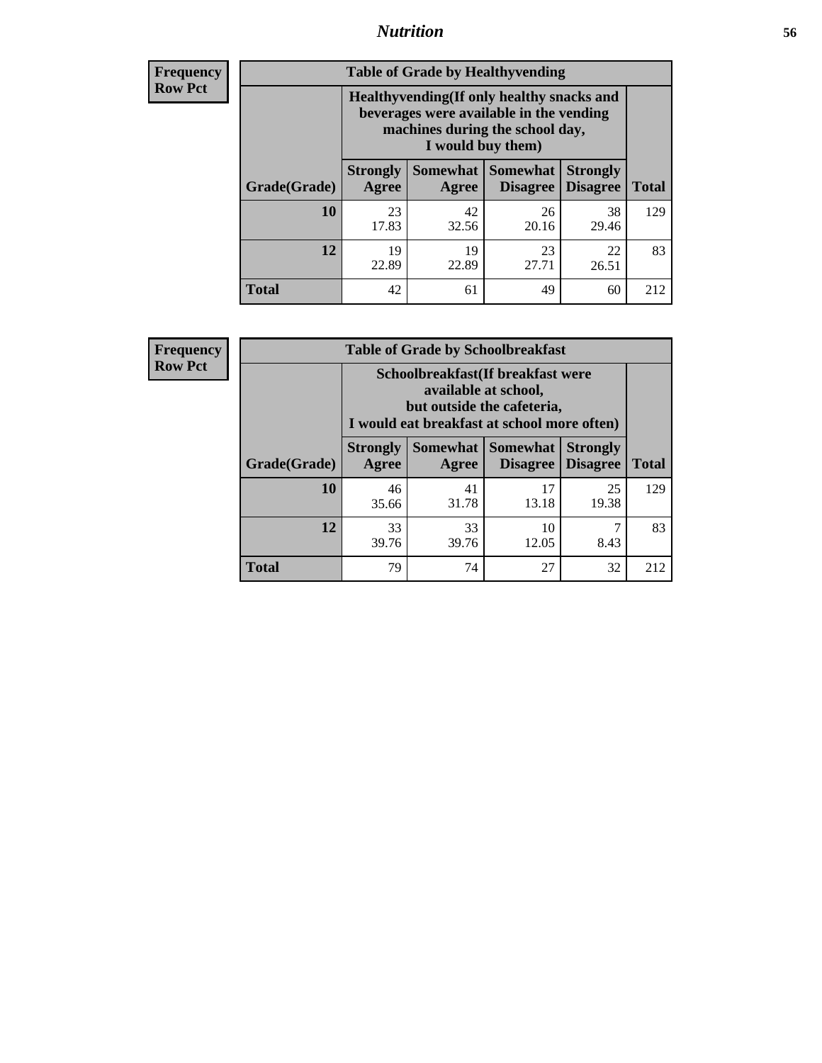## Nutrition

**Frequency**
**Row Pct**

**Table of Grade by Healthyvending**

| Grade(Grade) | Healthyvending(If only healthy snacks and beverages were available in the vending machines during the school day, I would buy them) | | | | Total |
|---|---|---|---|---|---|
| | Strongly Agree | Somewhat Agree | Somewhat Disagree | Strongly Disagree | |
| **10** | 23<br>17.83 | 42<br>32.56 | 26<br>20.16 | 38<br>29.46 | 129 |
| **12** | 19<br>22.89 | 19<br>22.89 | 23<br>27.71 | 22<br>26.51 | 83 |
| **Total** | 42 | 61 | 49 | 60 | 212 |

**Frequency**
**Row Pct**

**Table of Grade by Schoolbreakfast**

| Grade(Grade) | Schoolbreakfast(If breakfast were available at school, but outside the cafeteria, I would eat breakfast at school more often) | | | | Total |
|---|---|---|---|---|---|
| | Strongly Agree | Somewhat Agree | Somewhat Disagree | Strongly Disagree | |
| **10** | 46<br>35.66 | 41<br>31.78 | 17<br>13.18 | 25<br>19.38 | 129 |
| **12** | 33<br>39.76 | 33<br>39.76 | 10<br>12.05 | 7<br>8.43 | 83 |
| **Total** | 79 | 74 | 27 | 32 | 212 |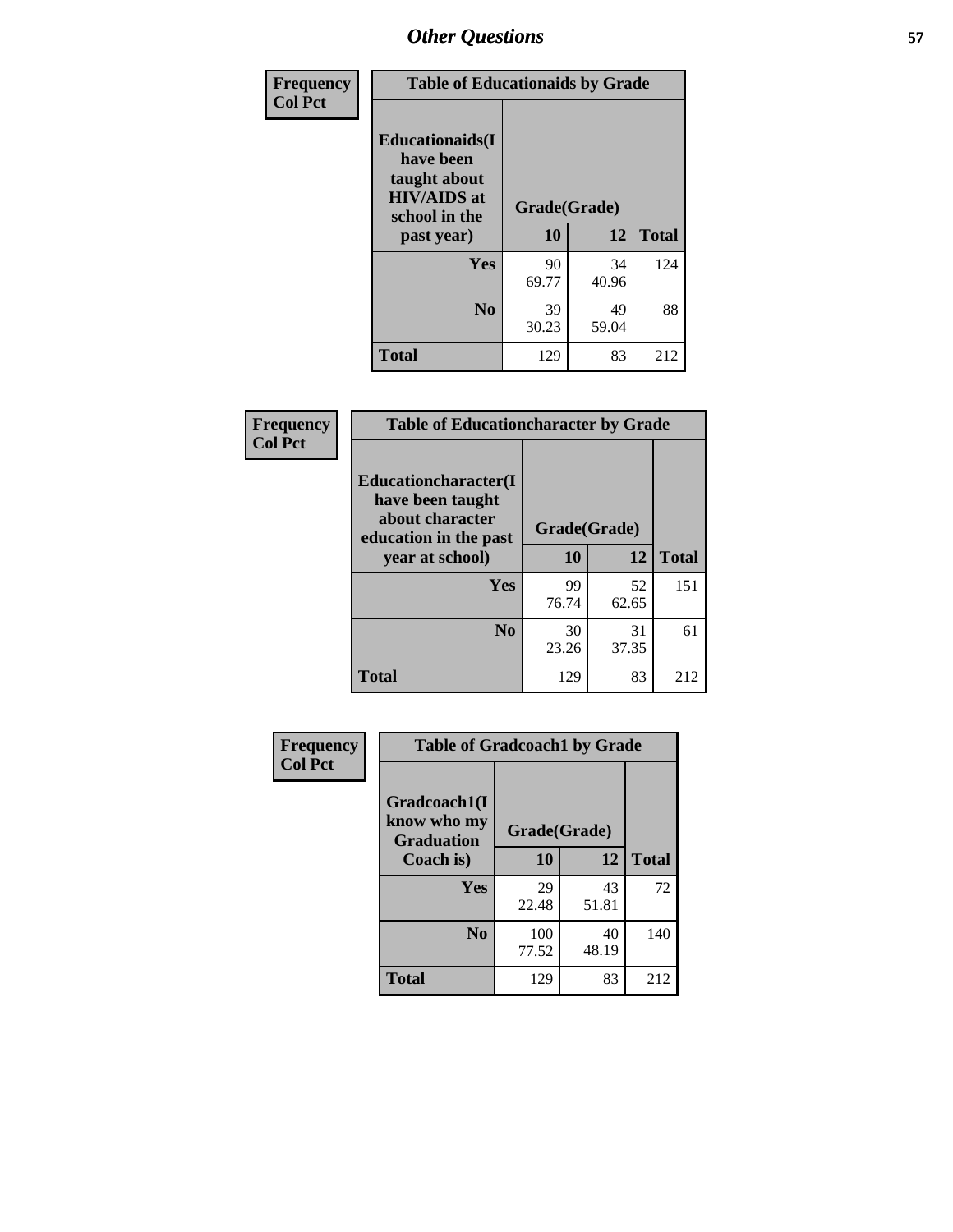# Other Questions

Frequency
Col Pct

| Table of Educationaids by Grade | | | |
|---|---|---|---|
| Educationaids(I have been taught about HIV/AIDS at school in the past year) | Grade(Grade) | | |
| | 10 | 12 | Total |
| Yes | 90<br>69.77 | 34<br>40.96 | 124 |
| No | 39<br>30.23 | 49<br>59.04 | 88 |
| Total | 129 | 83 | 212 |

Frequency
Col Pct

| Table of Educationcharacter by Grade | | | |
|---|---|---|---|
| Educationcharacter(I have been taught about character education in the past year at school) | Grade(Grade) | | |
| | 10 | 12 | Total |
| Yes | 99<br>76.74 | 52<br>62.65 | 151 |
| No | 30<br>23.26 | 31<br>37.35 | 61 |
| Total | 129 | 83 | 212 |

Frequency
Col Pct

| Table of Gradcoach1 by Grade | | | |
|---|---|---|---|
| Gradcoach1(I know who my Graduation Coach is) | Grade(Grade) | | |
| | 10 | 12 | Total |
| Yes | 29<br>22.48 | 43<br>51.81 | 72 |
| No | 100<br>77.52 | 40<br>48.19 | 140 |
| Total | 129 | 83 | 212 |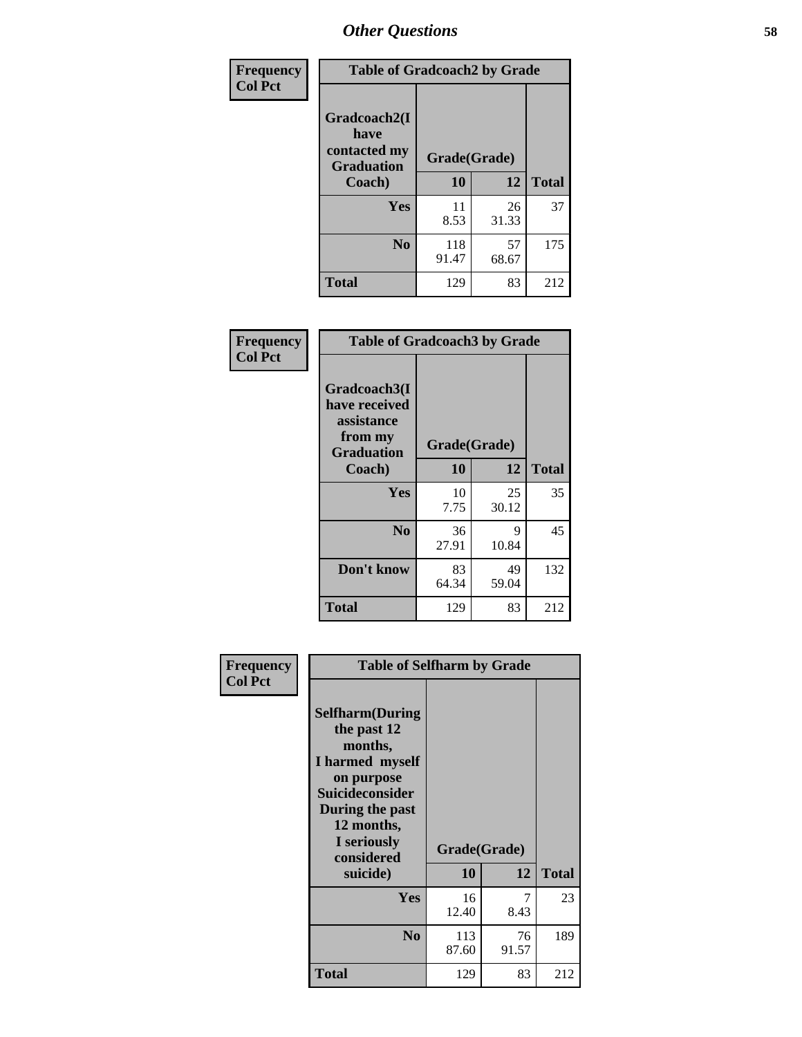# Other Questions

| Frequency Col Pct | Table of Gradcoach2 by Grade | | |
|---|---|---|---|
| Gradcoach2(I have contacted my Graduation Coach) | Grade(Grade) | | |
| | 10 | 12 | Total |
| Yes | 11<br>8.53 | 26<br>31.33 | 37 |
| No | 118<br>91.47 | 57<br>68.67 | 175 |
| Total | 129 | 83 | 212 |

| Frequency Col Pct | Table of Gradcoach3 by Grade | | |
|---|---|---|---|
| Gradcoach3(I have received assistance from my Graduation Coach) | Grade(Grade) | | |
| | 10 | 12 | Total |
| Yes | 10<br>7.75 | 25<br>30.12 | 35 |
| No | 36<br>27.91 | 9<br>10.84 | 45 |
| Don't know | 83<br>64.34 | 49<br>59.04 | 132 |
| Total | 129 | 83 | 212 |

| Frequency Col Pct | Table of Selfharm by Grade | | |
|---|---|---|---|
| Selfharm(During the past 12 months, I harmed myself on purpose Suicideconsider During the past 12 months, I seriously considered suicide) | Grade(Grade) | | |
| | 10 | 12 | Total |
| Yes | 16<br>12.40 | 7<br>8.43 | 23 |
| No | 113<br>87.60 | 76<br>91.57 | 189 |
| Total | 129 | 83 | 212 |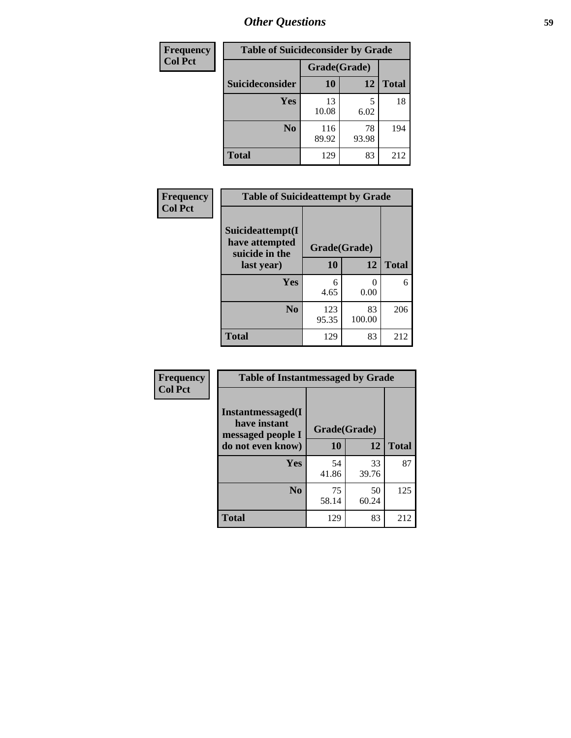## Other Questions

| Frequency<br>Col Pct |
|---|

| Table of Suicideconsider by Grade | | | |
|---|---|---|---|
| | Grade(Grade) | | |
| Suicideconsider | 10 | 12 | Total |
| Yes | 13<br>10.08 | 5<br>6.02 | 18 |
| No | 116<br>89.92 | 78<br>93.98 | 194 |
| Total | 129 | 83 | 212 |

| Frequency<br>Col Pct |
|---|

| Table of Suicideattempt by Grade | | | |
|---|---|---|---|
| Suicideattempt(I have attempted suicide in the last year) | Grade(Grade) | | |
| | 10 | 12 | Total |
| Yes | 6<br>4.65 | 0<br>0.00 | 6 |
| No | 123<br>95.35 | 83<br>100.00 | 206 |
| Total | 129 | 83 | 212 |

| Frequency<br>Col Pct |
|---|

| Table of Instantmessaged by Grade | | | |
|---|---|---|---|
| Instantmessaged(I have instant messaged people I do not even know) | Grade(Grade) | | |
| | 10 | 12 | Total |
| Yes | 54<br>41.86 | 33<br>39.76 | 87 |
| No | 75<br>58.14 | 50<br>60.24 | 125 |
| Total | 129 | 83 | 212 |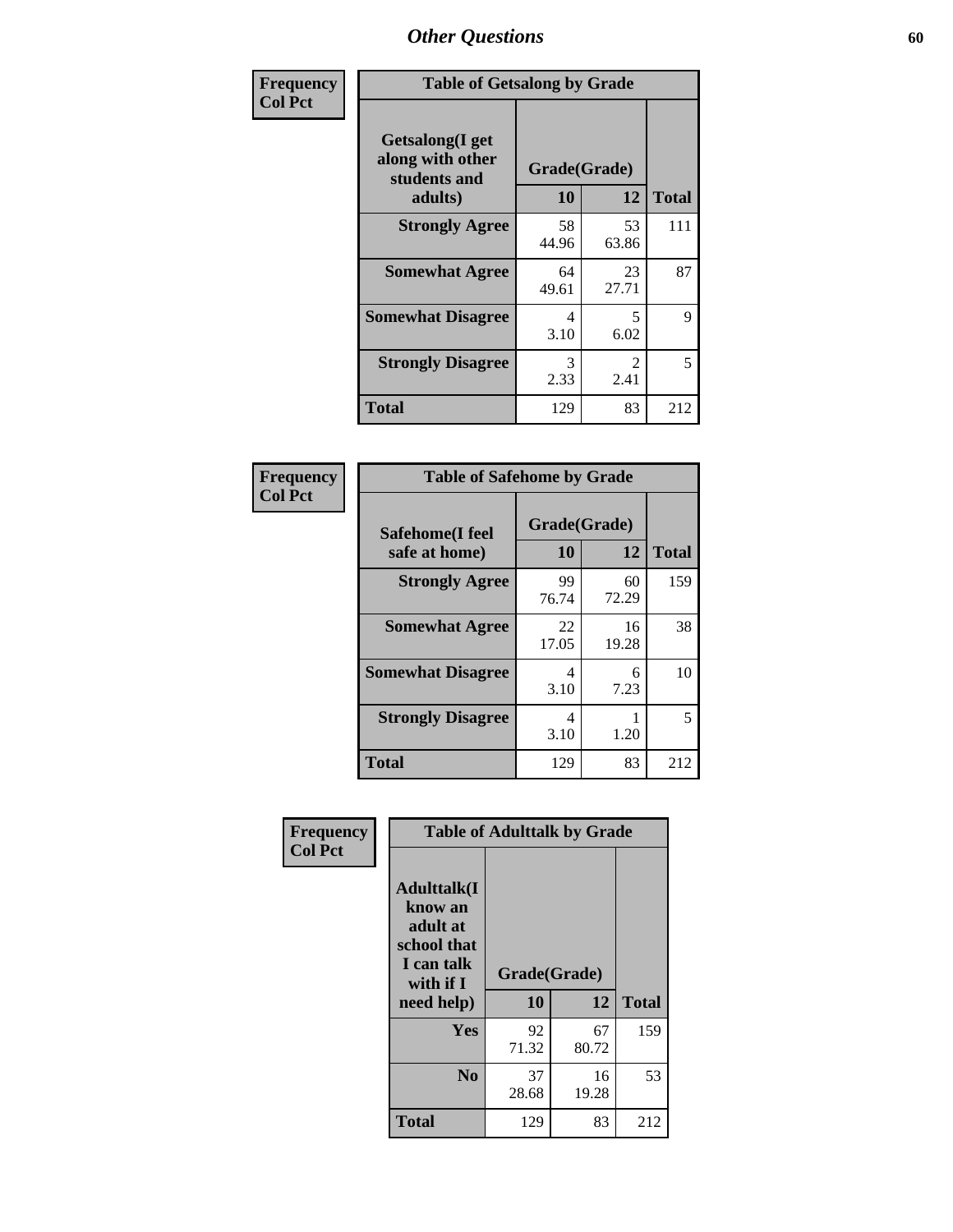## Other Questions

**Frequency**
**Col Pct**

| Table of Getsalong by Grade | | | |
|---|---|---|---|
| Getsalong(I get along with other students and adults) | Grade(Grade) | | |
| | 10 | 12 | Total |
| Strongly Agree | 58<br>44.96 | 53<br>63.86 | 111 |
| Somewhat Agree | 64<br>49.61 | 23<br>27.71 | 87 |
| Somewhat Disagree | 4<br>3.10 | 5<br>6.02 | 9 |
| Strongly Disagree | 3<br>2.33 | 2<br>2.41 | 5 |
| Total | 129 | 83 | 212 |

**Frequency**
**Col Pct**

| Table of Safehome by Grade | | | |
|---|---|---|---|
| Safehome(I feel safe at home) | Grade(Grade) | | |
| | 10 | 12 | Total |
| Strongly Agree | 99<br>76.74 | 60<br>72.29 | 159 |
| Somewhat Agree | 22<br>17.05 | 16<br>19.28 | 38 |
| Somewhat Disagree | 4<br>3.10 | 6<br>7.23 | 10 |
| Strongly Disagree | 4<br>3.10 | 1<br>1.20 | 5 |
| Total | 129 | 83 | 212 |

**Frequency**
**Col Pct**

| Table of Adulttalk by Grade | | | |
|---|---|---|---|
| Adulttalk(I know an adult at school that I can talk with if I need help) | Grade(Grade) | | |
| | 10 | 12 | Total |
| Yes | 92<br>71.32 | 67<br>80.72 | 159 |
| No | 37<br>28.68 | 16<br>19.28 | 53 |
| Total | 129 | 83 | 212 |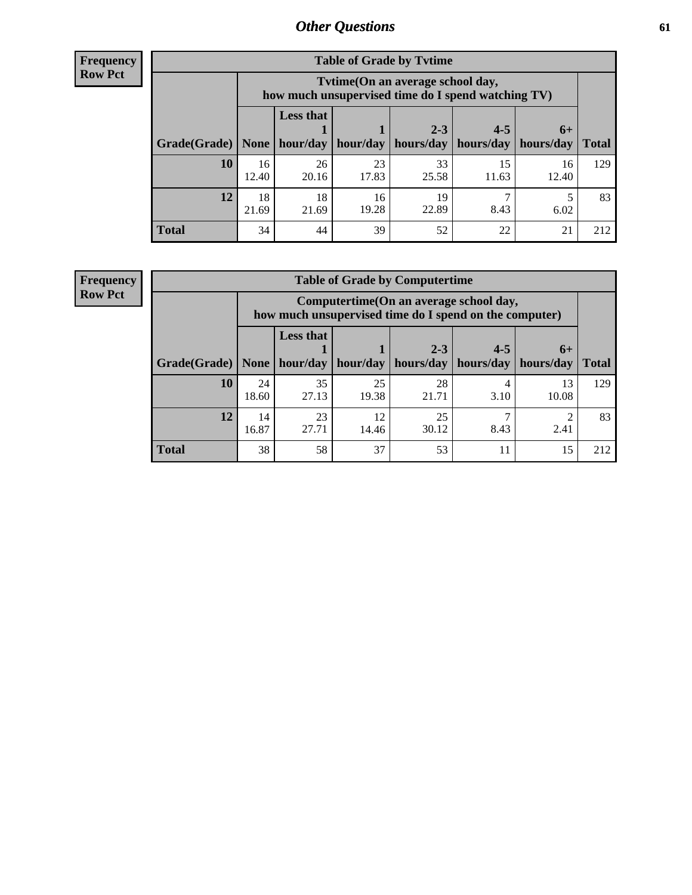## Other Questions

**Frequency**
**Row Pct**

**Table of Grade by Tvtime**

| Grade(Grade) | Tvtime(On an average school day, how much unsupervised time do I spend watching TV) None | Less that 1 hour/day | 1 hour/day | 2-3 hours/day | 4-5 hours/day | 6+ hours/day | Total |
|---|---|---|---|---|---|---|---|
| **10** | 16<br>12.40 | 26<br>20.16 | 23<br>17.83 | 33<br>25.58 | 15<br>11.63 | 16<br>12.40 | 129 |
| **12** | 18<br>21.69 | 18<br>21.69 | 16<br>19.28 | 19<br>22.89 | 7<br>8.43 | 5<br>6.02 | 83 |
| **Total** | 34 | 44 | 39 | 52 | 22 | 21 | 212 |

**Frequency**
**Row Pct**

**Table of Grade by Computertime**

| Grade(Grade) | Computertime(On an average school day, how much unsupervised time do I spend on the computer) None | Less that 1 hour/day | 1 hour/day | 2-3 hours/day | 4-5 hours/day | 6+ hours/day | Total |
|---|---|---|---|---|---|---|---|
| **10** | 24<br>18.60 | 35<br>27.13 | 25<br>19.38 | 28<br>21.71 | 4<br>3.10 | 13<br>10.08 | 129 |
| **12** | 14<br>16.87 | 23<br>27.71 | 12<br>14.46 | 25<br>30.12 | 7<br>8.43 | 2<br>2.41 | 83 |
| **Total** | 38 | 58 | 37 | 53 | 11 | 15 | 212 |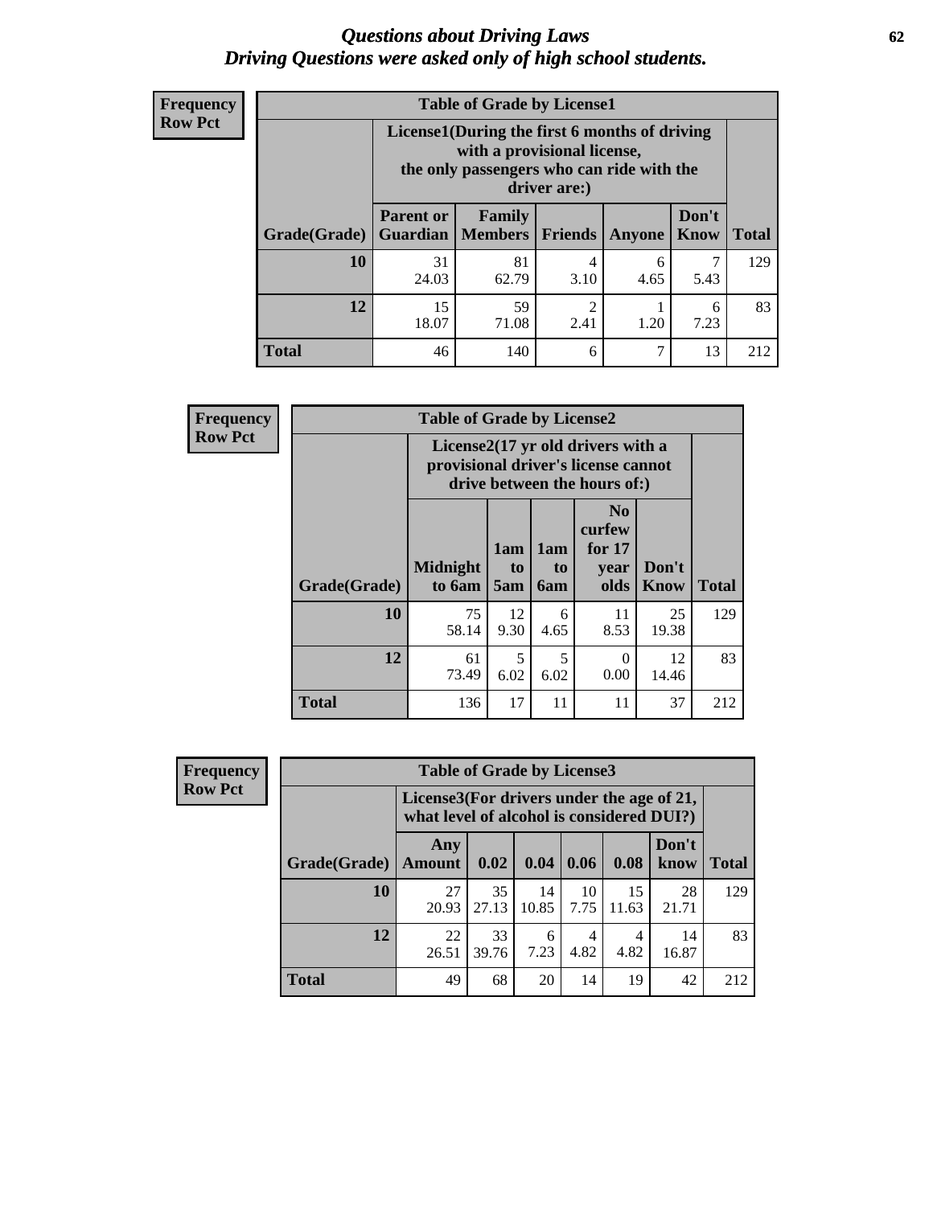# *Questions about Driving Laws*
# *Driving Questions were asked only of high school students.*

**Frequency**
**Row Pct**

| Table of Grade by License1 | | | | | | |
|---|---|---|---|---|---|---|
| | License1(During the first 6 months of driving with a provisional license, the only passengers who can ride with the driver are:) | | | | | |
| Grade(Grade) | Parent or Guardian | Family Members | Friends | Anyone | Don't Know | Total |
| **10** | 31<br>24.03 | 81<br>62.79 | 4<br>3.10 | 6<br>4.65 | 7<br>5.43 | 129 |
| **12** | 15<br>18.07 | 59<br>71.08 | 2<br>2.41 | 1<br>1.20 | 6<br>7.23 | 83 |
| **Total** | 46 | 140 | 6 | 7 | 13 | 212 |

**Frequency**
**Row Pct**

| Table of Grade by License2 | | | | | | |
|---|---|---|---|---|---|---|
| | License2(17 yr old drivers with a provisional driver's license cannot drive between the hours of:) | | | | | |
| Grade(Grade) | Midnight to 6am | 1am to 5am | 1am to 6am | No curfew for 17 year olds | Don't Know | Total |
| **10** | 75<br>58.14 | 12<br>9.30 | 6<br>4.65 | 11<br>8.53 | 25<br>19.38 | 129 |
| **12** | 61<br>73.49 | 5<br>6.02 | 5<br>6.02 | 0<br>0.00 | 12<br>14.46 | 83 |
| **Total** | 136 | 17 | 11 | 11 | 37 | 212 |

**Frequency**
**Row Pct**

| Table of Grade by License3 | | | | | | | |
|---|---|---|---|---|---|---|---|
| | License3(For drivers under the age of 21, what level of alcohol is considered DUI?) | | | | | | |
| Grade(Grade) | Any Amount | 0.02 | 0.04 | 0.06 | 0.08 | Don't know | Total |
| **10** | 27<br>20.93 | 35<br>27.13 | 14<br>10.85 | 10<br>7.75 | 15<br>11.63 | 28<br>21.71 | 129 |
| **12** | 22<br>26.51 | 33<br>39.76 | 6<br>7.23 | 4<br>4.82 | 4<br>4.82 | 14<br>16.87 | 83 |
| **Total** | 49 | 68 | 20 | 14 | 19 | 42 | 212 |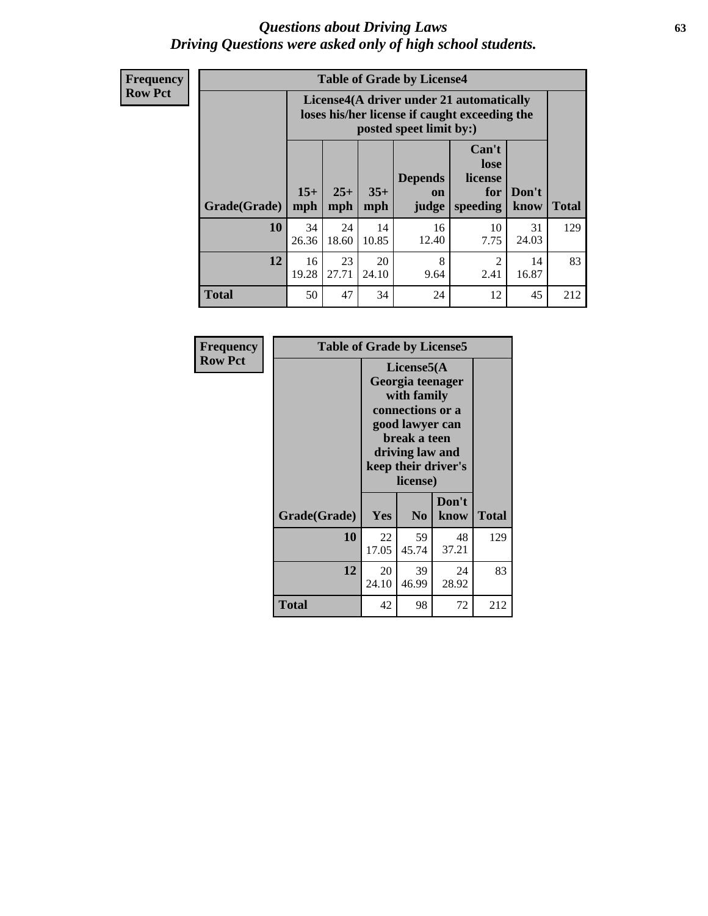# *Questions about Driving Laws*
## *Driving Questions were asked only of high school students.*

**Frequency**
**Row Pct**

| Table of Grade by License4 | | | | | | | |
|---|---|---|---|---|---|---|---|
| | License4(A driver under 21 automatically loses his/her license if caught exceeding the posted speet limit by:) | | | | | | |
| Grade(Grade) | 15+ mph | 25+ mph | 35+ mph | Depends on judge | Can't lose license for speeding | Don't know | Total |
| **10** | 34<br>26.36 | 24<br>18.60 | 14<br>10.85 | 16<br>12.40 | 10<br>7.75 | 31<br>24.03 | 129 |
| **12** | 16<br>19.28 | 23<br>27.71 | 20<br>24.10 | 8<br>9.64 | 2<br>2.41 | 14<br>16.87 | 83 |
| **Total** | 50 | 47 | 34 | 24 | 12 | 45 | 212 |

**Frequency**
**Row Pct**

| Table of Grade by License5 | | | | |
|---|---|---|---|---|
| | License5(A Georgia teenager with family connections or a good lawyer can break a teen driving law and keep their driver's license) | | | |
| Grade(Grade) | Yes | No | Don't know | Total |
| **10** | 22<br>17.05 | 59<br>45.74 | 48<br>37.21 | 129 |
| **12** | 20<br>24.10 | 39<br>46.99 | 24<br>28.92 | 83 |
| **Total** | 42 | 98 | 72 | 212 |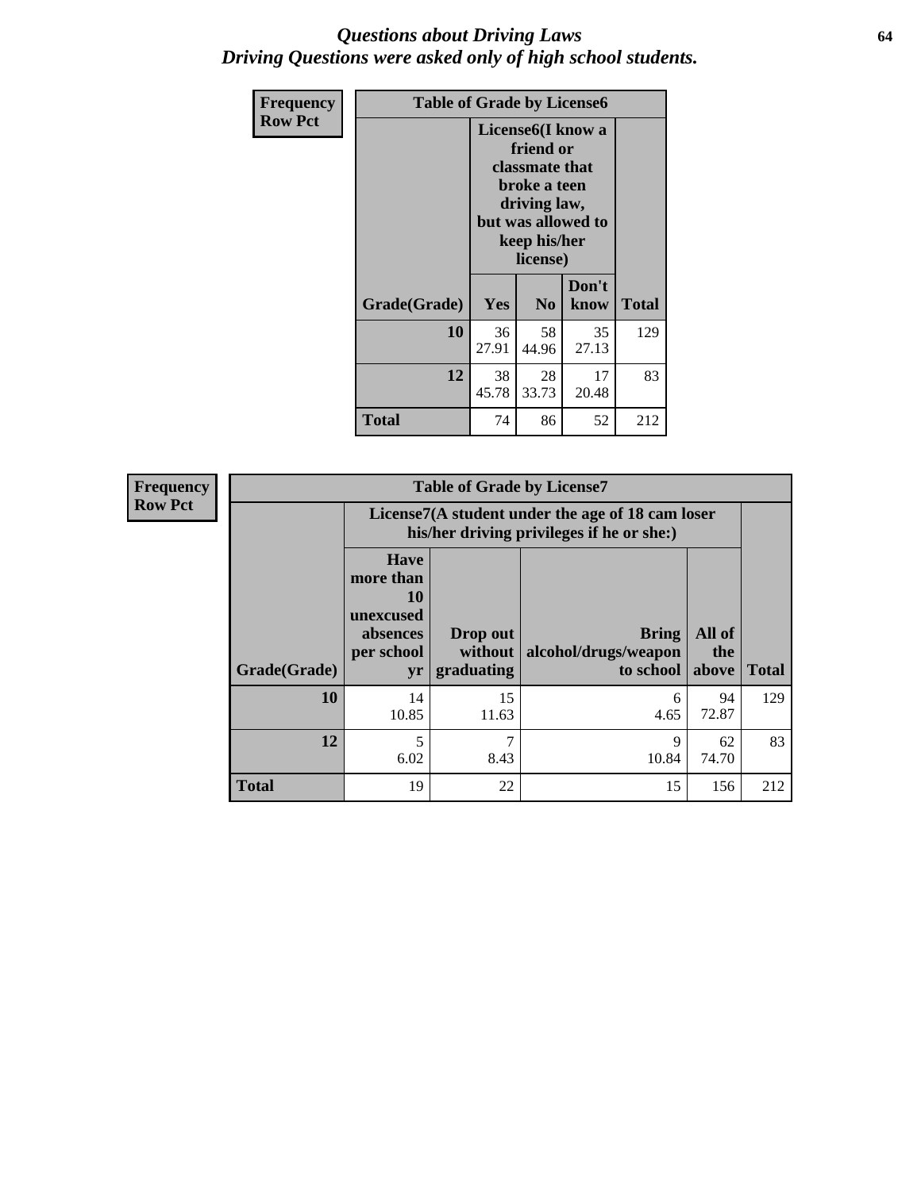# *Questions about Driving Laws*
# *Driving Questions were asked only of high school students.*

| Frequency<br>Row Pct | | | | |
|---|---|---|---|---|
| **Table of Grade by License6** | | | | |
| | **License6(I know a friend or classmate that broke a teen driving law, but was allowed to keep his/her license)** | | | |
| **Grade(Grade)** | **Yes** | **No** | **Don't know** | **Total** |
| **10** | 36<br>27.91 | 58<br>44.96 | 35<br>27.13 | 129 |
| **12** | 38<br>45.78 | 28<br>33.73 | 17<br>20.48 | 83 |
| **Total** | 74 | 86 | 52 | 212 |

| Frequency<br>Row Pct | | | | | |
|---|---|---|---|---|---|
| **Table of Grade by License7** | | | | | |
| | **License7(A student under the age of 18 cam loser his/her driving privileges if he or she:)** | | | | |
| **Grade(Grade)** | **Have more than 10 unexcused absences per school yr** | **Drop out without graduating** | **Bring alcohol/drugs/weapon to school** | **All of the above** | **Total** |
| **10** | 14<br>10.85 | 15<br>11.63 | 6<br>4.65 | 94<br>72.87 | 129 |
| **12** | 5<br>6.02 | 7<br>8.43 | 9<br>10.84 | 62<br>74.70 | 83 |
| **Total** | 19 | 22 | 15 | 156 | 212 |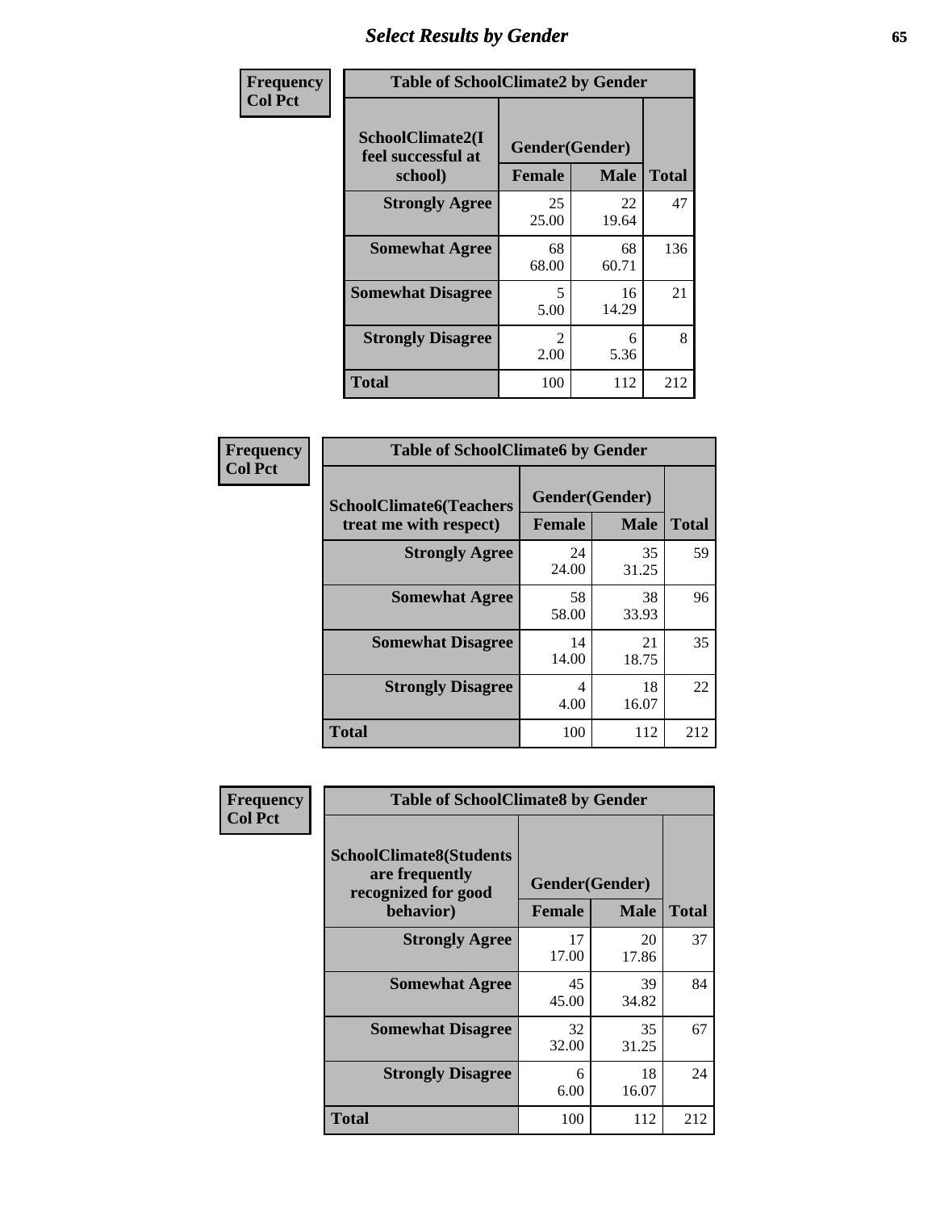# Select Results by Gender

| Frequency<br>Col Pct | Table of SchoolClimate2 by Gender | | |
|---|---|---|---|
| SchoolClimate2(I feel successful at school) | Gender(Gender) | | |
| | Female | Male | Total |
| Strongly Agree | 25<br>25.00 | 22<br>19.64 | 47 |
| Somewhat Agree | 68<br>68.00 | 68<br>60.71 | 136 |
| Somewhat Disagree | 5<br>5.00 | 16<br>14.29 | 21 |
| Strongly Disagree | 2<br>2.00 | 6<br>5.36 | 8 |
| Total | 100 | 112 | 212 |

| Frequency<br>Col Pct | Table of SchoolClimate6 by Gender | | |
|---|---|---|---|
| SchoolClimate6(Teachers treat me with respect) | Gender(Gender) | | |
| | Female | Male | Total |
| Strongly Agree | 24<br>24.00 | 35<br>31.25 | 59 |
| Somewhat Agree | 58<br>58.00 | 38<br>33.93 | 96 |
| Somewhat Disagree | 14<br>14.00 | 21<br>18.75 | 35 |
| Strongly Disagree | 4<br>4.00 | 18<br>16.07 | 22 |
| Total | 100 | 112 | 212 |

| Frequency<br>Col Pct | Table of SchoolClimate8 by Gender | | |
|---|---|---|---|
| SchoolClimate8(Students are frequently recognized for good behavior) | Gender(Gender) | | |
| | Female | Male | Total |
| Strongly Agree | 17<br>17.00 | 20<br>17.86 | 37 |
| Somewhat Agree | 45<br>45.00 | 39<br>34.82 | 84 |
| Somewhat Disagree | 32<br>32.00 | 35<br>31.25 | 67 |
| Strongly Disagree | 6<br>6.00 | 18<br>16.07 | 24 |
| Total | 100 | 112 | 212 |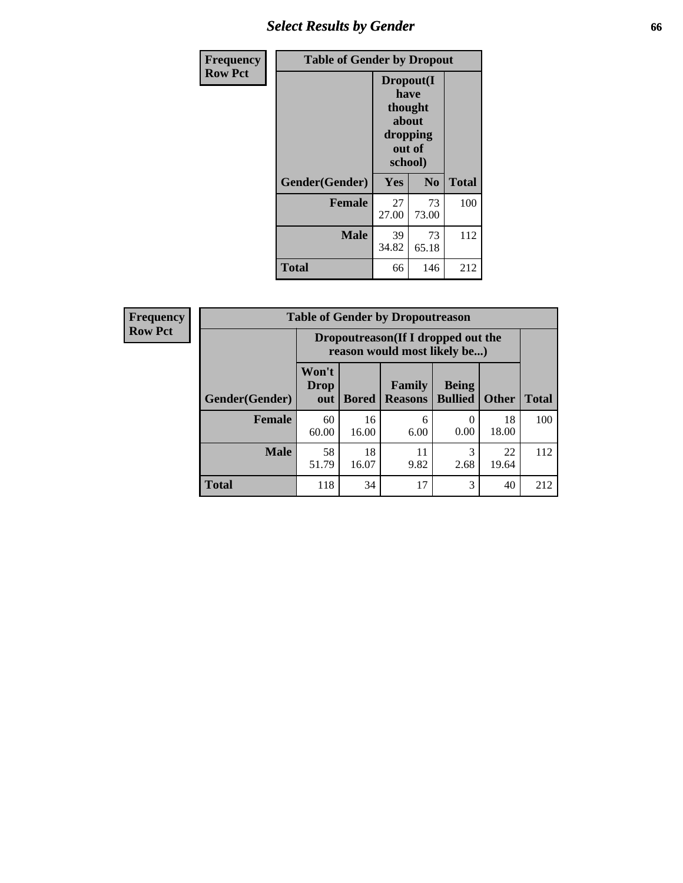## Select Results by Gender

| Frequency Row Pct | | | |
|---|---|---|---|

**Table of Gender by Dropout**

| Gender(Gender) | Dropout(I have thought about dropping out of school) | | Total |
|---|---|---|---|
| | Yes | No | |
| **Female** | 27<br>27.00 | 73<br>73.00 | 100 |
| **Male** | 39<br>34.82 | 73<br>65.18 | 112 |
| **Total** | 66 | 146 | 212 |

| Frequency Row Pct |
|---|

**Table of Gender by Dropoutreason**

| Gender(Gender) | Dropoutreason(If I dropped out the reason would most likely be...) | | | | | Total |
|---|---|---|---|---|---|---|
| | Won't Drop out | Bored | Family Reasons | Being Bullied | Other | |
| **Female** | 60<br>60.00 | 16<br>16.00 | 6<br>6.00 | 0<br>0.00 | 18<br>18.00 | 100 |
| **Male** | 58<br>51.79 | 18<br>16.07 | 11<br>9.82 | 3<br>2.68 | 22<br>19.64 | 112 |
| **Total** | 118 | 34 | 17 | 3 | 40 | 212 |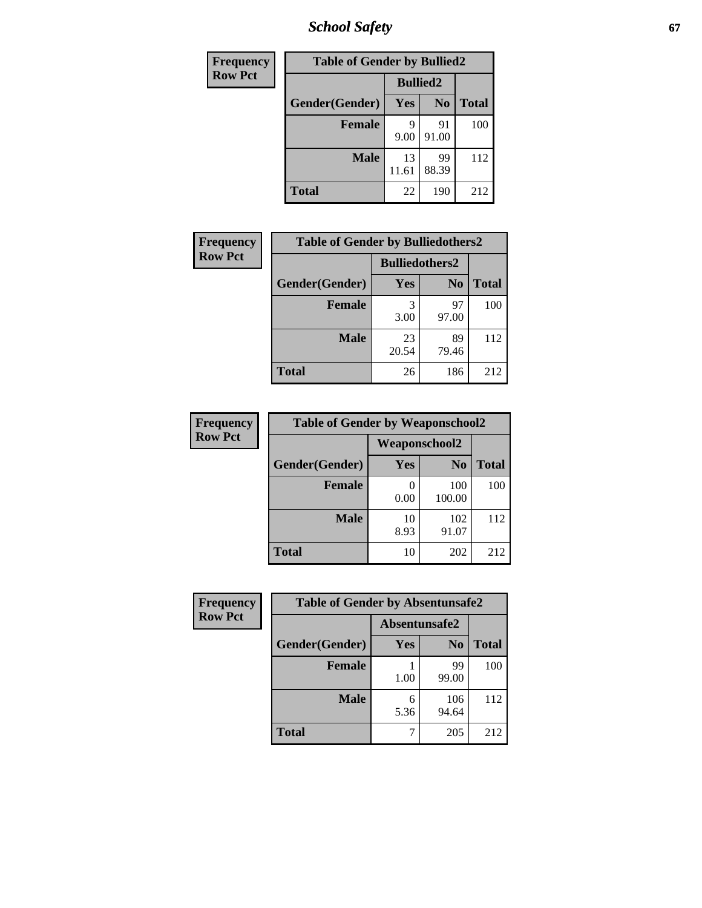| Frequency Row Pct |
|---|

| Table of Gender by Bullied2 | | | |
|---|---|---|---|
| | Bullied2 | | |
| Gender(Gender) | Yes | No | Total |
| Female | 9<br>9.00 | 91<br>91.00 | 100 |
| Male | 13<br>11.61 | 99<br>88.39 | 112 |
| Total | 22 | 190 | 212 |

| Frequency Row Pct |
|---|

| Table of Gender by Bulliedothers2 | | | |
|---|---|---|---|
| | Bulliedothers2 | | |
| Gender(Gender) | Yes | No | Total |
| Female | 3<br>3.00 | 97<br>97.00 | 100 |
| Male | 23<br>20.54 | 89<br>79.46 | 112 |
| Total | 26 | 186 | 212 |

| Frequency Row Pct |
|---|

| Table of Gender by Weaponschool2 | | | |
|---|---|---|---|
| | Weaponschool2 | | |
| Gender(Gender) | Yes | No | Total |
| Female | 0<br>0.00 | 100<br>100.00 | 100 |
| Male | 10<br>8.93 | 102<br>91.07 | 112 |
| Total | 10 | 202 | 212 |

| Frequency Row Pct |
|---|

| Table of Gender by Absentunsafe2 | | | |
|---|---|---|---|
| | Absentunsafe2 | | |
| Gender(Gender) | Yes | No | Total |
| Female | 1<br>1.00 | 99<br>99.00 | 100 |
| Male | 6<br>5.36 | 106<br>94.64 | 112 |
| Total | 7 | 205 | 212 |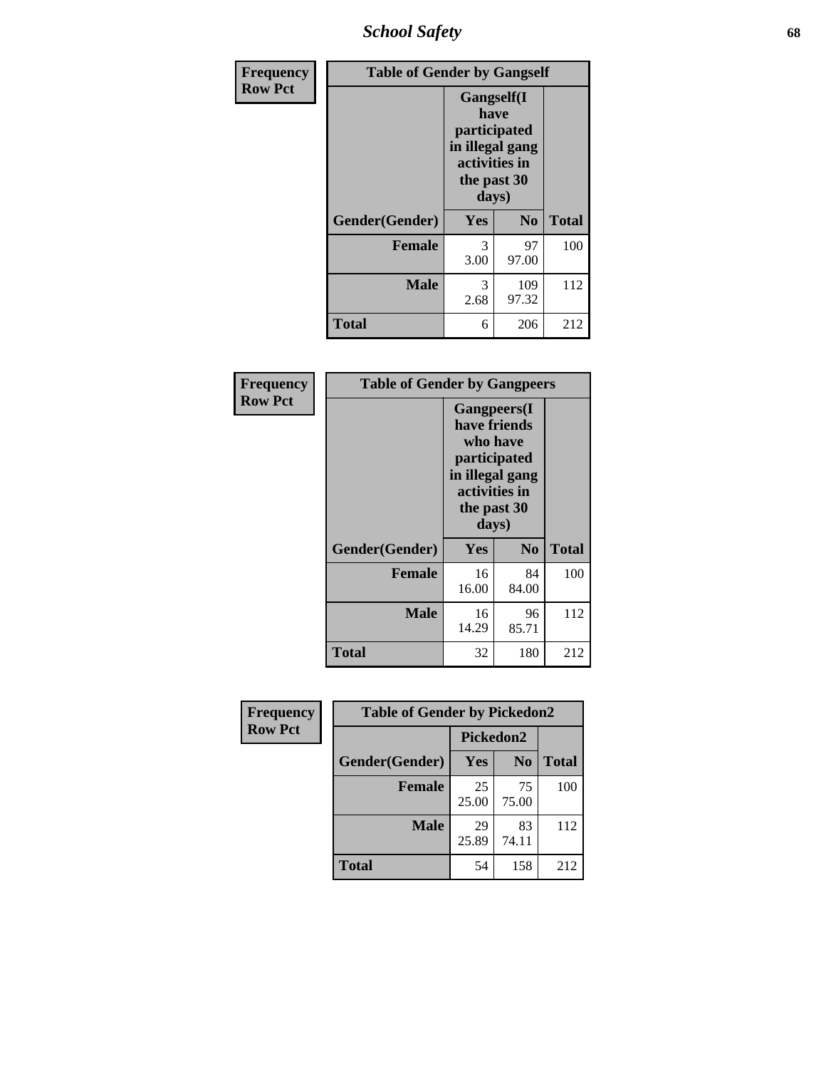# School Safety

| Frequency<br>Row Pct | Table of Gender by Gangself | | |
|---|---|---|---|
| | Gangself(I have participated in illegal gang activities in the past 30 days) | | |
| Gender(Gender) | Yes | No | Total |
| Female | 3<br>3.00 | 97<br>97.00 | 100 |
| Male | 3<br>2.68 | 109<br>97.32 | 112 |
| Total | 6 | 206 | 212 |

| Frequency<br>Row Pct | Table of Gender by Gangpeers | | |
|---|---|---|---|
| | Gangpeers(I have friends who have participated in illegal gang activities in the past 30 days) | | |
| Gender(Gender) | Yes | No | Total |
| Female | 16<br>16.00 | 84<br>84.00 | 100 |
| Male | 16<br>14.29 | 96<br>85.71 | 112 |
| Total | 32 | 180 | 212 |

| Frequency<br>Row Pct | Table of Gender by Pickedon2 | | |
|---|---|---|---|
| | Pickedon2 | | |
| Gender(Gender) | Yes | No | Total |
| Female | 25<br>25.00 | 75<br>75.00 | 100 |
| Male | 29<br>25.89 | 83<br>74.11 | 112 |
| Total | 54 | 158 | 212 |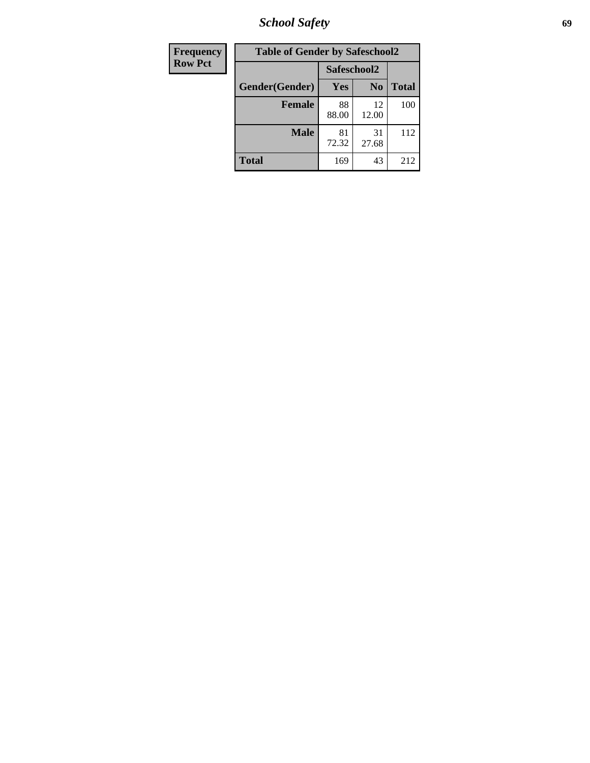| Frequency Row Pct | Table of Gender by Safeschool2 | | |
|---|---|---|---|
| | Safeschool2 | | |
| Gender(Gender) | Yes | No | Total |
| Female | 88<br>88.00 | 12<br>12.00 | 100 |
| Male | 81<br>72.32 | 31<br>27.68 | 112 |
| Total | 169 | 43 | 212 |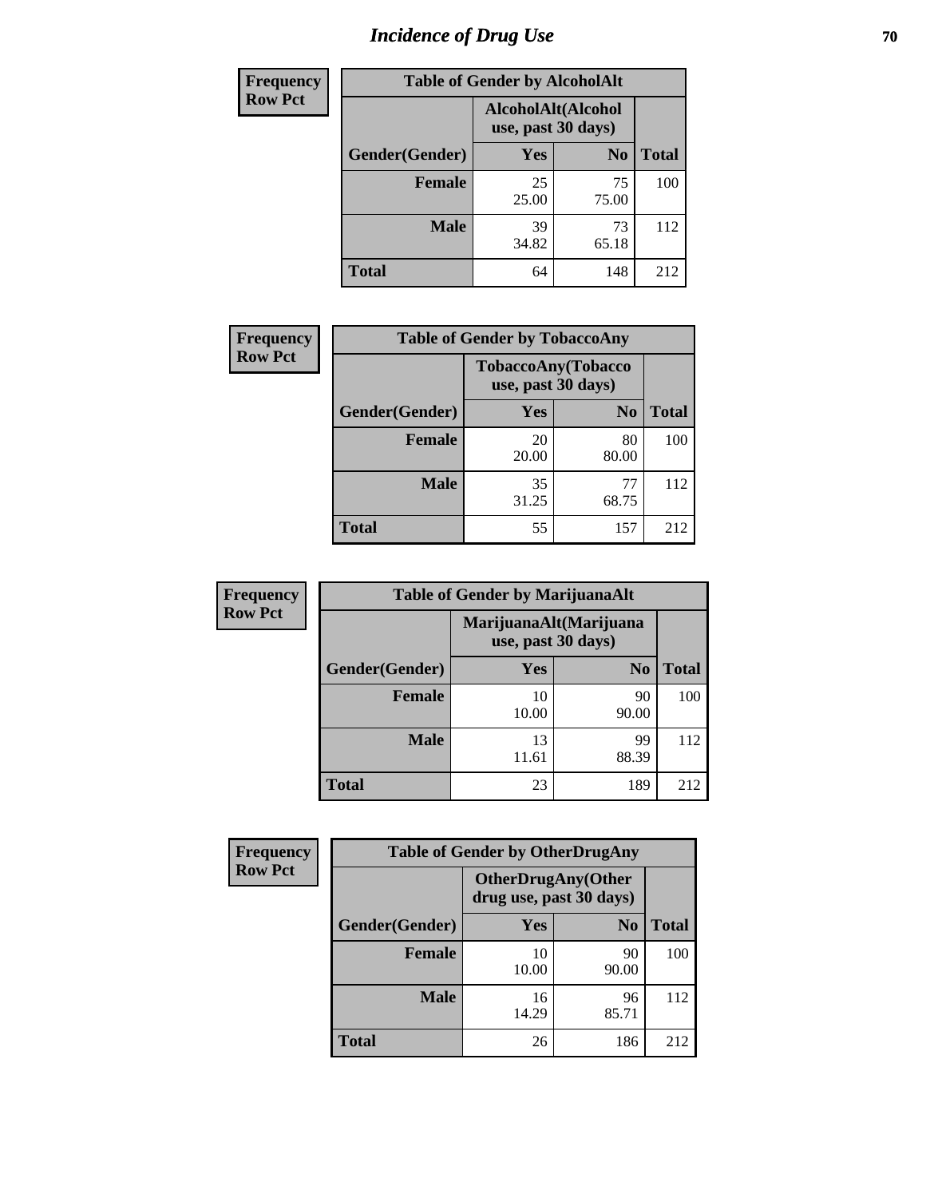# Incidence of Drug Use

**Frequency**
**Row Pct**

| Table of Gender by AlcoholAlt | | | |
|---|---|---|---|
| | AlcoholAlt(Alcohol use, past 30 days) | | |
| Gender(Gender) | Yes | No | Total |
| Female | 25<br>25.00 | 75<br>75.00 | 100 |
| Male | 39<br>34.82 | 73<br>65.18 | 112 |
| Total | 64 | 148 | 212 |

**Frequency**
**Row Pct**

| Table of Gender by TobaccoAny | | | |
|---|---|---|---|
| | TobaccoAny(Tobacco use, past 30 days) | | |
| Gender(Gender) | Yes | No | Total |
| Female | 20<br>20.00 | 80<br>80.00 | 100 |
| Male | 35<br>31.25 | 77<br>68.75 | 112 |
| Total | 55 | 157 | 212 |

**Frequency**
**Row Pct**

| Table of Gender by MarijuanaAlt | | | |
|---|---|---|---|
| | MarijuanaAlt(Marijuana use, past 30 days) | | |
| Gender(Gender) | Yes | No | Total |
| Female | 10<br>10.00 | 90<br>90.00 | 100 |
| Male | 13<br>11.61 | 99<br>88.39 | 112 |
| Total | 23 | 189 | 212 |

**Frequency**
**Row Pct**

| Table of Gender by OtherDrugAny | | | |
|---|---|---|---|
| | OtherDrugAny(Other drug use, past 30 days) | | |
| Gender(Gender) | Yes | No | Total |
| Female | 10<br>10.00 | 90<br>90.00 | 100 |
| Male | 16<br>14.29 | 96<br>85.71 | 112 |
| Total | 26 | 186 | 212 |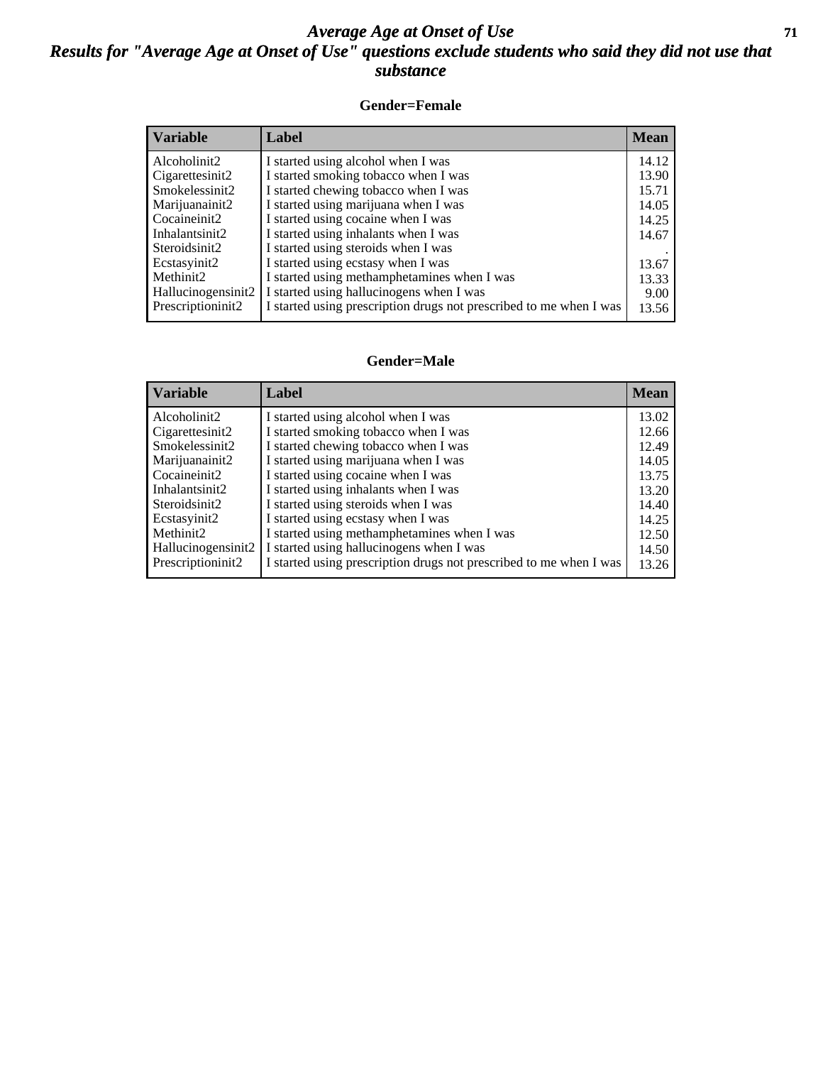# *Average Age at Onset of Use*

## *Results for "Average Age at Onset of Use" questions exclude students who said they did not use that substance*

### Gender=Female

| Variable | Label | Mean |
|---|---|---|
| Alcoholinit2 | I started using alcohol when I was | 14.12 |
| Cigarettesinit2 | I started smoking tobacco when I was | 13.90 |
| Smokelessinit2 | I started chewing tobacco when I was | 15.71 |
| Marijuanainit2 | I started using marijuana when I was | 14.05 |
| Cocaineinit2 | I started using cocaine when I was | 14.25 |
| Inhalantsinit2 | I started using inhalants when I was | 14.67 |
| Steroidsinit2 | I started using steroids when I was | . |
| Ecstasyinit2 | I started using ecstasy when I was | 13.67 |
| Methinit2 | I started using methamphetamines when I was | 13.33 |
| Hallucinogensinit2 | I started using hallucinogens when I was | 9.00 |
| Prescriptioninit2 | I started using prescription drugs not prescribed to me when I was | 13.56 |

### Gender=Male

| Variable | Label | Mean |
|---|---|---|
| Alcoholinit2 | I started using alcohol when I was | 13.02 |
| Cigarettesinit2 | I started smoking tobacco when I was | 12.66 |
| Smokelessinit2 | I started chewing tobacco when I was | 12.49 |
| Marijuanainit2 | I started using marijuana when I was | 14.05 |
| Cocaineinit2 | I started using cocaine when I was | 13.75 |
| Inhalantsinit2 | I started using inhalants when I was | 13.20 |
| Steroidsinit2 | I started using steroids when I was | 14.40 |
| Ecstasyinit2 | I started using ecstasy when I was | 14.25 |
| Methinit2 | I started using methamphetamines when I was | 12.50 |
| Hallucinogensinit2 | I started using hallucinogens when I was | 14.50 |
| Prescriptioninit2 | I started using prescription drugs not prescribed to me when I was | 13.26 |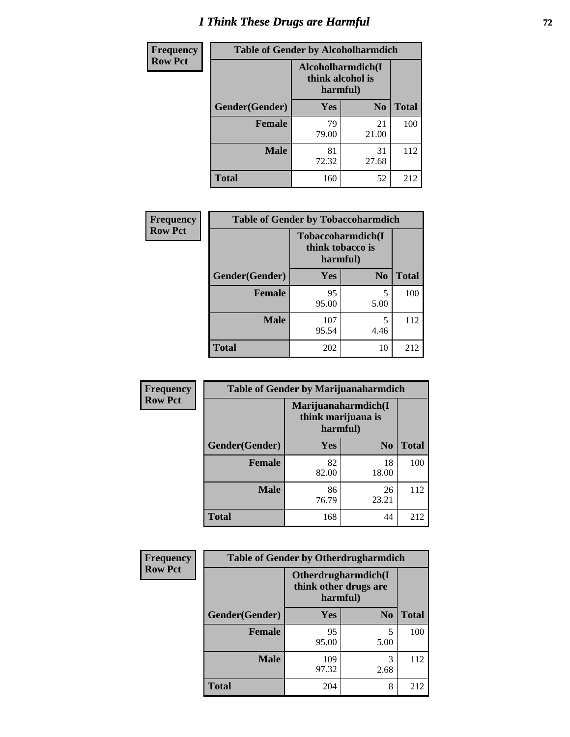# I Think These Drugs are Harmful

| Frequency<br>Row Pct | Table of Gender by Alcoholharmdich | | |
|---|---|---|---|
| | Alcoholharmdich(I think alcohol is harmful) | | |
| Gender(Gender) | Yes | No | Total |
| Female | 79<br>79.00 | 21<br>21.00 | 100 |
| Male | 81<br>72.32 | 31<br>27.68 | 112 |
| Total | 160 | 52 | 212 |

| Frequency<br>Row Pct | Table of Gender by Tobaccoharmdich | | |
|---|---|---|---|
| | Tobaccoharmdich(I think tobacco is harmful) | | |
| Gender(Gender) | Yes | No | Total |
| Female | 95<br>95.00 | 5<br>5.00 | 100 |
| Male | 107<br>95.54 | 5<br>4.46 | 112 |
| Total | 202 | 10 | 212 |

| Frequency<br>Row Pct | Table of Gender by Marijuanaharmdich | | |
|---|---|---|---|
| | Marijuanaharmdich(I think marijuana is harmful) | | |
| Gender(Gender) | Yes | No | Total |
| Female | 82<br>82.00 | 18<br>18.00 | 100 |
| Male | 86<br>76.79 | 26<br>23.21 | 112 |
| Total | 168 | 44 | 212 |

| Frequency<br>Row Pct | Table of Gender by Otherdrugharmdich | | |
|---|---|---|---|
| | Otherdrugharmdich(I think other drugs are harmful) | | |
| Gender(Gender) | Yes | No | Total |
| Female | 95<br>95.00 | 5<br>5.00 | 100 |
| Male | 109<br>97.32 | 3<br>2.68 | 112 |
| Total | 204 | 8 | 212 |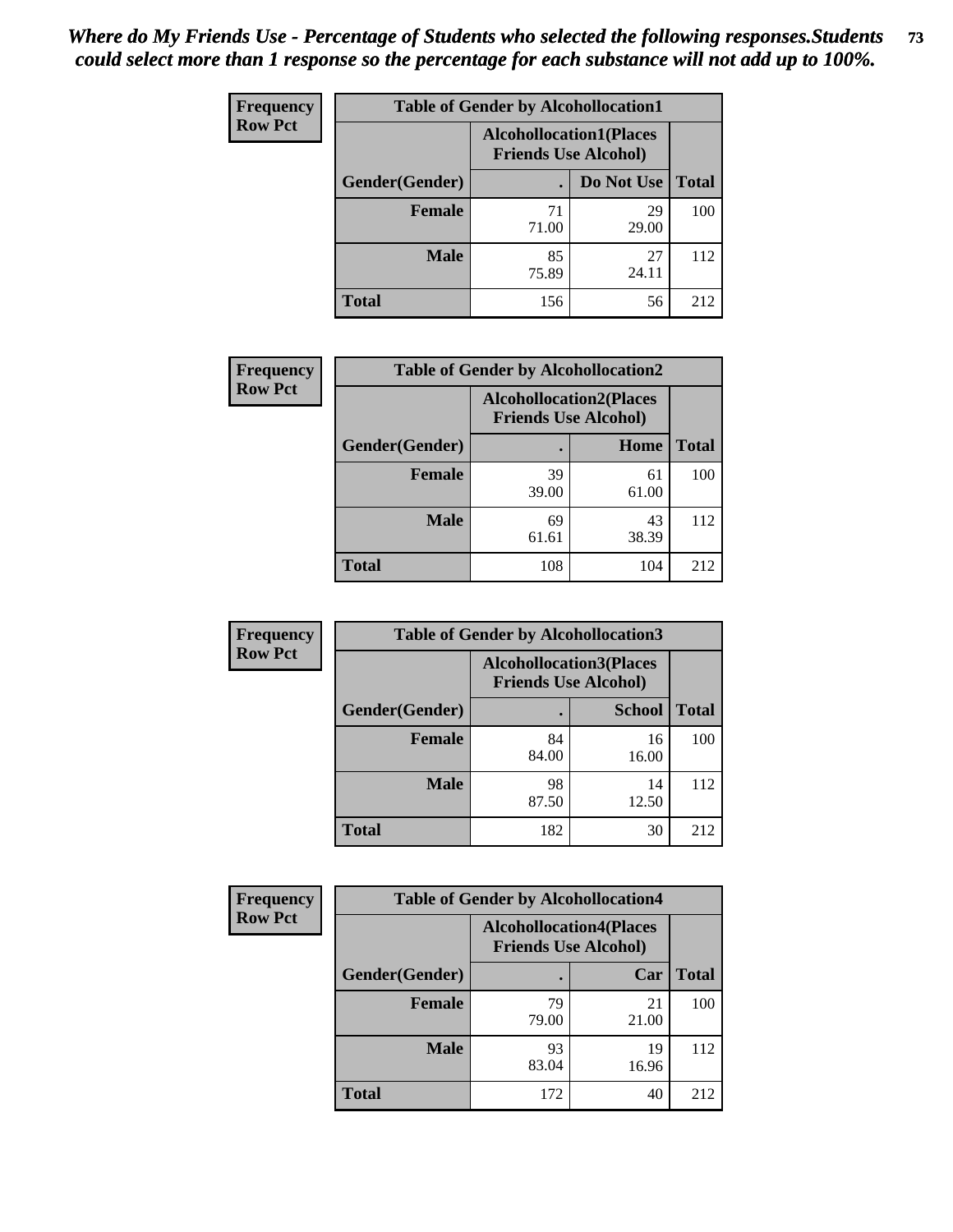*Where do My Friends Use - Percentage of Students who selected the following responses.Students could select more than 1 response so the percentage for each substance will not add up to 100%.*

| Frequency Row Pct | Table of Gender by Alcohollocation1 | | |
|---|---|---|---|
| | Alcohollocation1(Places Friends Use Alcohol) | | |
| Gender(Gender) | . | Do Not Use | Total |
| Female | 71<br>71.00 | 29<br>29.00 | 100 |
| Male | 85<br>75.89 | 27<br>24.11 | 112 |
| Total | 156 | 56 | 212 |

| Frequency Row Pct | Table of Gender by Alcohollocation2 | | |
|---|---|---|---|
| | Alcohollocation2(Places Friends Use Alcohol) | | |
| Gender(Gender) | . | Home | Total |
| Female | 39<br>39.00 | 61<br>61.00 | 100 |
| Male | 69<br>61.61 | 43<br>38.39 | 112 |
| Total | 108 | 104 | 212 |

| Frequency Row Pct | Table of Gender by Alcohollocation3 | | |
|---|---|---|---|
| | Alcohollocation3(Places Friends Use Alcohol) | | |
| Gender(Gender) | . | School | Total |
| Female | 84<br>84.00 | 16<br>16.00 | 100 |
| Male | 98<br>87.50 | 14<br>12.50 | 112 |
| Total | 182 | 30 | 212 |

| Frequency Row Pct | Table of Gender by Alcohollocation4 | | |
|---|---|---|---|
| | Alcohollocation4(Places Friends Use Alcohol) | | |
| Gender(Gender) | . | Car | Total |
| Female | 79<br>79.00 | 21<br>21.00 | 100 |
| Male | 93<br>83.04 | 19<br>16.96 | 112 |
| Total | 172 | 40 | 212 |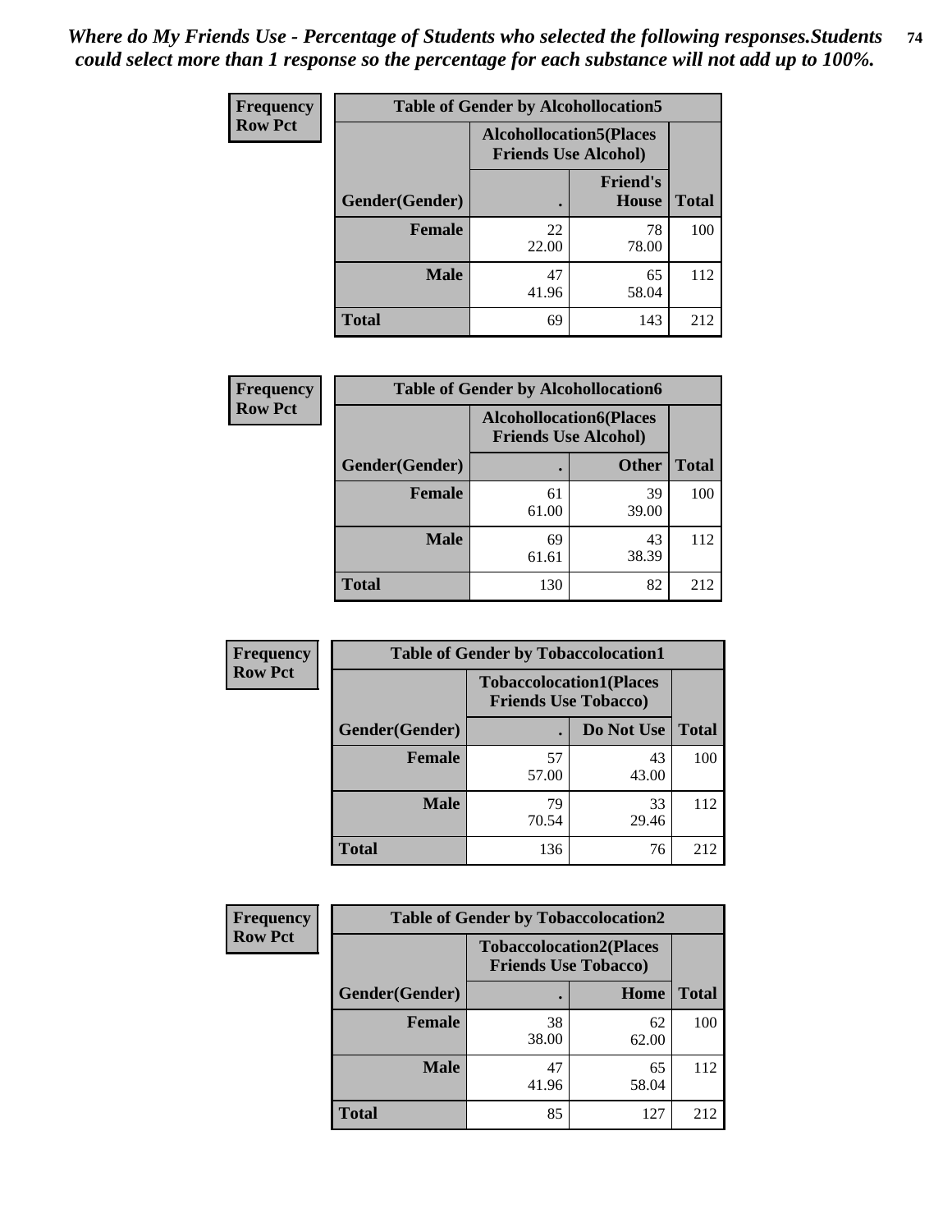*Where do My Friends Use - Percentage of Students who selected the following responses.Students could select more than 1 response so the percentage for each substance will not add up to 100%.*

**Frequency**
**Row Pct**

| Table of Gender by Alcohollocation5 | | | |
|---|---|---|---|
| | Alcohollocation5(Places Friends Use Alcohol) | | |
| Gender(Gender) | . | Friend's House | Total |
| **Female** | 22<br>22.00 | 78<br>78.00 | 100 |
| **Male** | 47<br>41.96 | 65<br>58.04 | 112 |
| **Total** | 69 | 143 | 212 |

**Frequency**
**Row Pct**

| Table of Gender by Alcohollocation6 | | | |
|---|---|---|---|
| | Alcohollocation6(Places Friends Use Alcohol) | | |
| Gender(Gender) | . | Other | Total |
| **Female** | 61<br>61.00 | 39<br>39.00 | 100 |
| **Male** | 69<br>61.61 | 43<br>38.39 | 112 |
| **Total** | 130 | 82 | 212 |

**Frequency**
**Row Pct**

| Table of Gender by Tobaccolocation1 | | | |
|---|---|---|---|
| | Tobaccolocation1(Places Friends Use Tobacco) | | |
| Gender(Gender) | . | Do Not Use | Total |
| **Female** | 57<br>57.00 | 43<br>43.00 | 100 |
| **Male** | 79<br>70.54 | 33<br>29.46 | 112 |
| **Total** | 136 | 76 | 212 |

**Frequency**
**Row Pct**

| Table of Gender by Tobaccolocation2 | | | |
|---|---|---|---|
| | Tobaccolocation2(Places Friends Use Tobacco) | | |
| Gender(Gender) | . | Home | Total |
| **Female** | 38<br>38.00 | 62<br>62.00 | 100 |
| **Male** | 47<br>41.96 | 65<br>58.04 | 112 |
| **Total** | 85 | 127 | 212 |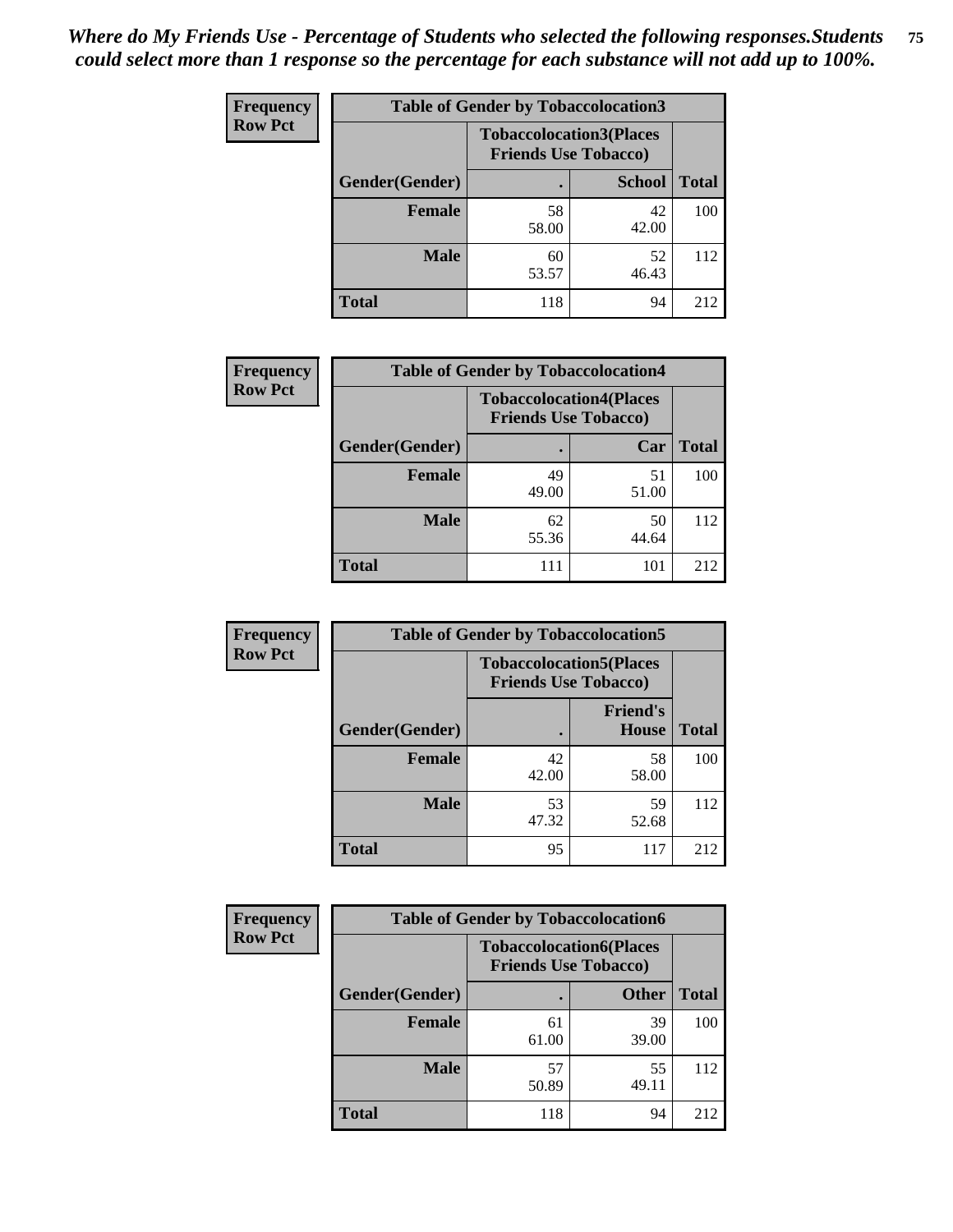*Where do My Friends Use - Percentage of Students who selected the following responses.Students could select more than 1 response so the percentage for each substance will not add up to 100%.*

**Frequency**
**Row Pct**

| Table of Gender by Tobaccolocation3 | | | |
|---|---|---|---|
| | Tobaccolocation3(Places Friends Use Tobacco) | | |
| Gender(Gender) | . | School | Total |
| Female | 58<br>58.00 | 42<br>42.00 | 100 |
| Male | 60<br>53.57 | 52<br>46.43 | 112 |
| Total | 118 | 94 | 212 |

**Frequency**
**Row Pct**

| Table of Gender by Tobaccolocation4 | | | |
|---|---|---|---|
| | Tobaccolocation4(Places Friends Use Tobacco) | | |
| Gender(Gender) | . | Car | Total |
| Female | 49<br>49.00 | 51<br>51.00 | 100 |
| Male | 62<br>55.36 | 50<br>44.64 | 112 |
| Total | 111 | 101 | 212 |

**Frequency**
**Row Pct**

| Table of Gender by Tobaccolocation5 | | | |
|---|---|---|---|
| | Tobaccolocation5(Places Friends Use Tobacco) | | |
| Gender(Gender) | . | Friend's House | Total |
| Female | 42<br>42.00 | 58<br>58.00 | 100 |
| Male | 53<br>47.32 | 59<br>52.68 | 112 |
| Total | 95 | 117 | 212 |

**Frequency**
**Row Pct**

| Table of Gender by Tobaccolocation6 | | | |
|---|---|---|---|
| | Tobaccolocation6(Places Friends Use Tobacco) | | |
| Gender(Gender) | . | Other | Total |
| Female | 61<br>61.00 | 39<br>39.00 | 100 |
| Male | 57<br>50.89 | 55<br>49.11 | 112 |
| Total | 118 | 94 | 212 |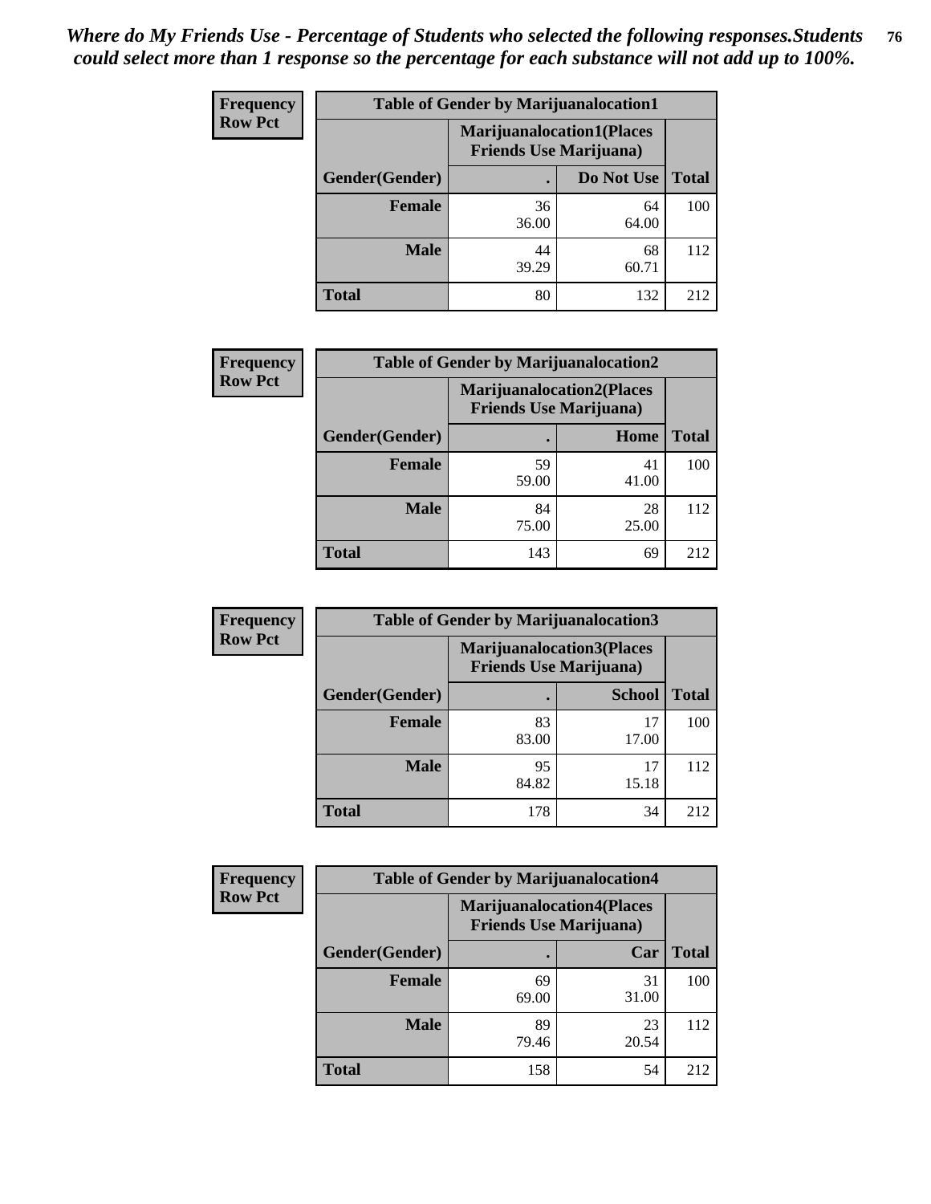*Where do My Friends Use - Percentage of Students who selected the following responses.Students could select more than 1 response so the percentage for each substance will not add up to 100%.*

**Frequency**
**Row Pct**

| Table of Gender by Marijuanalocation1 | | | |
|---|---|---|---|
| | Marijuanalocation1(Places Friends Use Marijuana) | | |
| Gender(Gender) | . | Do Not Use | Total |
| Female | 36<br>36.00 | 64<br>64.00 | 100 |
| Male | 44<br>39.29 | 68<br>60.71 | 112 |
| Total | 80 | 132 | 212 |

**Frequency**
**Row Pct**

| Table of Gender by Marijuanalocation2 | | | |
|---|---|---|---|
| | Marijuanalocation2(Places Friends Use Marijuana) | | |
| Gender(Gender) | . | Home | Total |
| Female | 59<br>59.00 | 41<br>41.00 | 100 |
| Male | 84<br>75.00 | 28<br>25.00 | 112 |
| Total | 143 | 69 | 212 |

**Frequency**
**Row Pct**

| Table of Gender by Marijuanalocation3 | | | |
|---|---|---|---|
| | Marijuanalocation3(Places Friends Use Marijuana) | | |
| Gender(Gender) | . | School | Total |
| Female | 83<br>83.00 | 17<br>17.00 | 100 |
| Male | 95<br>84.82 | 17<br>15.18 | 112 |
| Total | 178 | 34 | 212 |

**Frequency**
**Row Pct**

| Table of Gender by Marijuanalocation4 | | | |
|---|---|---|---|
| | Marijuanalocation4(Places Friends Use Marijuana) | | |
| Gender(Gender) | . | Car | Total |
| Female | 69<br>69.00 | 31<br>31.00 | 100 |
| Male | 89<br>79.46 | 23<br>20.54 | 112 |
| Total | 158 | 54 | 212 |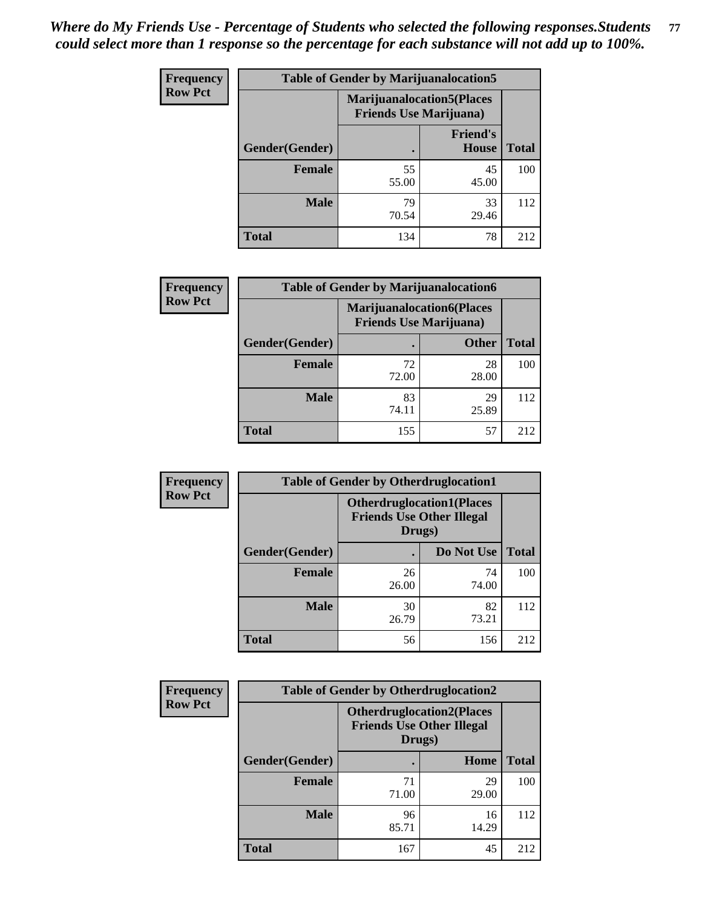*Where do My Friends Use - Percentage of Students who selected the following responses.Students could select more than 1 response so the percentage for each substance will not add up to 100%.*

**Frequency**
**Row Pct**

| Table of Gender by Marijuanalocation5 | | | |
|---|---|---|---|
| | Marijuanalocation5(Places Friends Use Marijuana) | | |
| Gender(Gender) | . | Friend's House | Total |
| **Female** | 55<br>55.00 | 45<br>45.00 | 100 |
| **Male** | 79<br>70.54 | 33<br>29.46 | 112 |
| **Total** | 134 | 78 | 212 |

**Frequency**
**Row Pct**

| Table of Gender by Marijuanalocation6 | | | |
|---|---|---|---|
| | Marijuanalocation6(Places Friends Use Marijuana) | | |
| Gender(Gender) | . | Other | Total |
| **Female** | 72<br>72.00 | 28<br>28.00 | 100 |
| **Male** | 83<br>74.11 | 29<br>25.89 | 112 |
| **Total** | 155 | 57 | 212 |

**Frequency**
**Row Pct**

| Table of Gender by Otherdruglocation1 | | | |
|---|---|---|---|
| | Otherdruglocation1(Places Friends Use Other Illegal Drugs) | | |
| Gender(Gender) | . | Do Not Use | Total |
| **Female** | 26<br>26.00 | 74<br>74.00 | 100 |
| **Male** | 30<br>26.79 | 82<br>73.21 | 112 |
| **Total** | 56 | 156 | 212 |

**Frequency**
**Row Pct**

| Table of Gender by Otherdruglocation2 | | | |
|---|---|---|---|
| | Otherdruglocation2(Places Friends Use Other Illegal Drugs) | | |
| Gender(Gender) | . | Home | Total |
| **Female** | 71<br>71.00 | 29<br>29.00 | 100 |
| **Male** | 96<br>85.71 | 16<br>14.29 | 112 |
| **Total** | 167 | 45 | 212 |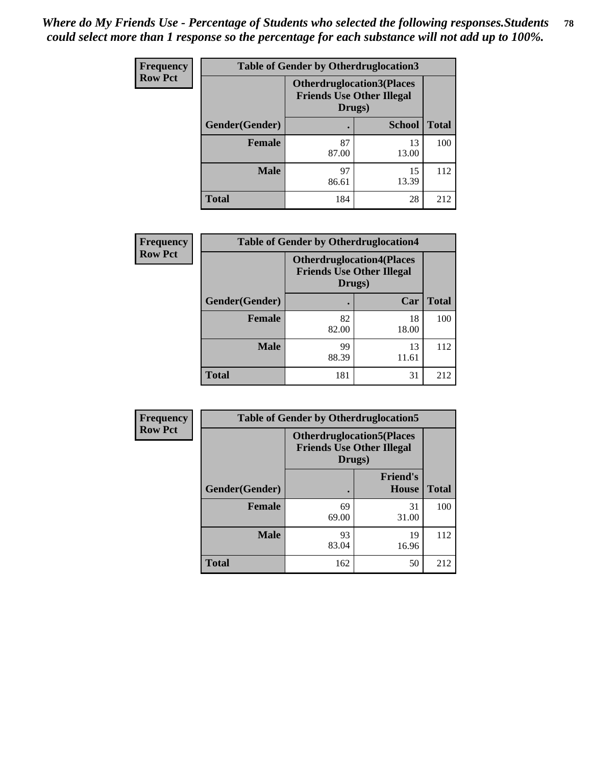***Where do My Friends Use - Percentage of Students who selected the following responses.Students could select more than 1 response so the percentage for each substance will not add up to 100%.***

**Frequency**
**Row Pct**

| Table of Gender by Otherdruglocation3 | | | |
|---|---|---|---|
| | Otherdruglocation3(Places Friends Use Other Illegal Drugs) | | |
| Gender(Gender) | . | School | Total |
| Female | 87<br>87.00 | 13<br>13.00 | 100 |
| Male | 97<br>86.61 | 15<br>13.39 | 112 |
| Total | 184 | 28 | 212 |

**Frequency**
**Row Pct**

| Table of Gender by Otherdruglocation4 | | | |
|---|---|---|---|
| | Otherdruglocation4(Places Friends Use Other Illegal Drugs) | | |
| Gender(Gender) | . | Car | Total |
| Female | 82<br>82.00 | 18<br>18.00 | 100 |
| Male | 99<br>88.39 | 13<br>11.61 | 112 |
| Total | 181 | 31 | 212 |

**Frequency**
**Row Pct**

| Table of Gender by Otherdruglocation5 | | | |
|---|---|---|---|
| | Otherdruglocation5(Places Friends Use Other Illegal Drugs) | | |
| Gender(Gender) | . | Friend's House | Total |
| Female | 69<br>69.00 | 31<br>31.00 | 100 |
| Male | 93<br>83.04 | 19<br>16.96 | 112 |
| Total | 162 | 50 | 212 |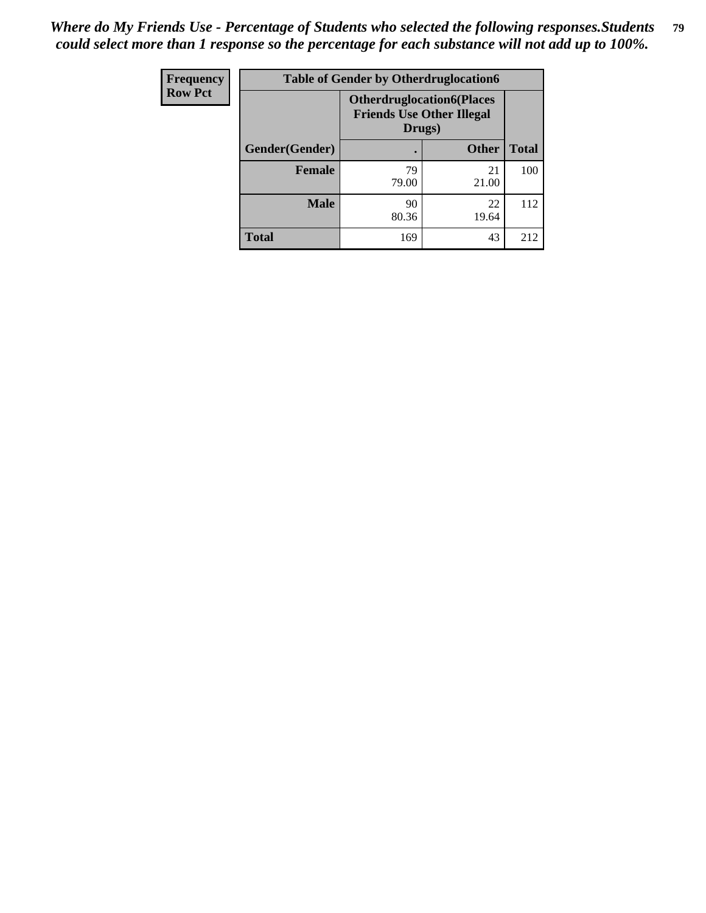*Where do My Friends Use - Percentage of Students who selected the following responses.Students could select more than 1 response so the percentage for each substance will not add up to 100%.*

| Frequency<br>Row Pct | Table of Gender by Otherdruglocation6 | | |
|---|---|---|---|
| | Otherdruglocation6(Places Friends Use Other Illegal Drugs) | | |
| Gender(Gender) | . | Other | Total |
| Female | 79<br>79.00 | 21<br>21.00 | 100 |
| Male | 90<br>80.36 | 22<br>19.64 | 112 |
| Total | 169 | 43 | 212 |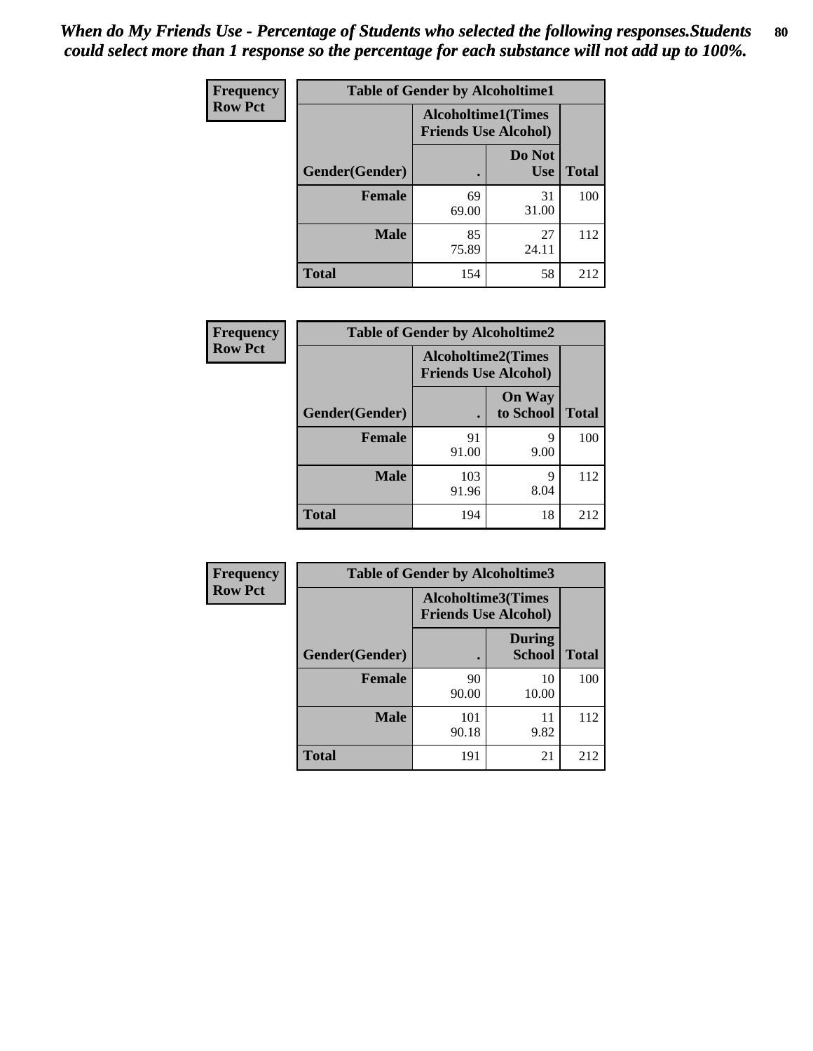*When do My Friends Use - Percentage of Students who selected the following responses.Students could select more than 1 response so the percentage for each substance will not add up to 100%.*

**Frequency Row Pct**

**Table of Gender by Alcoholtime1**

| Gender(Gender) | Alcoholtime1(Times Friends Use Alcohol) . | Do Not Use | Total |
|---|---|---|---|
| **Female** | 69<br>69.00 | 31<br>31.00 | 100 |
| **Male** | 85<br>75.89 | 27<br>24.11 | 112 |
| **Total** | 154 | 58 | 212 |

**Frequency Row Pct**

**Table of Gender by Alcoholtime2**

| Gender(Gender) | Alcoholtime2(Times Friends Use Alcohol) . | On Way to School | Total |
|---|---|---|---|
| **Female** | 91<br>91.00 | 9<br>9.00 | 100 |
| **Male** | 103<br>91.96 | 9<br>8.04 | 112 |
| **Total** | 194 | 18 | 212 |

**Frequency Row Pct**

**Table of Gender by Alcoholtime3**

| Gender(Gender) | Alcoholtime3(Times Friends Use Alcohol) . | During School | Total |
|---|---|---|---|
| **Female** | 90<br>90.00 | 10<br>10.00 | 100 |
| **Male** | 101<br>90.18 | 11<br>9.82 | 112 |
| **Total** | 191 | 21 | 212 |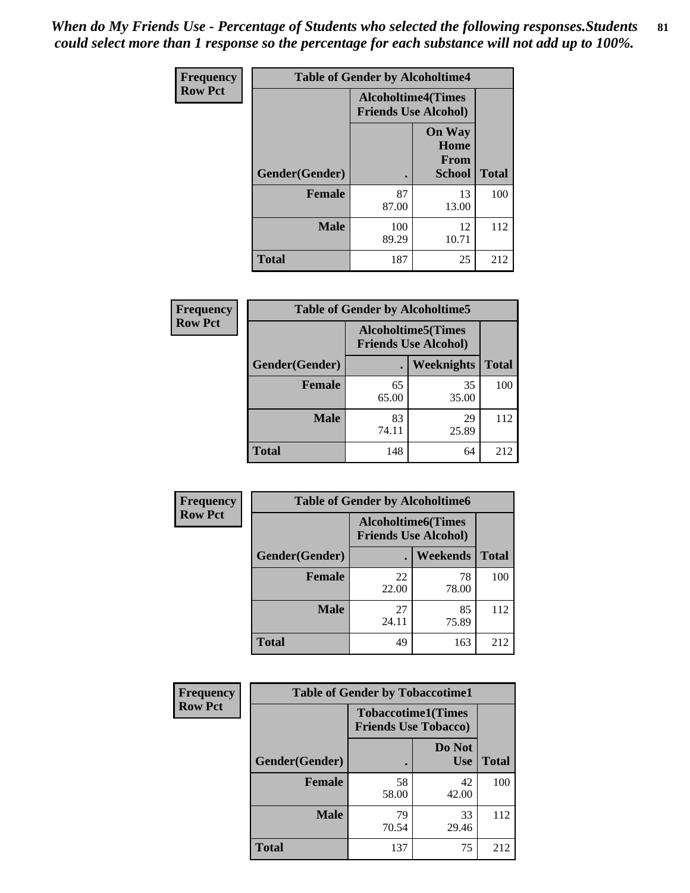*When do My Friends Use - Percentage of Students who selected the following responses.Students could select more than 1 response so the percentage for each substance will not add up to 100%.*

**Frequency**
**Row Pct**

| Table of Gender by Alcoholtime4 | | | |
|---|---|---|---|
| | Alcoholtime4(Times Friends Use Alcohol) | | |
| Gender(Gender) | . | On Way Home From School | Total |
| **Female** | 87<br>87.00 | 13<br>13.00 | 100 |
| **Male** | 100<br>89.29 | 12<br>10.71 | 112 |
| **Total** | 187 | 25 | 212 |

**Frequency**
**Row Pct**

| Table of Gender by Alcoholtime5 | | | |
|---|---|---|---|
| | Alcoholtime5(Times Friends Use Alcohol) | | |
| Gender(Gender) | . | Weeknights | Total |
| **Female** | 65<br>65.00 | 35<br>35.00 | 100 |
| **Male** | 83<br>74.11 | 29<br>25.89 | 112 |
| **Total** | 148 | 64 | 212 |

**Frequency**
**Row Pct**

| Table of Gender by Alcoholtime6 | | | |
|---|---|---|---|
| | Alcoholtime6(Times Friends Use Alcohol) | | |
| Gender(Gender) | . | Weekends | Total |
| **Female** | 22<br>22.00 | 78<br>78.00 | 100 |
| **Male** | 27<br>24.11 | 85<br>75.89 | 112 |
| **Total** | 49 | 163 | 212 |

**Frequency**
**Row Pct**

| Table of Gender by Tobaccotime1 | | | |
|---|---|---|---|
| | Tobaccotime1(Times Friends Use Tobacco) | | |
| Gender(Gender) | . | Do Not Use | Total |
| **Female** | 58<br>58.00 | 42<br>42.00 | 100 |
| **Male** | 79<br>70.54 | 33<br>29.46 | 112 |
| **Total** | 137 | 75 | 212 |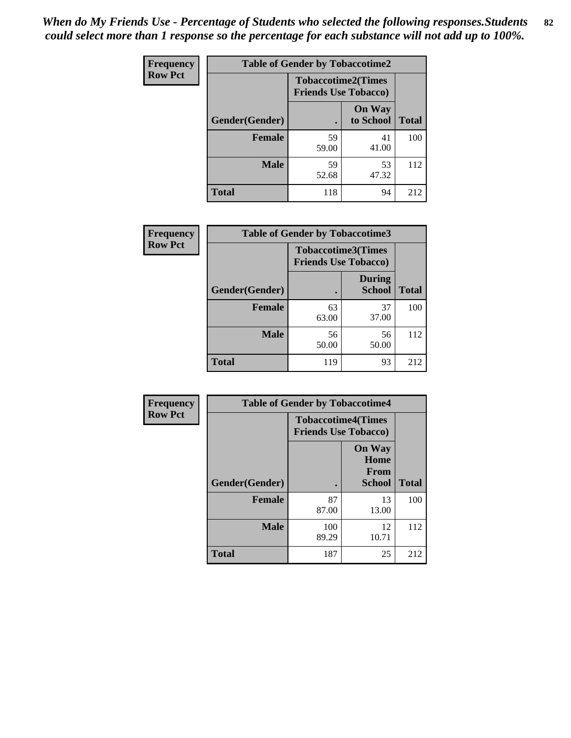*When do My Friends Use - Percentage of Students who selected the following responses.Students could select more than 1 response so the percentage for each substance will not add up to 100%.*

**Frequency**
**Row Pct**

**Table of Gender by Tobaccotime2**

| Gender(Gender) | Tobaccotime2(Times Friends Use Tobacco) . | On Way to School | Total |
|---|---|---|---|
| **Female** | 59<br>59.00 | 41<br>41.00 | 100 |
| **Male** | 59<br>52.68 | 53<br>47.32 | 112 |
| **Total** | 118 | 94 | 212 |

**Frequency**
**Row Pct**

**Table of Gender by Tobaccotime3**

| Gender(Gender) | Tobaccotime3(Times Friends Use Tobacco) . | During School | Total |
|---|---|---|---|
| **Female** | 63<br>63.00 | 37<br>37.00 | 100 |
| **Male** | 56<br>50.00 | 56<br>50.00 | 112 |
| **Total** | 119 | 93 | 212 |

**Frequency**
**Row Pct**

**Table of Gender by Tobaccotime4**

| Gender(Gender) | Tobaccotime4(Times Friends Use Tobacco) . | On Way Home From School | Total |
|---|---|---|---|
| **Female** | 87<br>87.00 | 13<br>13.00 | 100 |
| **Male** | 100<br>89.29 | 12<br>10.71 | 112 |
| **Total** | 187 | 25 | 212 |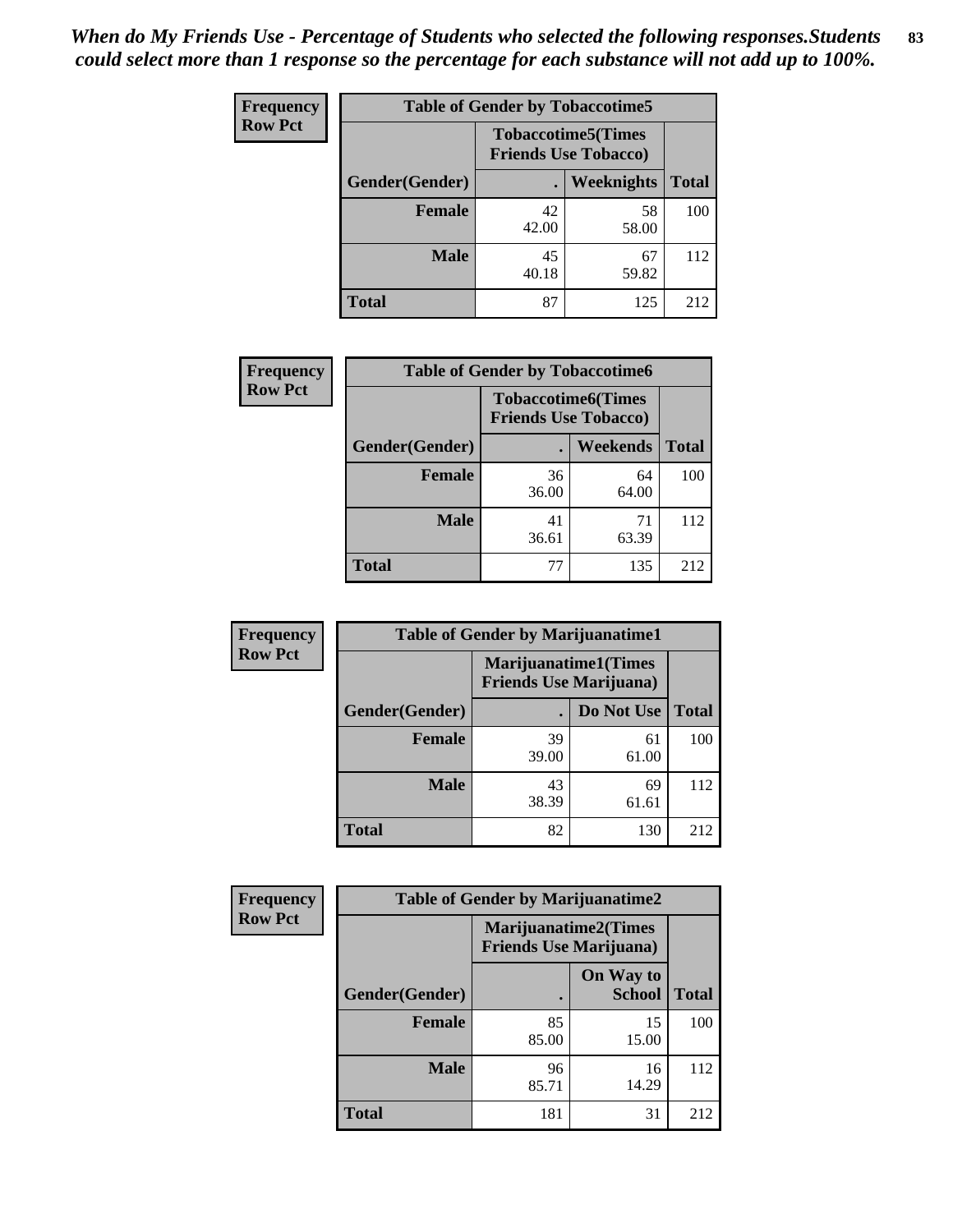*When do My Friends Use - Percentage of Students who selected the following responses.Students could select more than 1 response so the percentage for each substance will not add up to 100%.*

**Frequency**
**Row Pct**

**Table of Gender by Tobaccotime5**

| Gender(Gender) | Tobaccotime5(Times Friends Use Tobacco) . | Weeknights | Total |
|---|---|---|---|
| **Female** | 42<br>42.00 | 58<br>58.00 | 100 |
| **Male** | 45<br>40.18 | 67<br>59.82 | 112 |
| **Total** | 87 | 125 | 212 |

**Frequency**
**Row Pct**

**Table of Gender by Tobaccotime6**

| Gender(Gender) | Tobaccotime6(Times Friends Use Tobacco) . | Weekends | Total |
|---|---|---|---|
| **Female** | 36<br>36.00 | 64<br>64.00 | 100 |
| **Male** | 41<br>36.61 | 71<br>63.39 | 112 |
| **Total** | 77 | 135 | 212 |

**Frequency**
**Row Pct**

**Table of Gender by Marijuanatime1**

| Gender(Gender) | Marijuanatime1(Times Friends Use Marijuana) . | Do Not Use | Total |
|---|---|---|---|
| **Female** | 39<br>39.00 | 61<br>61.00 | 100 |
| **Male** | 43<br>38.39 | 69<br>61.61 | 112 |
| **Total** | 82 | 130 | 212 |

**Frequency**
**Row Pct**

**Table of Gender by Marijuanatime2**

| Gender(Gender) | Marijuanatime2(Times Friends Use Marijuana) . | On Way to School | Total |
|---|---|---|---|
| **Female** | 85<br>85.00 | 15<br>15.00 | 100 |
| **Male** | 96<br>85.71 | 16<br>14.29 | 112 |
| **Total** | 181 | 31 | 212 |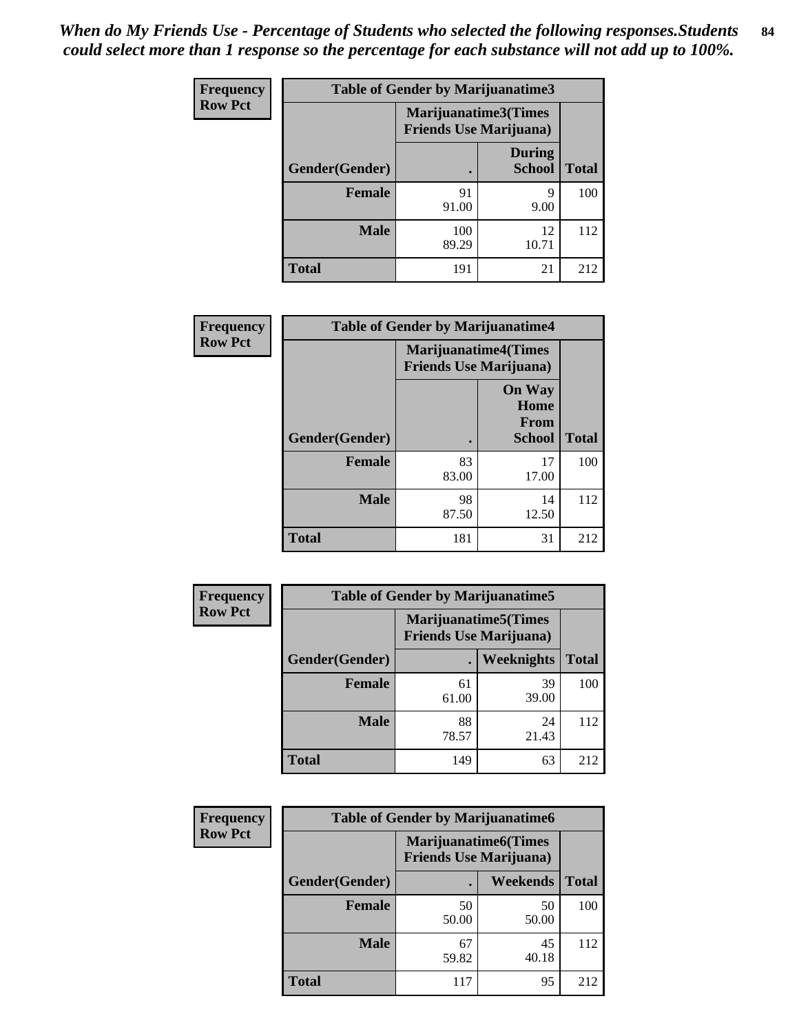*When do My Friends Use - Percentage of Students who selected the following responses.Students could select more than 1 response so the percentage for each substance will not add up to 100%.*

**Frequency**
**Row Pct**

| Table of Gender by Marijuanatime3 | | | |
|---|---|---|---|
| | Marijuanatime3(Times Friends Use Marijuana) | | |
| Gender(Gender) | . | During School | Total |
| **Female** | 91<br>91.00 | 9<br>9.00 | 100 |
| **Male** | 100<br>89.29 | 12<br>10.71 | 112 |
| **Total** | 191 | 21 | 212 |

**Frequency**
**Row Pct**

| Table of Gender by Marijuanatime4 | | | |
|---|---|---|---|
| | Marijuanatime4(Times Friends Use Marijuana) | | |
| Gender(Gender) | . | On Way Home From School | Total |
| **Female** | 83<br>83.00 | 17<br>17.00 | 100 |
| **Male** | 98<br>87.50 | 14<br>12.50 | 112 |
| **Total** | 181 | 31 | 212 |

**Frequency**
**Row Pct**

| Table of Gender by Marijuanatime5 | | | |
|---|---|---|---|
| | Marijuanatime5(Times Friends Use Marijuana) | | |
| Gender(Gender) | . | Weeknights | Total |
| **Female** | 61<br>61.00 | 39<br>39.00 | 100 |
| **Male** | 88<br>78.57 | 24<br>21.43 | 112 |
| **Total** | 149 | 63 | 212 |

**Frequency**
**Row Pct**

| Table of Gender by Marijuanatime6 | | | |
|---|---|---|---|
| | Marijuanatime6(Times Friends Use Marijuana) | | |
| Gender(Gender) | . | Weekends | Total |
| **Female** | 50<br>50.00 | 50<br>50.00 | 100 |
| **Male** | 67<br>59.82 | 45<br>40.18 | 112 |
| **Total** | 117 | 95 | 212 |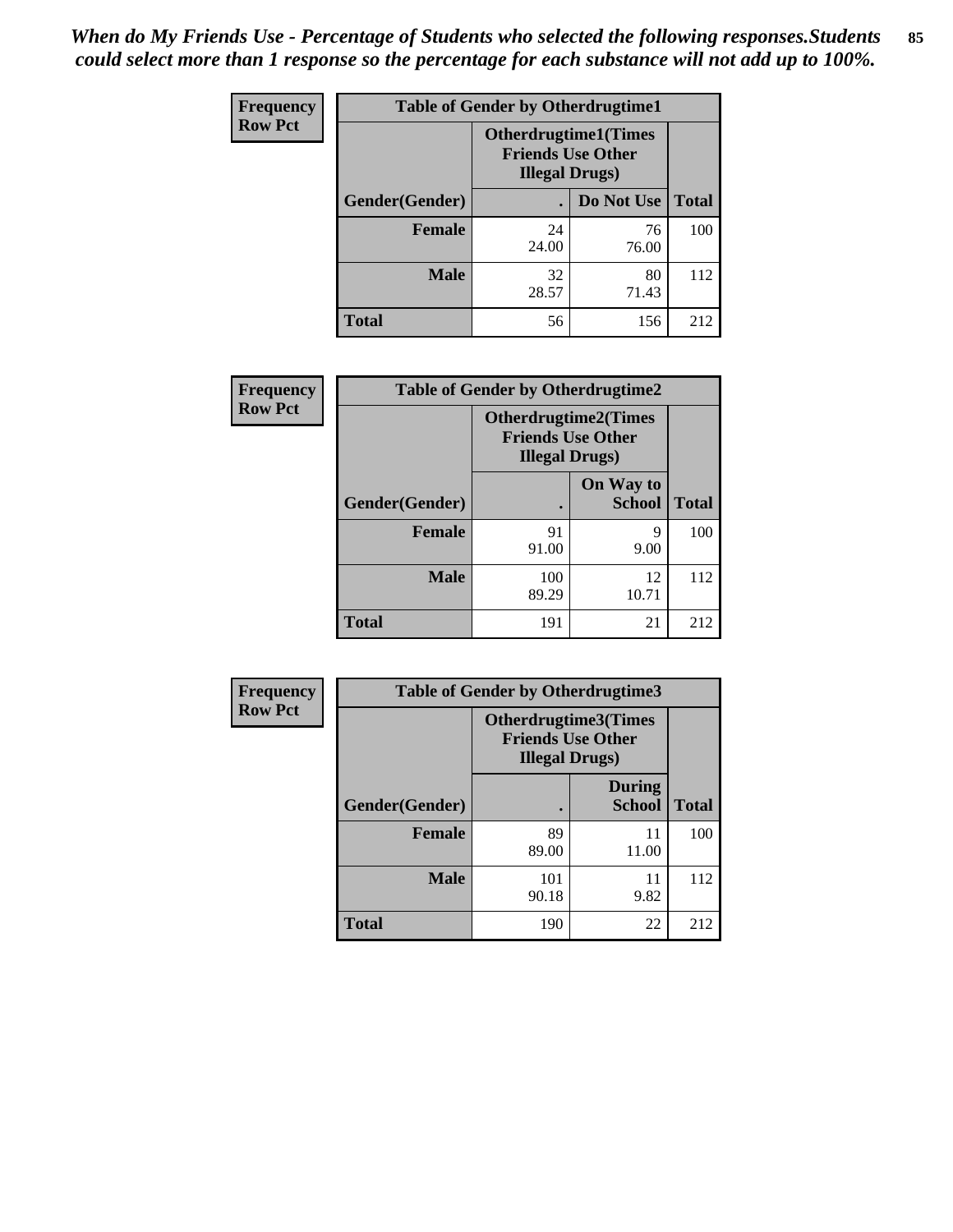*When do My Friends Use - Percentage of Students who selected the following responses.Students could select more than 1 response so the percentage for each substance will not add up to 100%.*

**Frequency**
**Row Pct**

| Table of Gender by Otherdrugtime1 | | | |
|---|---|---|---|
| | Otherdrugtime1(Times Friends Use Other Illegal Drugs) | | |
| Gender(Gender) | . | Do Not Use | Total |
| **Female** | 24<br>24.00 | 76<br>76.00 | 100 |
| **Male** | 32<br>28.57 | 80<br>71.43 | 112 |
| **Total** | 56 | 156 | 212 |

**Frequency**
**Row Pct**

| Table of Gender by Otherdrugtime2 | | | |
|---|---|---|---|
| | Otherdrugtime2(Times Friends Use Other Illegal Drugs) | | |
| Gender(Gender) | . | On Way to School | Total |
| **Female** | 91<br>91.00 | 9<br>9.00 | 100 |
| **Male** | 100<br>89.29 | 12<br>10.71 | 112 |
| **Total** | 191 | 21 | 212 |

**Frequency**
**Row Pct**

| Table of Gender by Otherdrugtime3 | | | |
|---|---|---|---|
| | Otherdrugtime3(Times Friends Use Other Illegal Drugs) | | |
| Gender(Gender) | . | During School | Total |
| **Female** | 89<br>89.00 | 11<br>11.00 | 100 |
| **Male** | 101<br>90.18 | 11<br>9.82 | 112 |
| **Total** | 190 | 22 | 212 |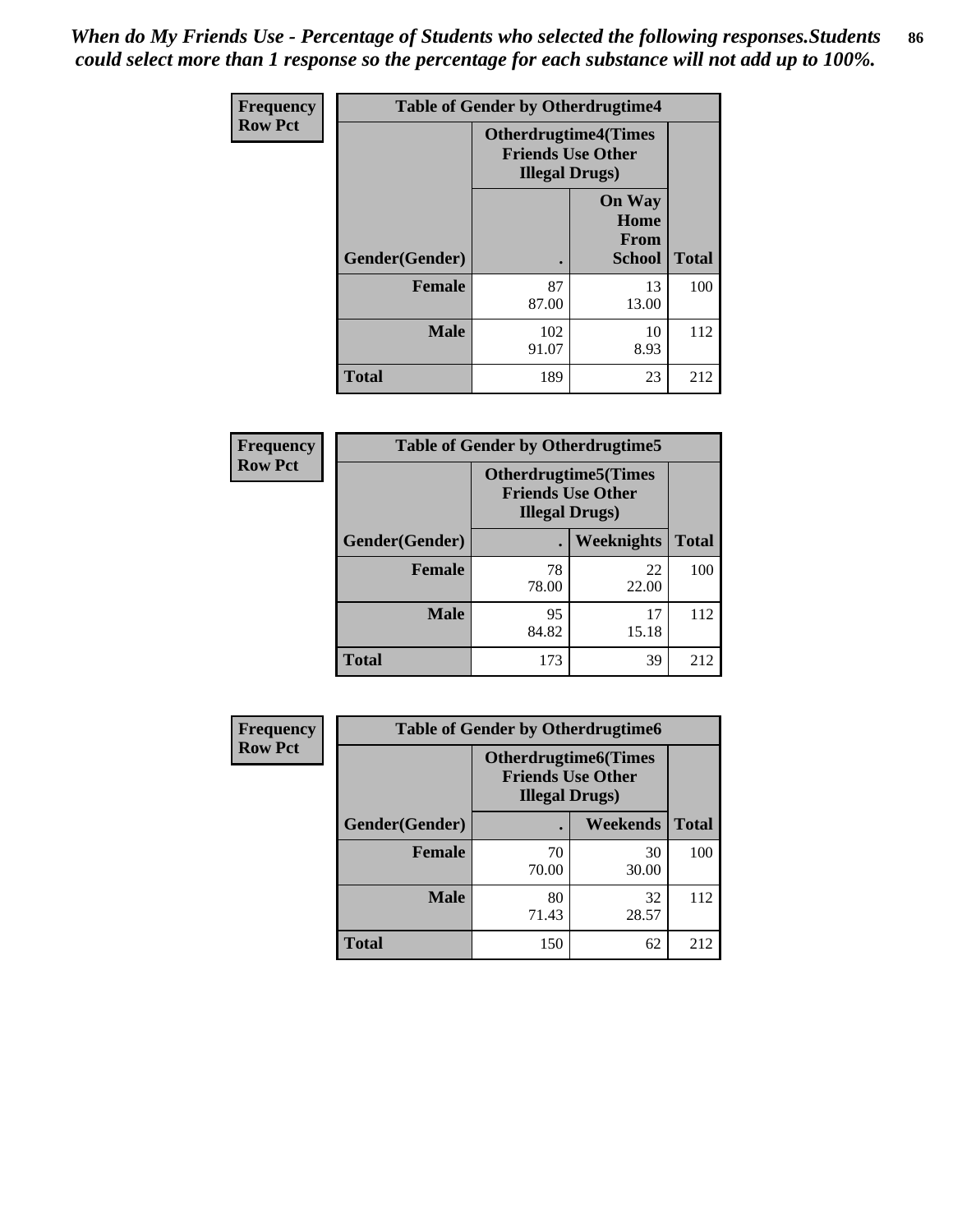*When do My Friends Use - Percentage of Students who selected the following responses.Students could select more than 1 response so the percentage for each substance will not add up to 100%.*

| Frequency Row Pct | Table of Gender by Otherdrugtime4 | | |
|---|---|---|---|
| | Otherdrugtime4(Times Friends Use Other Illegal Drugs) | | |
| Gender(Gender) | . | On Way Home From School | Total |
| Female | 87<br>87.00 | 13<br>13.00 | 100 |
| Male | 102<br>91.07 | 10<br>8.93 | 112 |
| Total | 189 | 23 | 212 |

| Frequency Row Pct | Table of Gender by Otherdrugtime5 | | |
|---|---|---|---|
| | Otherdrugtime5(Times Friends Use Other Illegal Drugs) | | |
| Gender(Gender) | . | Weeknights | Total |
| Female | 78<br>78.00 | 22<br>22.00 | 100 |
| Male | 95<br>84.82 | 17<br>15.18 | 112 |
| Total | 173 | 39 | 212 |

| Frequency Row Pct | Table of Gender by Otherdrugtime6 | | |
|---|---|---|---|
| | Otherdrugtime6(Times Friends Use Other Illegal Drugs) | | |
| Gender(Gender) | . | Weekends | Total |
| Female | 70<br>70.00 | 30<br>30.00 | 100 |
| Male | 80<br>71.43 | 32<br>28.57 | 112 |
| Total | 150 | 62 | 212 |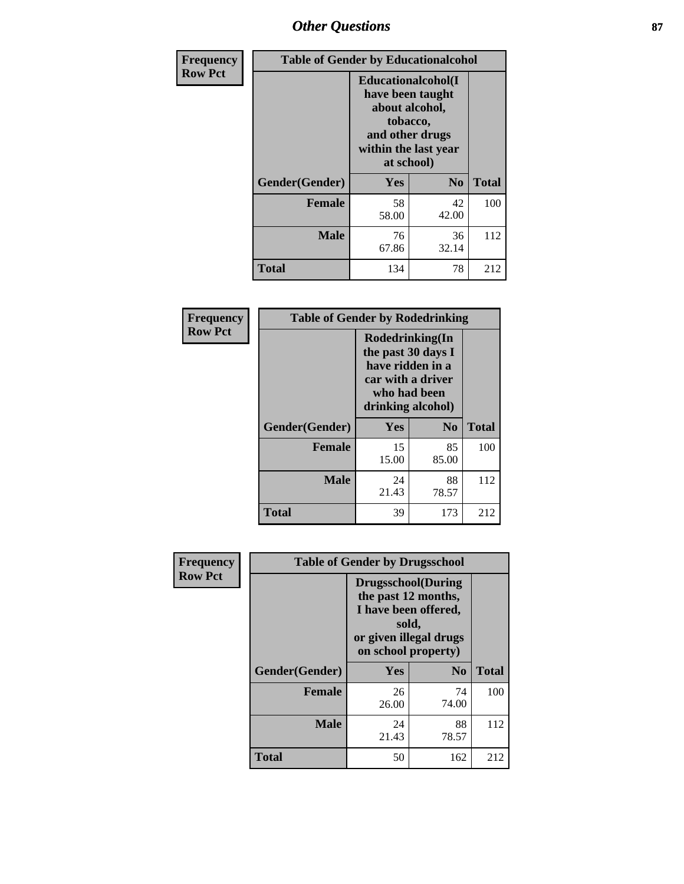## Other Questions

| Frequency<br>Row Pct | Table of Gender by Educationalcohol | | |
|---|---|---|---|
| | Educationalcohol(I have been taught about alcohol, tobacco, and other drugs within the last year at school) | | |
| Gender(Gender) | Yes | No | Total |
| Female | 58<br>58.00 | 42<br>42.00 | 100 |
| Male | 76<br>67.86 | 36<br>32.14 | 112 |
| Total | 134 | 78 | 212 |

| Frequency<br>Row Pct | Table of Gender by Rodedrinking | | |
|---|---|---|---|
| | Rodedrinking(In the past 30 days I have ridden in a car with a driver who had been drinking alcohol) | | |
| Gender(Gender) | Yes | No | Total |
| Female | 15<br>15.00 | 85<br>85.00 | 100 |
| Male | 24<br>21.43 | 88<br>78.57 | 112 |
| Total | 39 | 173 | 212 |

| Frequency<br>Row Pct | Table of Gender by Drugsschool | | |
|---|---|---|---|
| | Drugsschool(During the past 12 months, I have been offered, sold, or given illegal drugs on school property) | | |
| Gender(Gender) | Yes | No | Total |
| Female | 26<br>26.00 | 74<br>74.00 | 100 |
| Male | 24<br>21.43 | 88<br>78.57 | 112 |
| Total | 50 | 162 | 212 |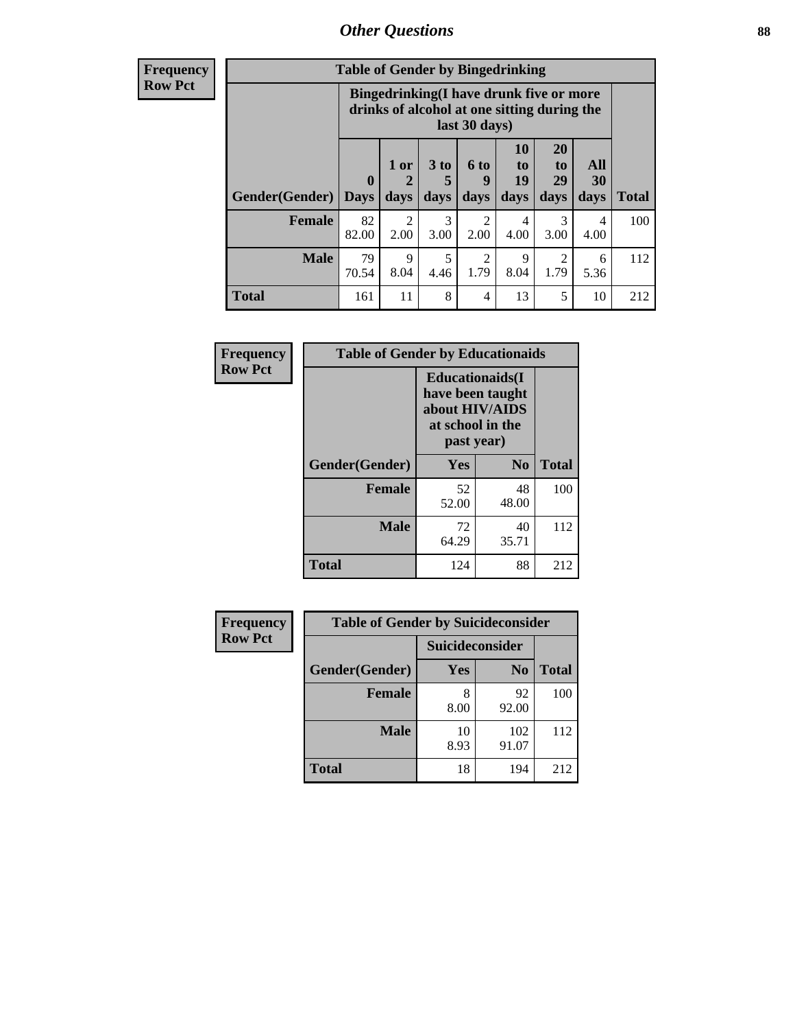## Other Questions

**Frequency**
**Row Pct**

| Table of Gender by Bingedrinking | | | | | | | | |
|---|---|---|---|---|---|---|---|---|
| | Bingedrinking(I have drunk five or more drinks of alcohol at one sitting during the last 30 days) | | | | | | | |
| Gender(Gender) | 0 Days | 1 or 2 days | 3 to 5 days | 6 to 9 days | 10 to 19 days | 20 to 29 days | All 30 days | Total |
| **Female** | 82<br>82.00 | 2<br>2.00 | 3<br>3.00 | 2<br>2.00 | 4<br>4.00 | 3<br>3.00 | 4<br>4.00 | 100 |
| **Male** | 79<br>70.54 | 9<br>8.04 | 5<br>4.46 | 2<br>1.79 | 9<br>8.04 | 2<br>1.79 | 6<br>5.36 | 112 |
| **Total** | 161 | 11 | 8 | 4 | 13 | 5 | 10 | 212 |

**Frequency**
**Row Pct**

| Table of Gender by Educationaids | | | |
|---|---|---|---|
| | Educationaids(I have been taught about HIV/AIDS at school in the past year) | | |
| Gender(Gender) | Yes | No | Total |
| **Female** | 52<br>52.00 | 48<br>48.00 | 100 |
| **Male** | 72<br>64.29 | 40<br>35.71 | 112 |
| **Total** | 124 | 88 | 212 |

**Frequency**
**Row Pct**

| Table of Gender by Suicideconsider | | | |
|---|---|---|---|
| | Suicideconsider | | |
| Gender(Gender) | Yes | No | Total |
| **Female** | 8<br>8.00 | 92<br>92.00 | 100 |
| **Male** | 10<br>8.93 | 102<br>91.07 | 112 |
| **Total** | 18 | 194 | 212 |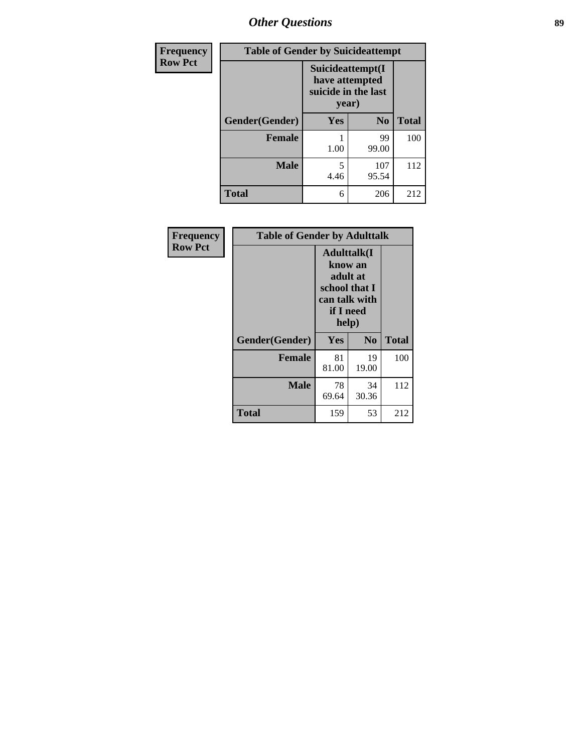| Frequency<br>Row Pct | Table of Gender by Suicideattempt | | |
|---|---|---|---|
| | Suicideattempt(I have attempted suicide in the last year) | | |
| Gender(Gender) | Yes | No | Total |
| Female | 1<br>1.00 | 99<br>99.00 | 100 |
| Male | 5<br>4.46 | 107<br>95.54 | 112 |
| Total | 6 | 206 | 212 |

| Frequency<br>Row Pct | Table of Gender by Adulttalk | | |
|---|---|---|---|
| | Adulttalk(I know an adult at school that I can talk with if I need help) | | |
| Gender(Gender) | Yes | No | Total |
| Female | 81<br>81.00 | 19<br>19.00 | 100 |
| Male | 78<br>69.64 | 34<br>30.36 | 112 |
| Total | 159 | 53 | 212 |